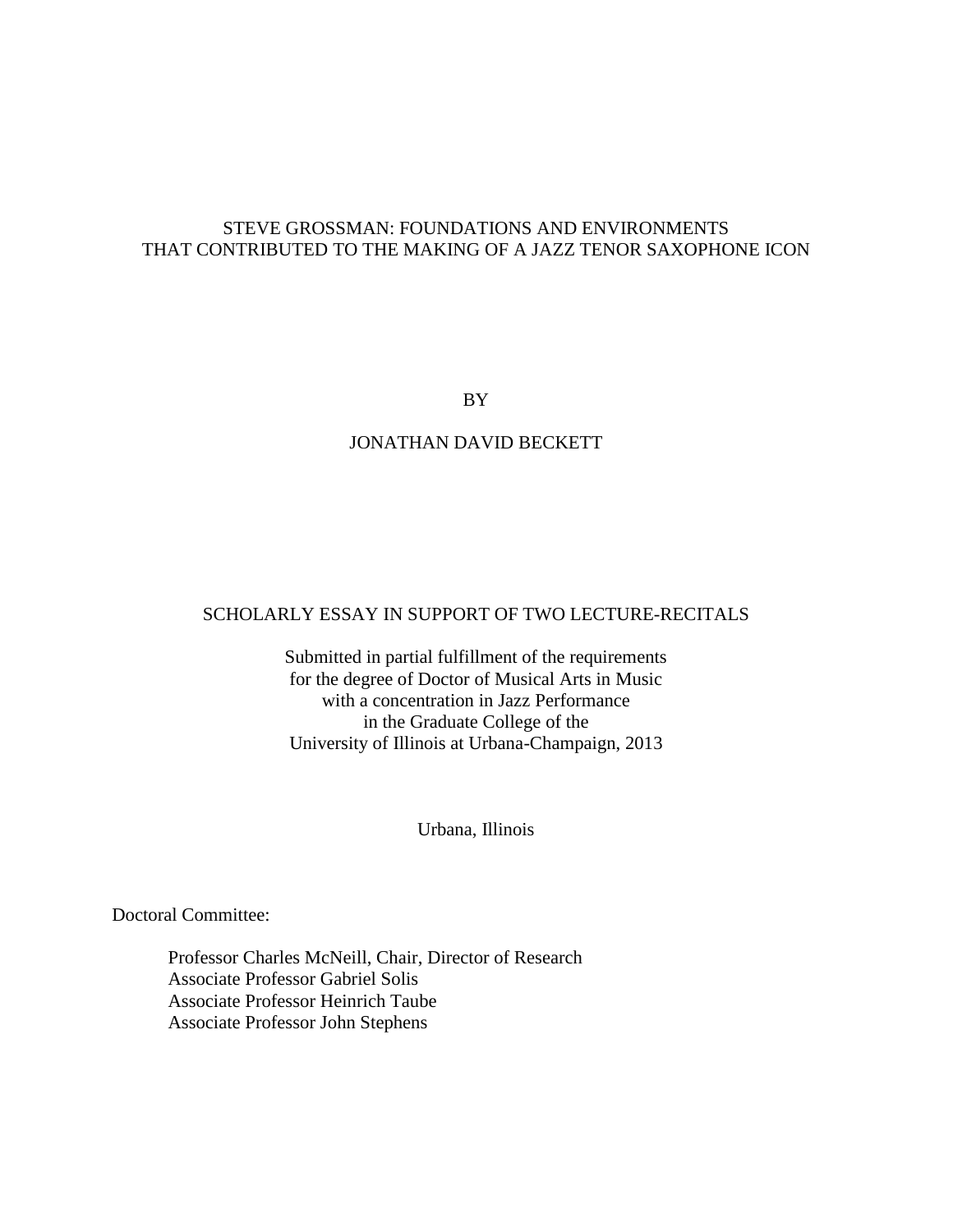# STEVE GROSSMAN: FOUNDATIONS AND ENVIRONMENTS THAT CONTRIBUTED TO THE MAKING OF A JAZZ TENOR SAXOPHONE ICON

BY

JONATHAN DAVID BECKETT

SCHOLARLY ESSAY IN SUPPORT OF TWO LECTURE-RECITALS

Submitted in partial fulfillment of the requirements
for the degree of Doctor of Musical Arts in Music
with a concentration in Jazz Performance
in the Graduate College of the
University of Illinois at Urbana-Champaign, 2013

Urbana, Illinois

Doctoral Committee:

Professor Charles McNeill, Chair, Director of Research
Associate Professor Gabriel Solis
Associate Professor Heinrich Taube
Associate Professor John Stephens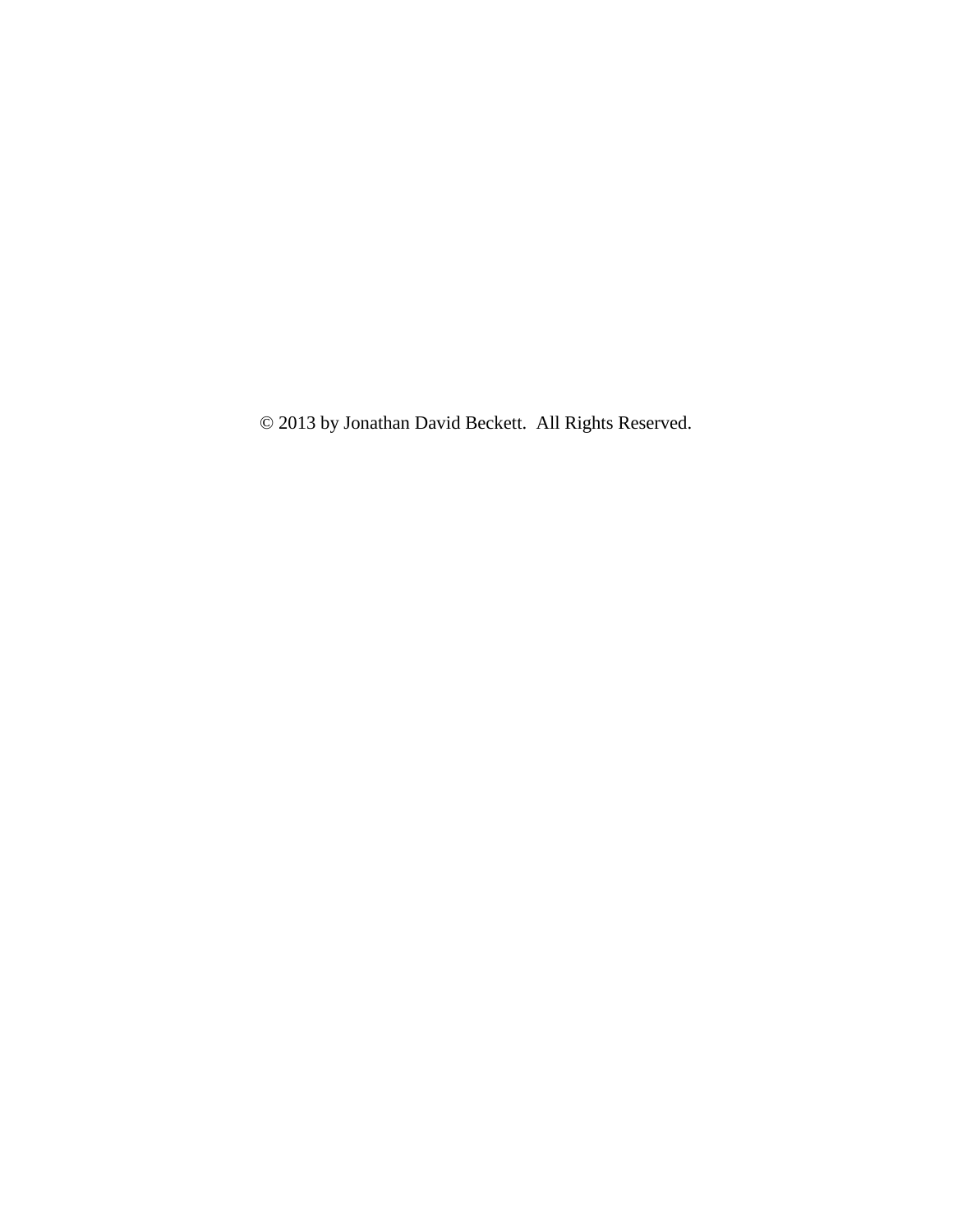© 2013 by Jonathan David Beckett.  All Rights Reserved.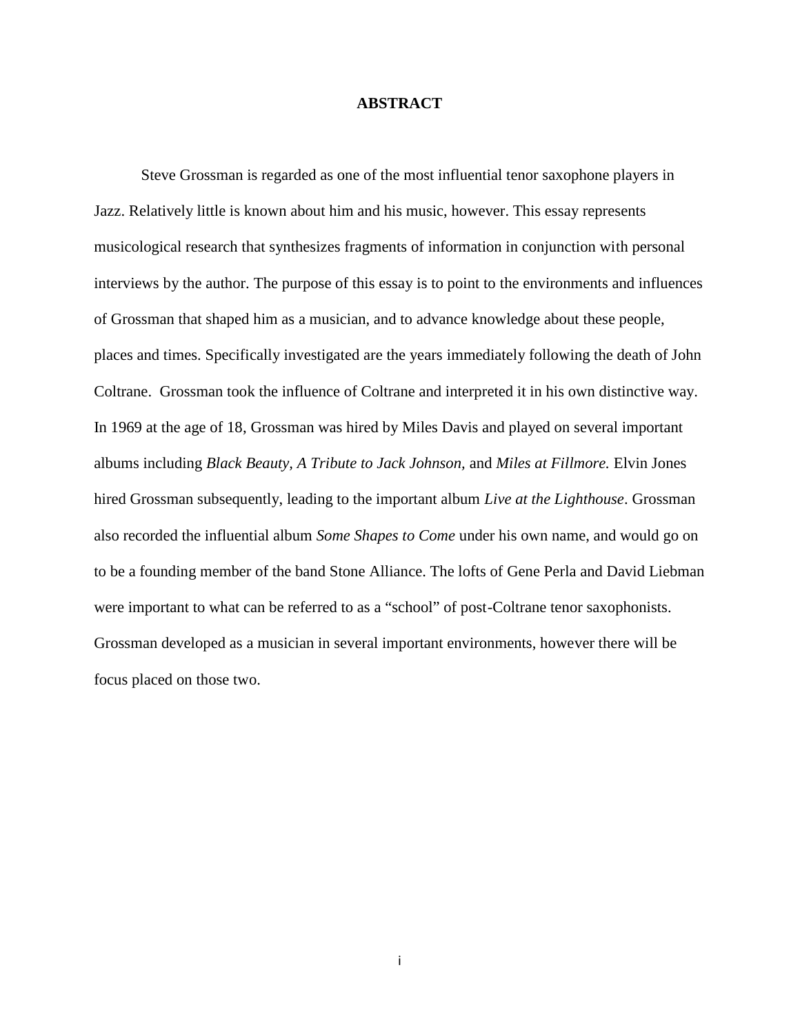# ABSTRACT

Steve Grossman is regarded as one of the most influential tenor saxophone players in Jazz. Relatively little is known about him and his music, however. This essay represents musicological research that synthesizes fragments of information in conjunction with personal interviews by the author. The purpose of this essay is to point to the environments and influences of Grossman that shaped him as a musician, and to advance knowledge about these people, places and times. Specifically investigated are the years immediately following the death of John Coltrane. Grossman took the influence of Coltrane and interpreted it in his own distinctive way. In 1969 at the age of 18, Grossman was hired by Miles Davis and played on several important albums including *Black Beauty, A Tribute to Jack Johnson,* and *Miles at Fillmore.* Elvin Jones hired Grossman subsequently, leading to the important album *Live at the Lighthouse*. Grossman also recorded the influential album *Some Shapes to Come* under his own name, and would go on to be a founding member of the band Stone Alliance. The lofts of Gene Perla and David Liebman were important to what can be referred to as a "school" of post-Coltrane tenor saxophonists. Grossman developed as a musician in several important environments, however there will be focus placed on those two.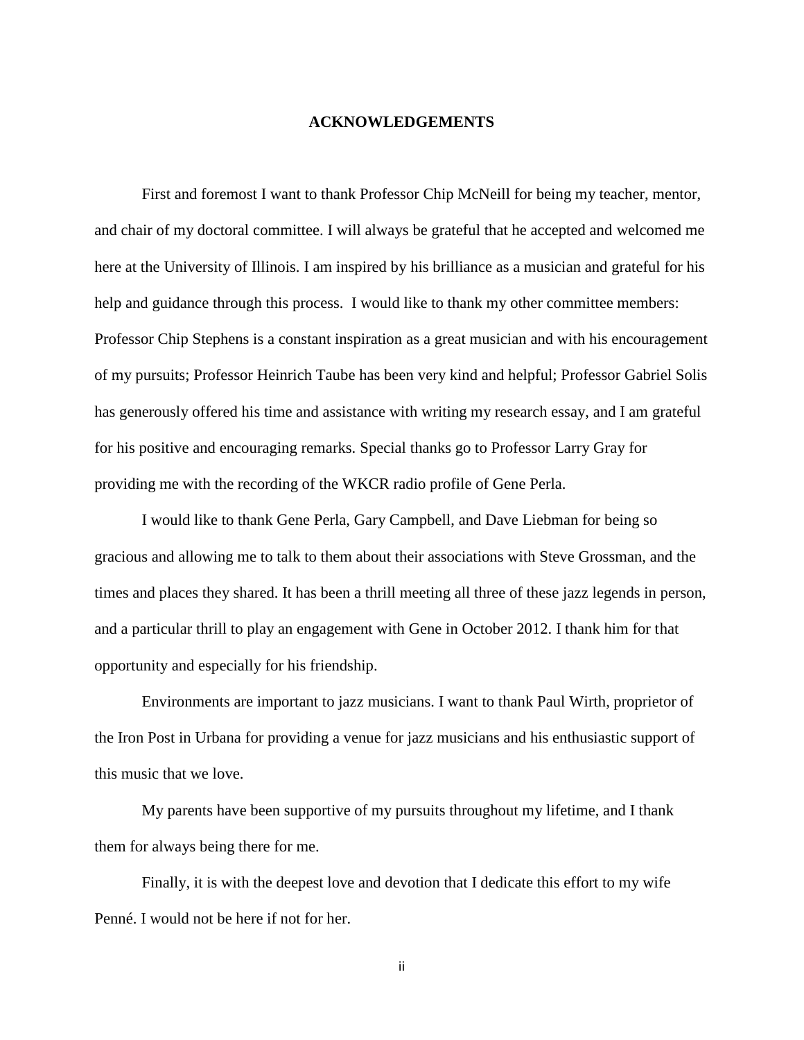## ACKNOWLEDGEMENTS

First and foremost I want to thank Professor Chip McNeill for being my teacher, mentor, and chair of my doctoral committee. I will always be grateful that he accepted and welcomed me here at the University of Illinois. I am inspired by his brilliance as a musician and grateful for his help and guidance through this process. I would like to thank my other committee members: Professor Chip Stephens is a constant inspiration as a great musician and with his encouragement of my pursuits; Professor Heinrich Taube has been very kind and helpful; Professor Gabriel Solis has generously offered his time and assistance with writing my research essay, and I am grateful for his positive and encouraging remarks. Special thanks go to Professor Larry Gray for providing me with the recording of the WKCR radio profile of Gene Perla.

I would like to thank Gene Perla, Gary Campbell, and Dave Liebman for being so gracious and allowing me to talk to them about their associations with Steve Grossman, and the times and places they shared. It has been a thrill meeting all three of these jazz legends in person, and a particular thrill to play an engagement with Gene in October 2012. I thank him for that opportunity and especially for his friendship.

Environments are important to jazz musicians. I want to thank Paul Wirth, proprietor of the Iron Post in Urbana for providing a venue for jazz musicians and his enthusiastic support of this music that we love.

My parents have been supportive of my pursuits throughout my lifetime, and I thank them for always being there for me.

Finally, it is with the deepest love and devotion that I dedicate this effort to my wife Penné. I would not be here if not for her.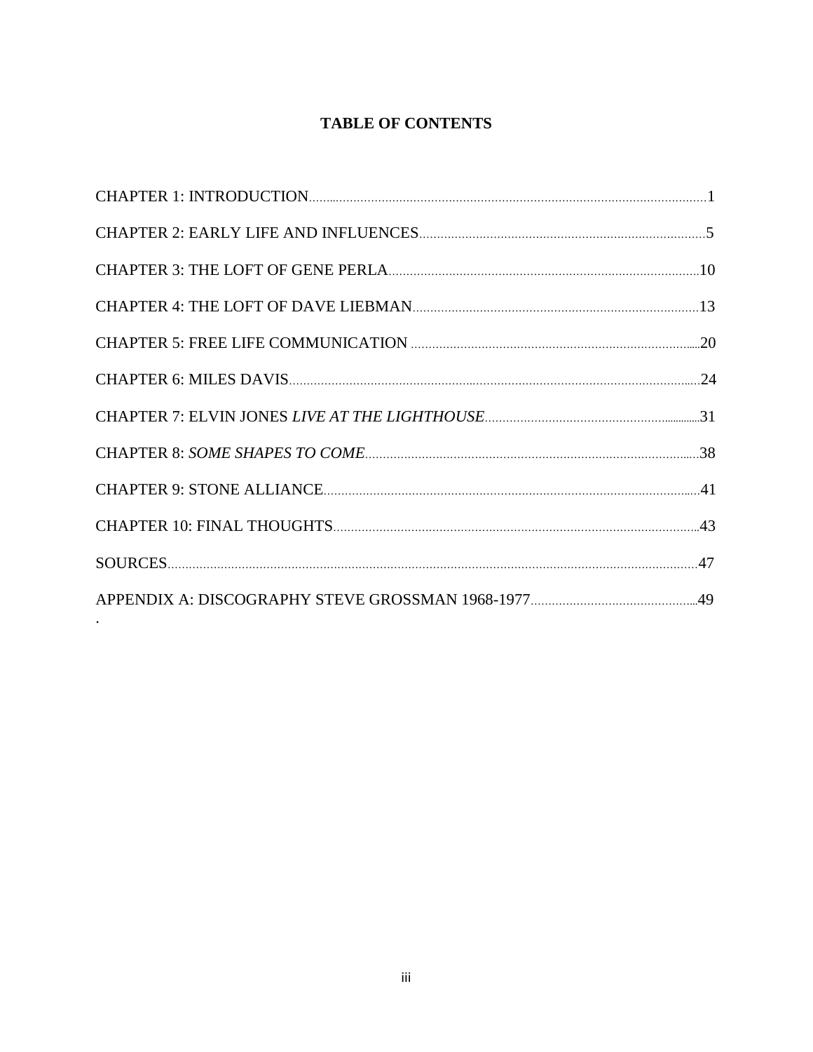# TABLE OF CONTENTS

CHAPTER 1: INTRODUCTION....................................................1

CHAPTER 2: EARLY LIFE AND INFLUENCES....................................................5

CHAPTER 3: THE LOFT OF GENE PERLA....................................................10

CHAPTER 4: THE LOFT OF DAVE LIEBMAN....................................................13

CHAPTER 5: FREE LIFE COMMUNICATION ....................................................20

CHAPTER 6: MILES DAVIS....................................................24

CHAPTER 7: ELVIN JONES *LIVE AT THE LIGHTHOUSE*....................................................31

CHAPTER 8: *SOME SHAPES TO COME*....................................................38

CHAPTER 9: STONE ALLIANCE....................................................41

CHAPTER 10: FINAL THOUGHTS....................................................43

SOURCES....................................................47

APPENDIX A: DISCOGRAPHY STEVE GROSSMAN 1968-1977....................................................49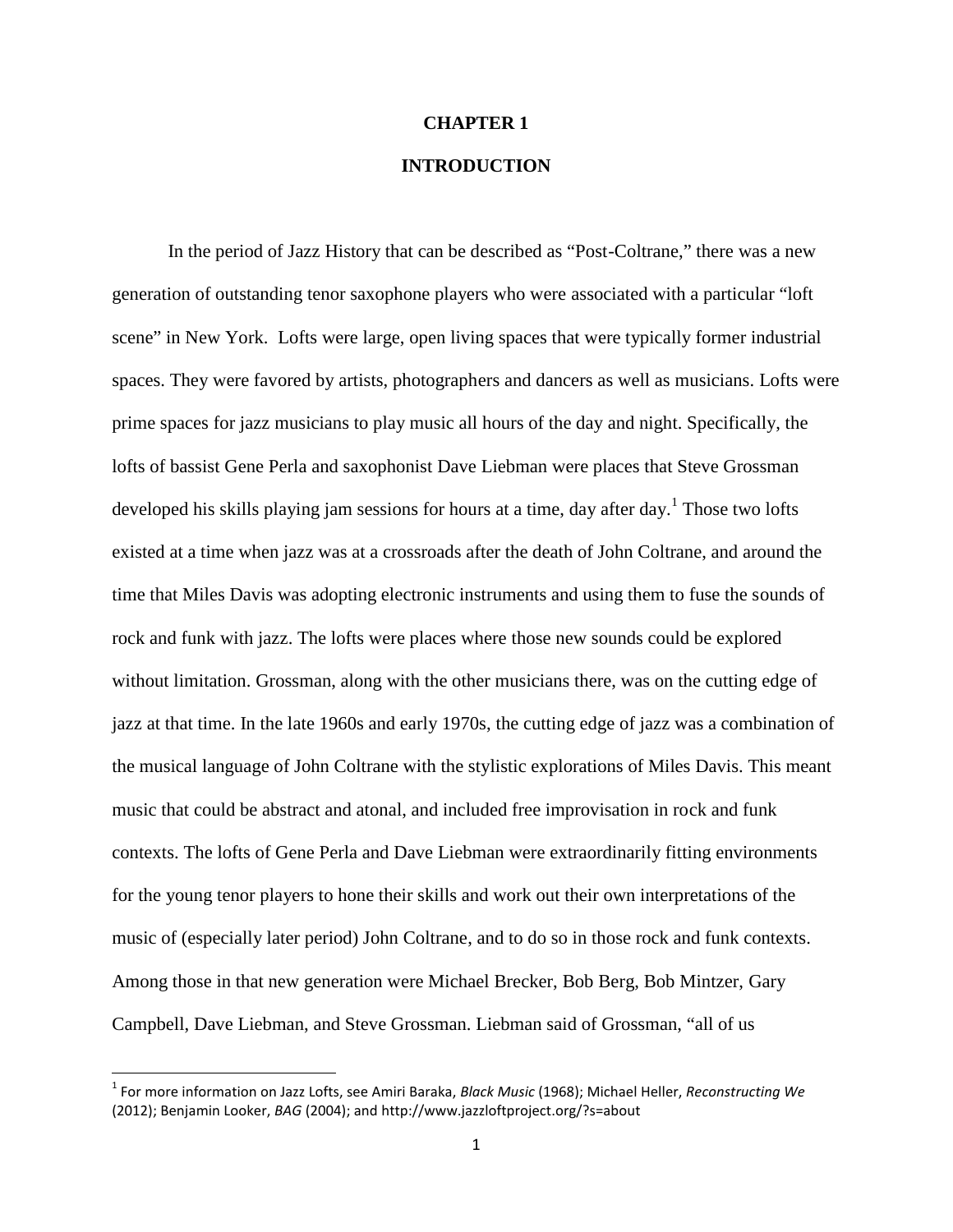# CHAPTER 1

# INTRODUCTION

In the period of Jazz History that can be described as "Post-Coltrane," there was a new generation of outstanding tenor saxophone players who were associated with a particular "loft scene" in New York. Lofts were large, open living spaces that were typically former industrial spaces. They were favored by artists, photographers and dancers as well as musicians. Lofts were prime spaces for jazz musicians to play music all hours of the day and night. Specifically, the lofts of bassist Gene Perla and saxophonist Dave Liebman were places that Steve Grossman developed his skills playing jam sessions for hours at a time, day after day.[1] Those two lofts existed at a time when jazz was at a crossroads after the death of John Coltrane, and around the time that Miles Davis was adopting electronic instruments and using them to fuse the sounds of rock and funk with jazz. The lofts were places where those new sounds could be explored without limitation. Grossman, along with the other musicians there, was on the cutting edge of jazz at that time. In the late 1960s and early 1970s, the cutting edge of jazz was a combination of the musical language of John Coltrane with the stylistic explorations of Miles Davis. This meant music that could be abstract and atonal, and included free improvisation in rock and funk contexts. The lofts of Gene Perla and Dave Liebman were extraordinarily fitting environments for the young tenor players to hone their skills and work out their own interpretations of the music of (especially later period) John Coltrane, and to do so in those rock and funk contexts. Among those in that new generation were Michael Brecker, Bob Berg, Bob Mintzer, Gary Campbell, Dave Liebman, and Steve Grossman. Liebman said of Grossman, "all of us

[1] For more information on Jazz Lofts, see Amiri Baraka, *Black Music* (1968); Michael Heller, *Reconstructing We* (2012); Benjamin Looker, *BAG* (2004); and http://www.jazzloftproject.org/?s=about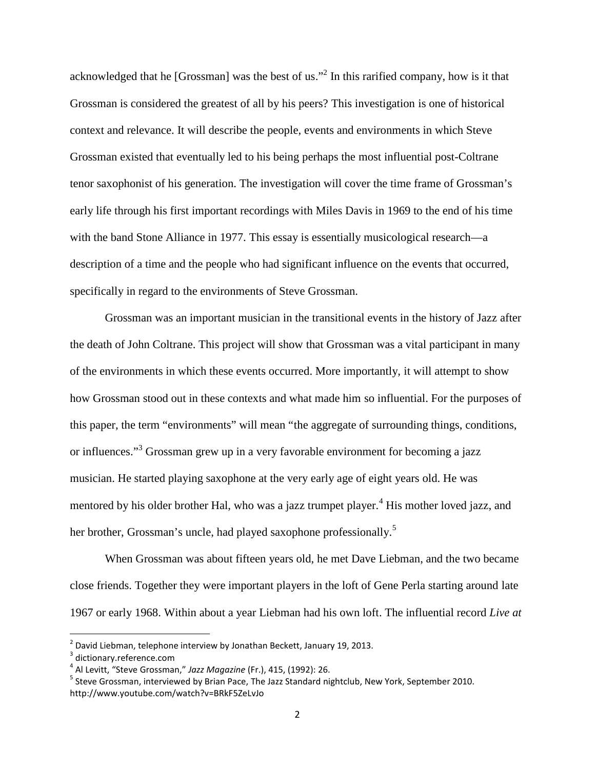acknowledged that he [Grossman] was the best of us."[2] In this rarified company, how is it that Grossman is considered the greatest of all by his peers? This investigation is one of historical context and relevance. It will describe the people, events and environments in which Steve Grossman existed that eventually led to his being perhaps the most influential post-Coltrane tenor saxophonist of his generation. The investigation will cover the time frame of Grossman's early life through his first important recordings with Miles Davis in 1969 to the end of his time with the band Stone Alliance in 1977. This essay is essentially musicological research—a description of a time and the people who had significant influence on the events that occurred, specifically in regard to the environments of Steve Grossman.

Grossman was an important musician in the transitional events in the history of Jazz after the death of John Coltrane. This project will show that Grossman was a vital participant in many of the environments in which these events occurred. More importantly, it will attempt to show how Grossman stood out in these contexts and what made him so influential. For the purposes of this paper, the term "environments" will mean "the aggregate of surrounding things, conditions, or influences."[3] Grossman grew up in a very favorable environment for becoming a jazz musician. He started playing saxophone at the very early age of eight years old. He was mentored by his older brother Hal, who was a jazz trumpet player.[4] His mother loved jazz, and her brother, Grossman's uncle, had played saxophone professionally.[5]

When Grossman was about fifteen years old, he met Dave Liebman, and the two became close friends. Together they were important players in the loft of Gene Perla starting around late 1967 or early 1968. Within about a year Liebman had his own loft. The influential record *Live at*

---

[2] David Liebman, telephone interview by Jonathan Beckett, January 19, 2013.

[3] dictionary.reference.com

[4] Al Levitt, "Steve Grossman," *Jazz Magazine* (Fr.), 415, (1992): 26.

[5] Steve Grossman, interviewed by Brian Pace, The Jazz Standard nightclub, New York, September 2010. http://www.youtube.com/watch?v=BRkF5ZeLvJo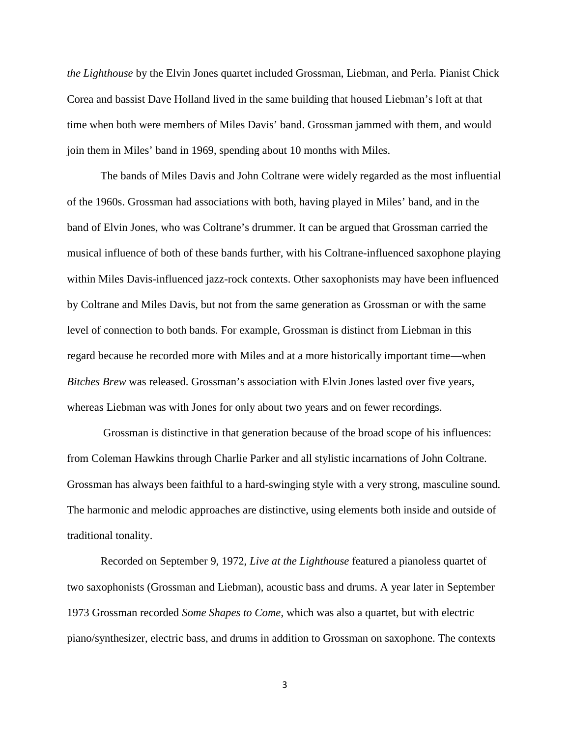*the Lighthouse* by the Elvin Jones quartet included Grossman, Liebman, and Perla. Pianist Chick Corea and bassist Dave Holland lived in the same building that housed Liebman's loft at that time when both were members of Miles Davis' band. Grossman jammed with them, and would join them in Miles' band in 1969, spending about 10 months with Miles.

The bands of Miles Davis and John Coltrane were widely regarded as the most influential of the 1960s. Grossman had associations with both, having played in Miles' band, and in the band of Elvin Jones, who was Coltrane's drummer. It can be argued that Grossman carried the musical influence of both of these bands further, with his Coltrane-influenced saxophone playing within Miles Davis-influenced jazz-rock contexts. Other saxophonists may have been influenced by Coltrane and Miles Davis, but not from the same generation as Grossman or with the same level of connection to both bands. For example, Grossman is distinct from Liebman in this regard because he recorded more with Miles and at a more historically important time—when *Bitches Brew* was released. Grossman's association with Elvin Jones lasted over five years, whereas Liebman was with Jones for only about two years and on fewer recordings.

Grossman is distinctive in that generation because of the broad scope of his influences: from Coleman Hawkins through Charlie Parker and all stylistic incarnations of John Coltrane. Grossman has always been faithful to a hard-swinging style with a very strong, masculine sound. The harmonic and melodic approaches are distinctive, using elements both inside and outside of traditional tonality.

Recorded on September 9, 1972, *Live at the Lighthouse* featured a pianoless quartet of two saxophonists (Grossman and Liebman), acoustic bass and drums. A year later in September 1973 Grossman recorded *Some Shapes to Come*, which was also a quartet, but with electric piano/synthesizer, electric bass, and drums in addition to Grossman on saxophone. The contexts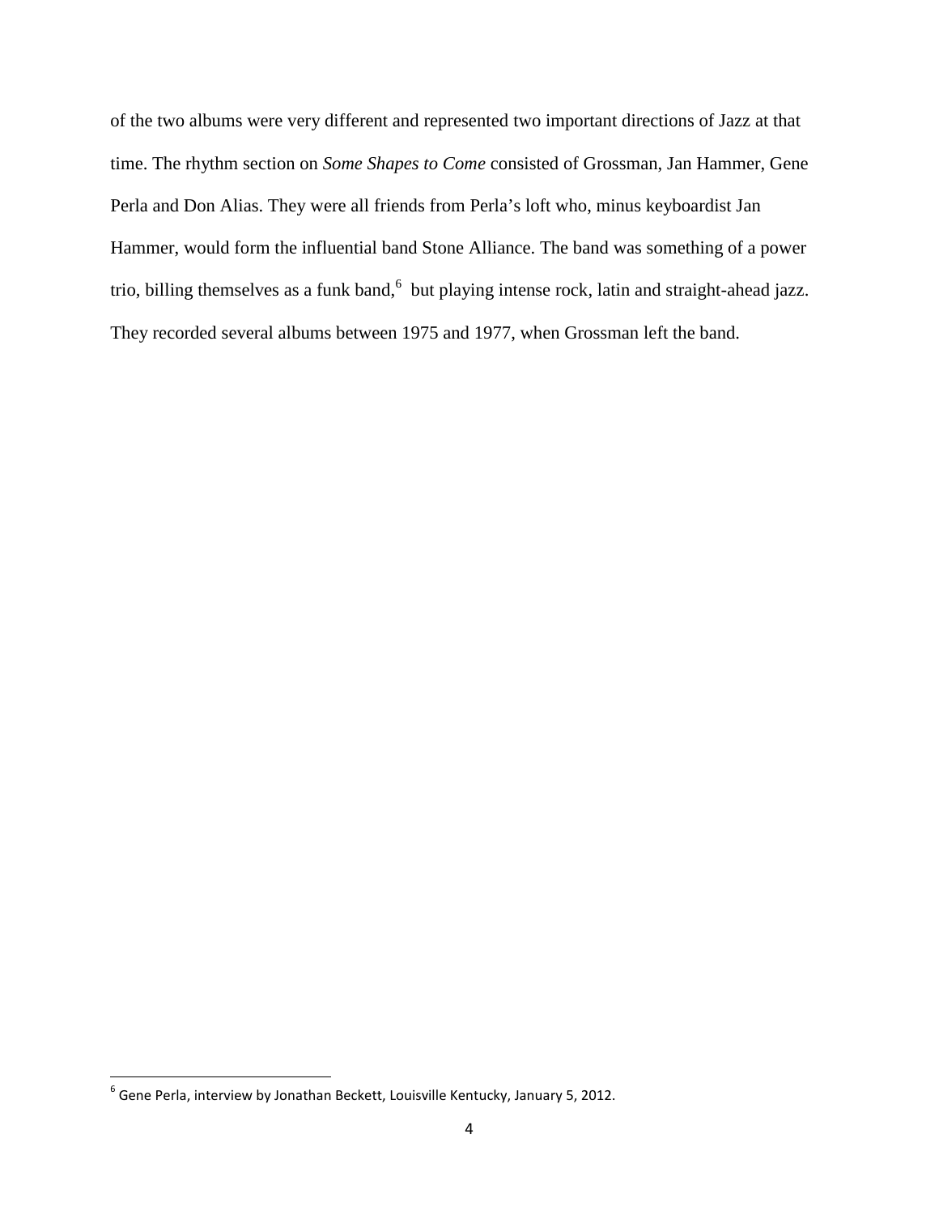of the two albums were very different and represented two important directions of Jazz at that time. The rhythm section on *Some Shapes to Come* consisted of Grossman, Jan Hammer, Gene Perla and Don Alias. They were all friends from Perla's loft who, minus keyboardist Jan Hammer, would form the influential band Stone Alliance. The band was something of a power trio, billing themselves as a funk band,[6] but playing intense rock, latin and straight-ahead jazz. They recorded several albums between 1975 and 1977, when Grossman left the band.

[6] Gene Perla, interview by Jonathan Beckett, Louisville Kentucky, January 5, 2012.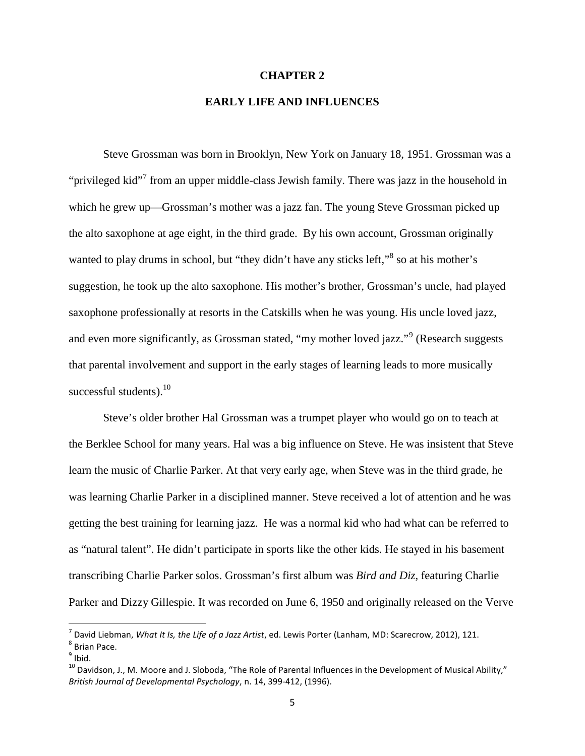# CHAPTER 2

## EARLY LIFE AND INFLUENCES

Steve Grossman was born in Brooklyn, New York on January 18, 1951. Grossman was a "privileged kid"[7] from an upper middle-class Jewish family. There was jazz in the household in which he grew up—Grossman's mother was a jazz fan. The young Steve Grossman picked up the alto saxophone at age eight, in the third grade. By his own account, Grossman originally wanted to play drums in school, but "they didn't have any sticks left,"[8] so at his mother's suggestion, he took up the alto saxophone. His mother's brother, Grossman's uncle, had played saxophone professionally at resorts in the Catskills when he was young. His uncle loved jazz, and even more significantly, as Grossman stated, "my mother loved jazz."[9] (Research suggests that parental involvement and support in the early stages of learning leads to more musically successful students).[10]

Steve's older brother Hal Grossman was a trumpet player who would go on to teach at the Berklee School for many years. Hal was a big influence on Steve. He was insistent that Steve learn the music of Charlie Parker. At that very early age, when Steve was in the third grade, he was learning Charlie Parker in a disciplined manner. Steve received a lot of attention and he was getting the best training for learning jazz. He was a normal kid who had what can be referred to as "natural talent". He didn't participate in sports like the other kids. He stayed in his basement transcribing Charlie Parker solos. Grossman's first album was *Bird and Diz*, featuring Charlie Parker and Dizzy Gillespie. It was recorded on June 6, 1950 and originally released on the Verve

---

[7] David Liebman, *What It Is, the Life of a Jazz Artist*, ed. Lewis Porter (Lanham, MD: Scarecrow, 2012), 121.

[8] Brian Pace.

[9] Ibid.

[10] Davidson, J., M. Moore and J. Sloboda, "The Role of Parental Influences in the Development of Musical Ability," *British Journal of Developmental Psychology*, n. 14, 399-412, (1996).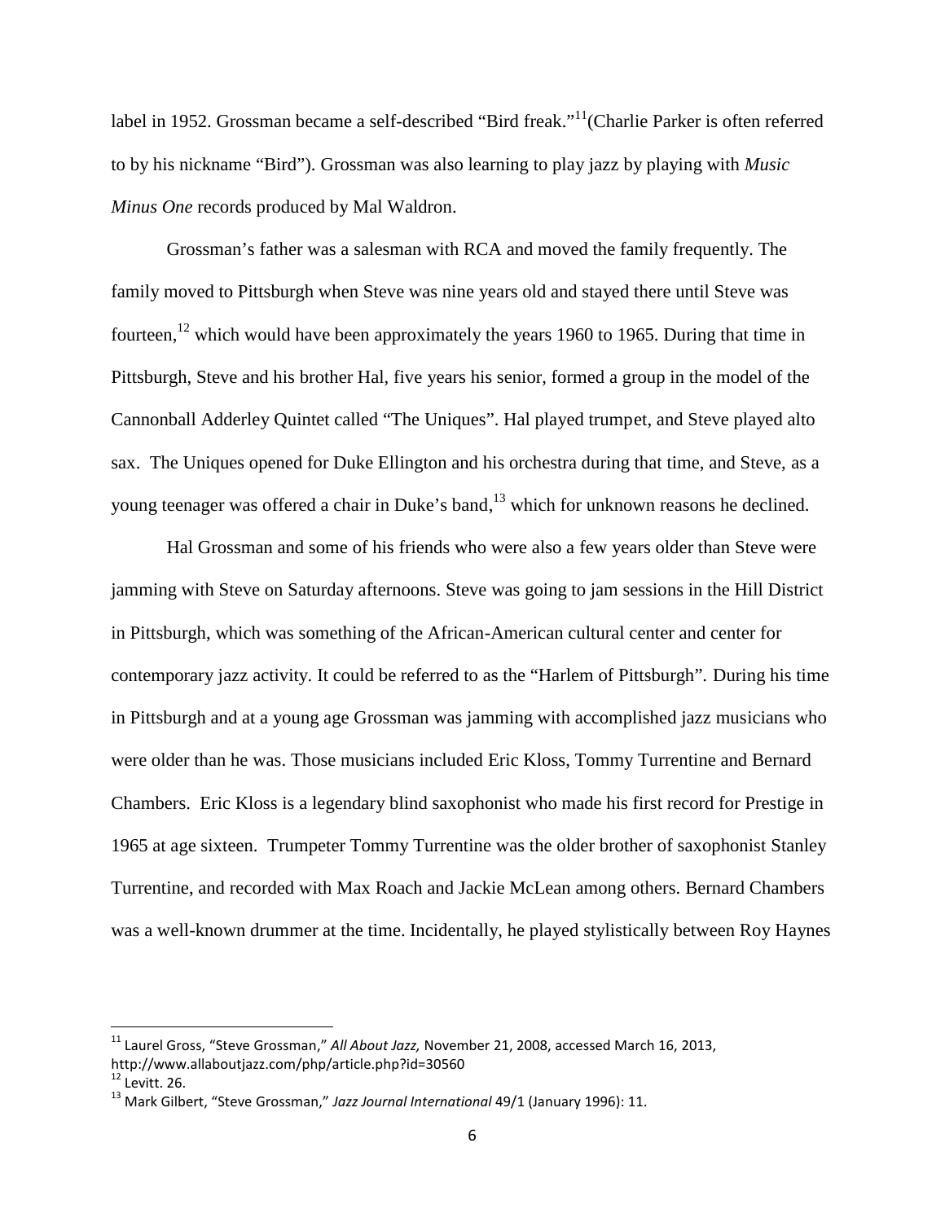label in 1952. Grossman became a self-described "Bird freak."[11](Charlie Parker is often referred to by his nickname "Bird"). Grossman was also learning to play jazz by playing with *Music Minus One* records produced by Mal Waldron.

Grossman's father was a salesman with RCA and moved the family frequently. The family moved to Pittsburgh when Steve was nine years old and stayed there until Steve was fourteen,[12] which would have been approximately the years 1960 to 1965. During that time in Pittsburgh, Steve and his brother Hal, five years his senior, formed a group in the model of the Cannonball Adderley Quintet called "The Uniques". Hal played trumpet, and Steve played alto sax. The Uniques opened for Duke Ellington and his orchestra during that time, and Steve, as a young teenager was offered a chair in Duke's band,[13] which for unknown reasons he declined.

Hal Grossman and some of his friends who were also a few years older than Steve were jamming with Steve on Saturday afternoons. Steve was going to jam sessions in the Hill District in Pittsburgh, which was something of the African-American cultural center and center for contemporary jazz activity. It could be referred to as the "Harlem of Pittsburgh". During his time in Pittsburgh and at a young age Grossman was jamming with accomplished jazz musicians who were older than he was. Those musicians included Eric Kloss, Tommy Turrentine and Bernard Chambers. Eric Kloss is a legendary blind saxophonist who made his first record for Prestige in 1965 at age sixteen. Trumpeter Tommy Turrentine was the older brother of saxophonist Stanley Turrentine, and recorded with Max Roach and Jackie McLean among others. Bernard Chambers was a well-known drummer at the time. Incidentally, he played stylistically between Roy Haynes

---

[11] Laurel Gross, "Steve Grossman," *All About Jazz,* November 21, 2008, accessed March 16, 2013, http://www.allaboutjazz.com/php/article.php?id=30560

[12] Levitt. 26.

[13] Mark Gilbert, "Steve Grossman," *Jazz Journal International* 49/1 (January 1996): 11.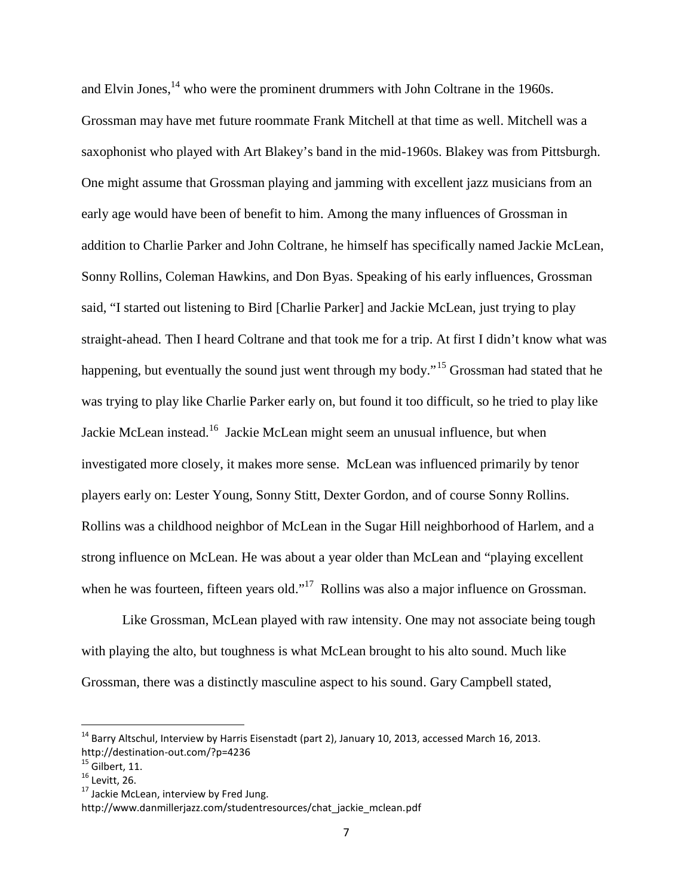and Elvin Jones,[14] who were the prominent drummers with John Coltrane in the 1960s. Grossman may have met future roommate Frank Mitchell at that time as well. Mitchell was a saxophonist who played with Art Blakey's band in the mid-1960s. Blakey was from Pittsburgh. One might assume that Grossman playing and jamming with excellent jazz musicians from an early age would have been of benefit to him. Among the many influences of Grossman in addition to Charlie Parker and John Coltrane, he himself has specifically named Jackie McLean, Sonny Rollins, Coleman Hawkins, and Don Byas. Speaking of his early influences, Grossman said, "I started out listening to Bird [Charlie Parker] and Jackie McLean, just trying to play straight-ahead. Then I heard Coltrane and that took me for a trip. At first I didn't know what was happening, but eventually the sound just went through my body."[15] Grossman had stated that he was trying to play like Charlie Parker early on, but found it too difficult, so he tried to play like Jackie McLean instead.[16] Jackie McLean might seem an unusual influence, but when investigated more closely, it makes more sense. McLean was influenced primarily by tenor players early on: Lester Young, Sonny Stitt, Dexter Gordon, and of course Sonny Rollins. Rollins was a childhood neighbor of McLean in the Sugar Hill neighborhood of Harlem, and a strong influence on McLean. He was about a year older than McLean and "playing excellent when he was fourteen, fifteen years old."[17] Rollins was also a major influence on Grossman.

Like Grossman, McLean played with raw intensity. One may not associate being tough with playing the alto, but toughness is what McLean brought to his alto sound. Much like Grossman, there was a distinctly masculine aspect to his sound. Gary Campbell stated,

---

[14] Barry Altschul, Interview by Harris Eisenstadt (part 2), January 10, 2013, accessed March 16, 2013. http://destination-out.com/?p=4236

[15] Gilbert, 11.

[16] Levitt, 26.

[17] Jackie McLean, interview by Fred Jung. http://www.danmillerjazz.com/studentresources/chat_jackie_mclean.pdf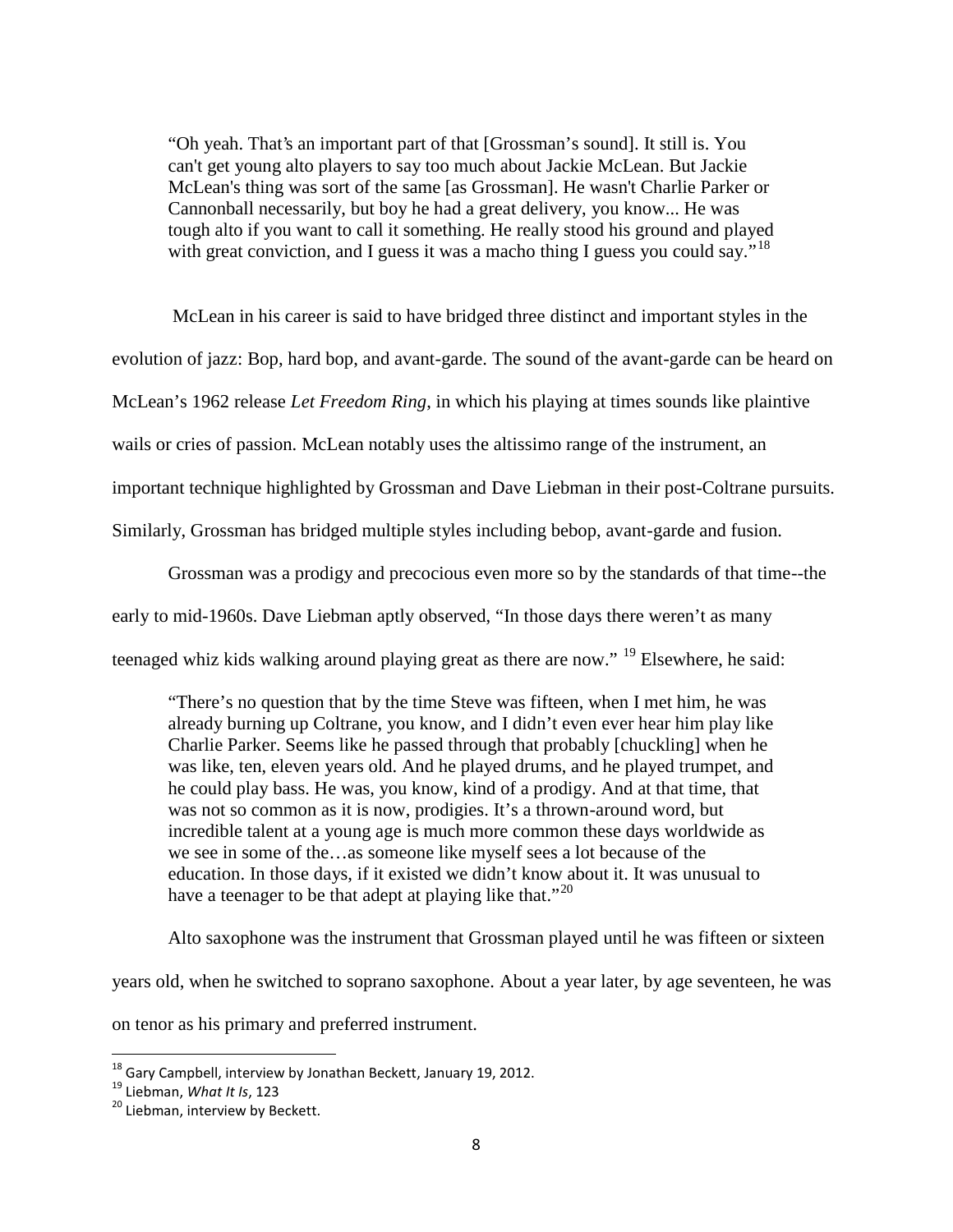> "Oh yeah. That's an important part of that [Grossman's sound]. It still is. You can't get young alto players to say too much about Jackie McLean. But Jackie McLean's thing was sort of the same [as Grossman]. He wasn't Charlie Parker or Cannonball necessarily, but boy he had a great delivery, you know... He was tough alto if you want to call it something. He really stood his ground and played with great conviction, and I guess it was a macho thing I guess you could say."[18]

McLean in his career is said to have bridged three distinct and important styles in the evolution of jazz: Bop, hard bop, and avant-garde. The sound of the avant-garde can be heard on McLean's 1962 release *Let Freedom Ring*, in which his playing at times sounds like plaintive wails or cries of passion. McLean notably uses the altissimo range of the instrument, an important technique highlighted by Grossman and Dave Liebman in their post-Coltrane pursuits. Similarly, Grossman has bridged multiple styles including bebop, avant-garde and fusion.

Grossman was a prodigy and precocious even more so by the standards of that time--the early to mid-1960s. Dave Liebman aptly observed, "In those days there weren't as many teenaged whiz kids walking around playing great as there are now." [19] Elsewhere, he said:

> "There's no question that by the time Steve was fifteen, when I met him, he was already burning up Coltrane, you know, and I didn't even ever hear him play like Charlie Parker. Seems like he passed through that probably [chuckling] when he was like, ten, eleven years old. And he played drums, and he played trumpet, and he could play bass. He was, you know, kind of a prodigy. And at that time, that was not so common as it is now, prodigies. It's a thrown-around word, but incredible talent at a young age is much more common these days worldwide as we see in some of the…as someone like myself sees a lot because of the education. In those days, if it existed we didn't know about it. It was unusual to have a teenager to be that adept at playing like that."[20]

Alto saxophone was the instrument that Grossman played until he was fifteen or sixteen years old, when he switched to soprano saxophone. About a year later, by age seventeen, he was on tenor as his primary and preferred instrument.

---

[18] Gary Campbell, interview by Jonathan Beckett, January 19, 2012.

[19] Liebman, *What It Is*, 123

[20] Liebman, interview by Beckett.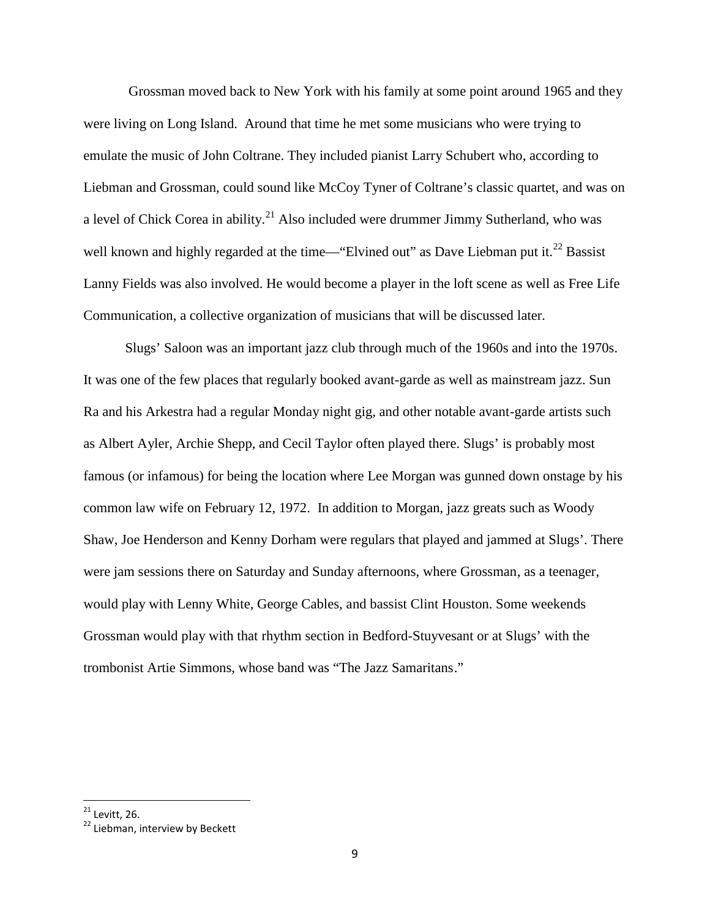Grossman moved back to New York with his family at some point around 1965 and they were living on Long Island. Around that time he met some musicians who were trying to emulate the music of John Coltrane. They included pianist Larry Schubert who, according to Liebman and Grossman, could sound like McCoy Tyner of Coltrane's classic quartet, and was on a level of Chick Corea in ability.[21] Also included were drummer Jimmy Sutherland, who was well known and highly regarded at the time—"Elvined out" as Dave Liebman put it.[22] Bassist Lanny Fields was also involved. He would become a player in the loft scene as well as Free Life Communication, a collective organization of musicians that will be discussed later.

Slugs' Saloon was an important jazz club through much of the 1960s and into the 1970s. It was one of the few places that regularly booked avant-garde as well as mainstream jazz. Sun Ra and his Arkestra had a regular Monday night gig, and other notable avant-garde artists such as Albert Ayler, Archie Shepp, and Cecil Taylor often played there. Slugs' is probably most famous (or infamous) for being the location where Lee Morgan was gunned down onstage by his common law wife on February 12, 1972. In addition to Morgan, jazz greats such as Woody Shaw, Joe Henderson and Kenny Dorham were regulars that played and jammed at Slugs'. There were jam sessions there on Saturday and Sunday afternoons, where Grossman, as a teenager, would play with Lenny White, George Cables, and bassist Clint Houston. Some weekends Grossman would play with that rhythm section in Bedford-Stuyvesant or at Slugs' with the trombonist Artie Simmons, whose band was "The Jazz Samaritans."

---

[21] Levitt, 26.

[22] Liebman, interview by Beckett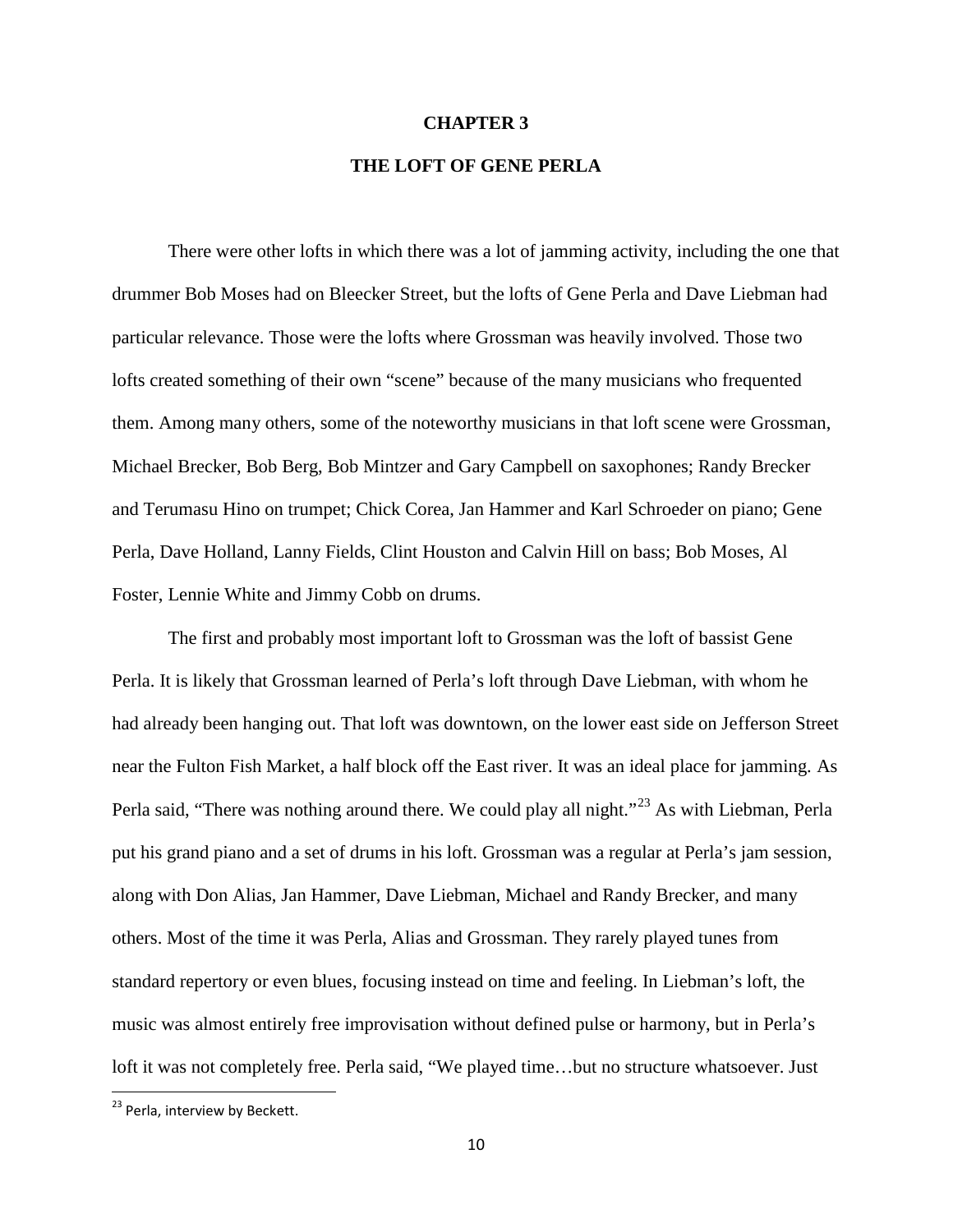# CHAPTER 3

## THE LOFT OF GENE PERLA

There were other lofts in which there was a lot of jamming activity, including the one that drummer Bob Moses had on Bleecker Street, but the lofts of Gene Perla and Dave Liebman had particular relevance. Those were the lofts where Grossman was heavily involved. Those two lofts created something of their own "scene" because of the many musicians who frequented them. Among many others, some of the noteworthy musicians in that loft scene were Grossman, Michael Brecker, Bob Berg, Bob Mintzer and Gary Campbell on saxophones; Randy Brecker and Terumasu Hino on trumpet; Chick Corea, Jan Hammer and Karl Schroeder on piano; Gene Perla, Dave Holland, Lanny Fields, Clint Houston and Calvin Hill on bass; Bob Moses, Al Foster, Lennie White and Jimmy Cobb on drums.

The first and probably most important loft to Grossman was the loft of bassist Gene Perla. It is likely that Grossman learned of Perla's loft through Dave Liebman, with whom he had already been hanging out. That loft was downtown, on the lower east side on Jefferson Street near the Fulton Fish Market, a half block off the East river. It was an ideal place for jamming. As Perla said, "There was nothing around there. We could play all night."[23] As with Liebman, Perla put his grand piano and a set of drums in his loft. Grossman was a regular at Perla's jam session, along with Don Alias, Jan Hammer, Dave Liebman, Michael and Randy Brecker, and many others. Most of the time it was Perla, Alias and Grossman. They rarely played tunes from standard repertory or even blues, focusing instead on time and feeling. In Liebman's loft, the music was almost entirely free improvisation without defined pulse or harmony, but in Perla's loft it was not completely free. Perla said, "We played time…but no structure whatsoever. Just

[23] Perla, interview by Beckett.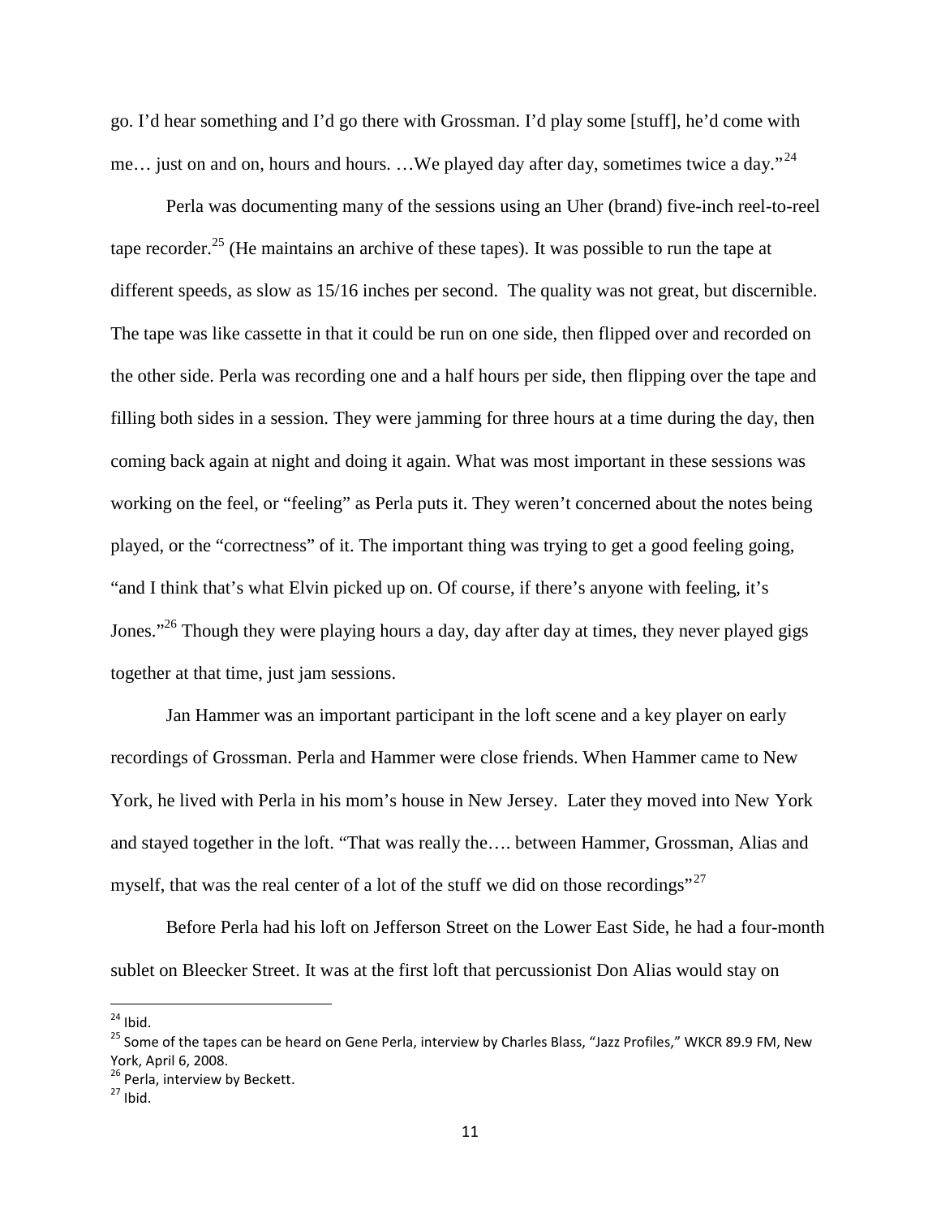go. I'd hear something and I'd go there with Grossman. I'd play some [stuff], he'd come with me… just on and on, hours and hours. …We played day after day, sometimes twice a day."[24]

Perla was documenting many of the sessions using an Uher (brand) five-inch reel-to-reel tape recorder.[25] (He maintains an archive of these tapes). It was possible to run the tape at different speeds, as slow as 15/16 inches per second. The quality was not great, but discernible. The tape was like cassette in that it could be run on one side, then flipped over and recorded on the other side. Perla was recording one and a half hours per side, then flipping over the tape and filling both sides in a session. They were jamming for three hours at a time during the day, then coming back again at night and doing it again. What was most important in these sessions was working on the feel, or "feeling" as Perla puts it. They weren't concerned about the notes being played, or the "correctness" of it. The important thing was trying to get a good feeling going, "and I think that's what Elvin picked up on. Of course, if there's anyone with feeling, it's Jones."[26] Though they were playing hours a day, day after day at times, they never played gigs together at that time, just jam sessions.

Jan Hammer was an important participant in the loft scene and a key player on early recordings of Grossman. Perla and Hammer were close friends. When Hammer came to New York, he lived with Perla in his mom's house in New Jersey. Later they moved into New York and stayed together in the loft. "That was really the…. between Hammer, Grossman, Alias and myself, that was the real center of a lot of the stuff we did on those recordings"[27]

Before Perla had his loft on Jefferson Street on the Lower East Side, he had a four-month sublet on Bleecker Street. It was at the first loft that percussionist Don Alias would stay on

---

[24] Ibid.

[25] Some of the tapes can be heard on Gene Perla, interview by Charles Blass, "Jazz Profiles," WKCR 89.9 FM, New York, April 6, 2008.

[26] Perla, interview by Beckett.

[27] Ibid.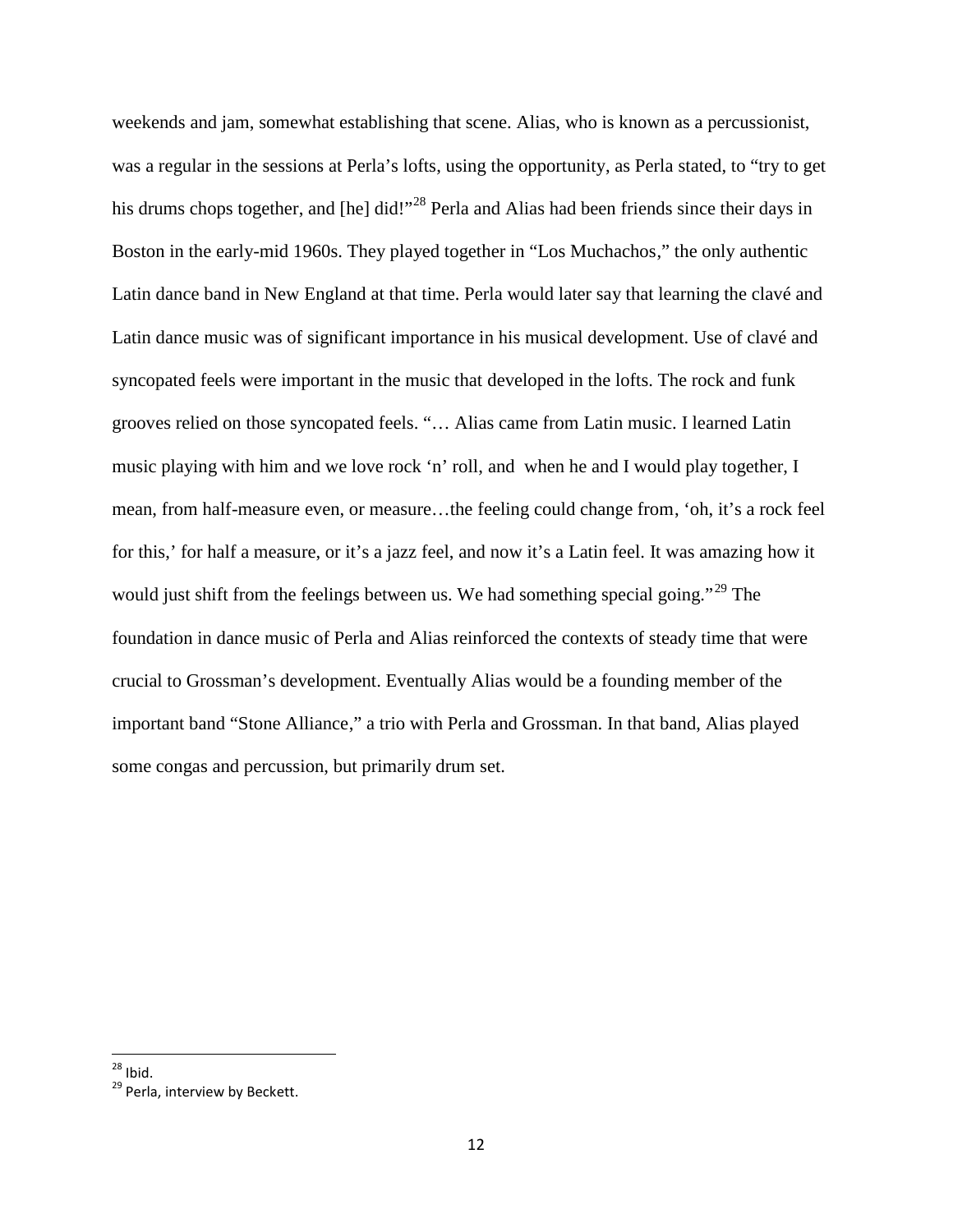weekends and jam, somewhat establishing that scene. Alias, who is known as a percussionist, was a regular in the sessions at Perla's lofts, using the opportunity, as Perla stated, to "try to get his drums chops together, and [he] did!"[28] Perla and Alias had been friends since their days in Boston in the early-mid 1960s. They played together in "Los Muchachos," the only authentic Latin dance band in New England at that time. Perla would later say that learning the clavé and Latin dance music was of significant importance in his musical development. Use of clavé and syncopated feels were important in the music that developed in the lofts. The rock and funk grooves relied on those syncopated feels. "… Alias came from Latin music. I learned Latin music playing with him and we love rock 'n' roll, and  when he and I would play together, I mean, from half-measure even, or measure…the feeling could change from, 'oh, it's a rock feel for this,' for half a measure, or it's a jazz feel, and now it's a Latin feel. It was amazing how it would just shift from the feelings between us. We had something special going."[29] The foundation in dance music of Perla and Alias reinforced the contexts of steady time that were crucial to Grossman's development. Eventually Alias would be a founding member of the important band "Stone Alliance," a trio with Perla and Grossman. In that band, Alias played some congas and percussion, but primarily drum set.

[28] Ibid.

[29] Perla, interview by Beckett.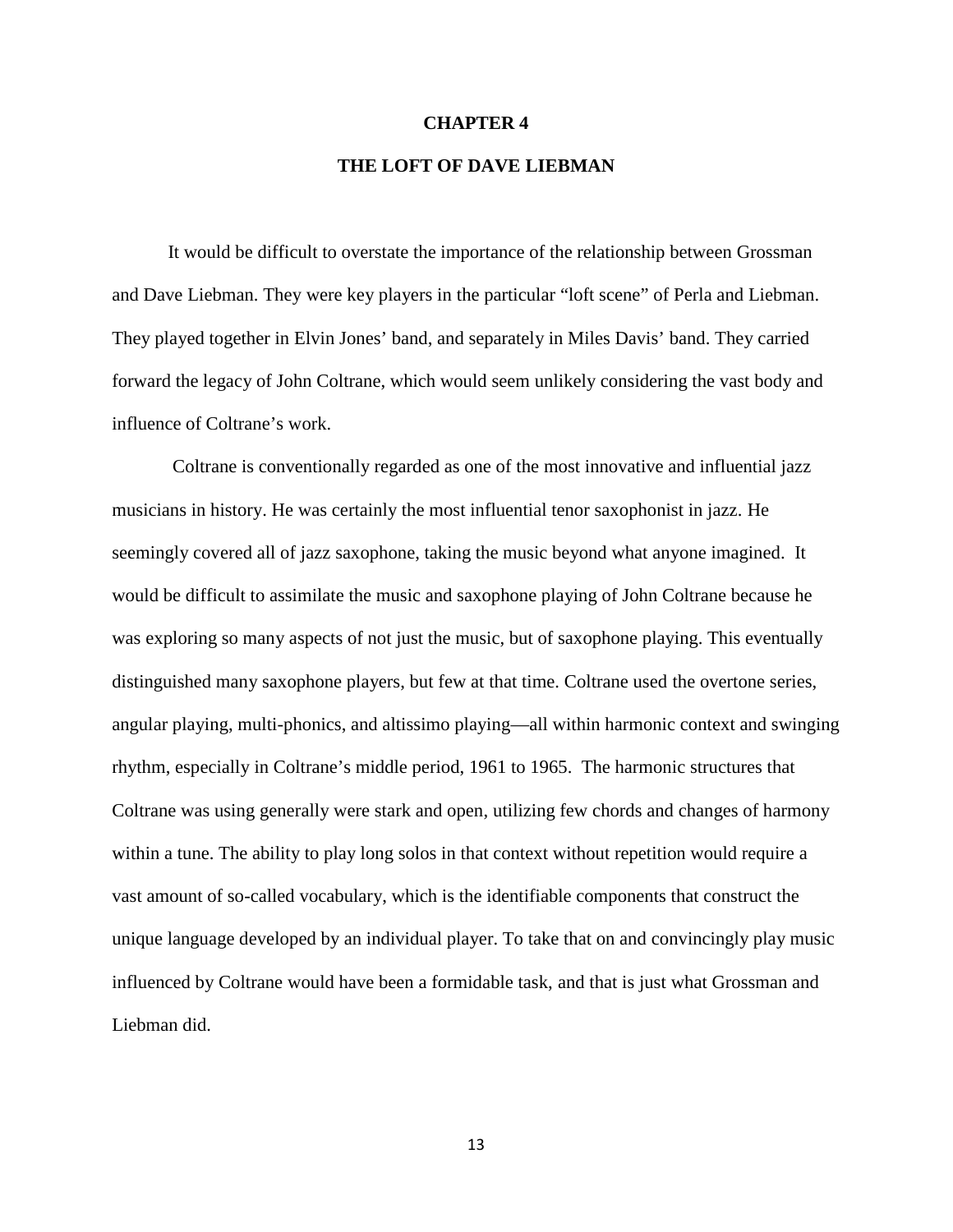# CHAPTER 4

## THE LOFT OF DAVE LIEBMAN

It would be difficult to overstate the importance of the relationship between Grossman and Dave Liebman. They were key players in the particular "loft scene" of Perla and Liebman. They played together in Elvin Jones' band, and separately in Miles Davis' band. They carried forward the legacy of John Coltrane, which would seem unlikely considering the vast body and influence of Coltrane's work.

Coltrane is conventionally regarded as one of the most innovative and influential jazz musicians in history. He was certainly the most influential tenor saxophonist in jazz. He seemingly covered all of jazz saxophone, taking the music beyond what anyone imagined. It would be difficult to assimilate the music and saxophone playing of John Coltrane because he was exploring so many aspects of not just the music, but of saxophone playing. This eventually distinguished many saxophone players, but few at that time. Coltrane used the overtone series, angular playing, multi-phonics, and altissimo playing—all within harmonic context and swinging rhythm, especially in Coltrane's middle period, 1961 to 1965. The harmonic structures that Coltrane was using generally were stark and open, utilizing few chords and changes of harmony within a tune. The ability to play long solos in that context without repetition would require a vast amount of so-called vocabulary, which is the identifiable components that construct the unique language developed by an individual player. To take that on and convincingly play music influenced by Coltrane would have been a formidable task, and that is just what Grossman and Liebman did.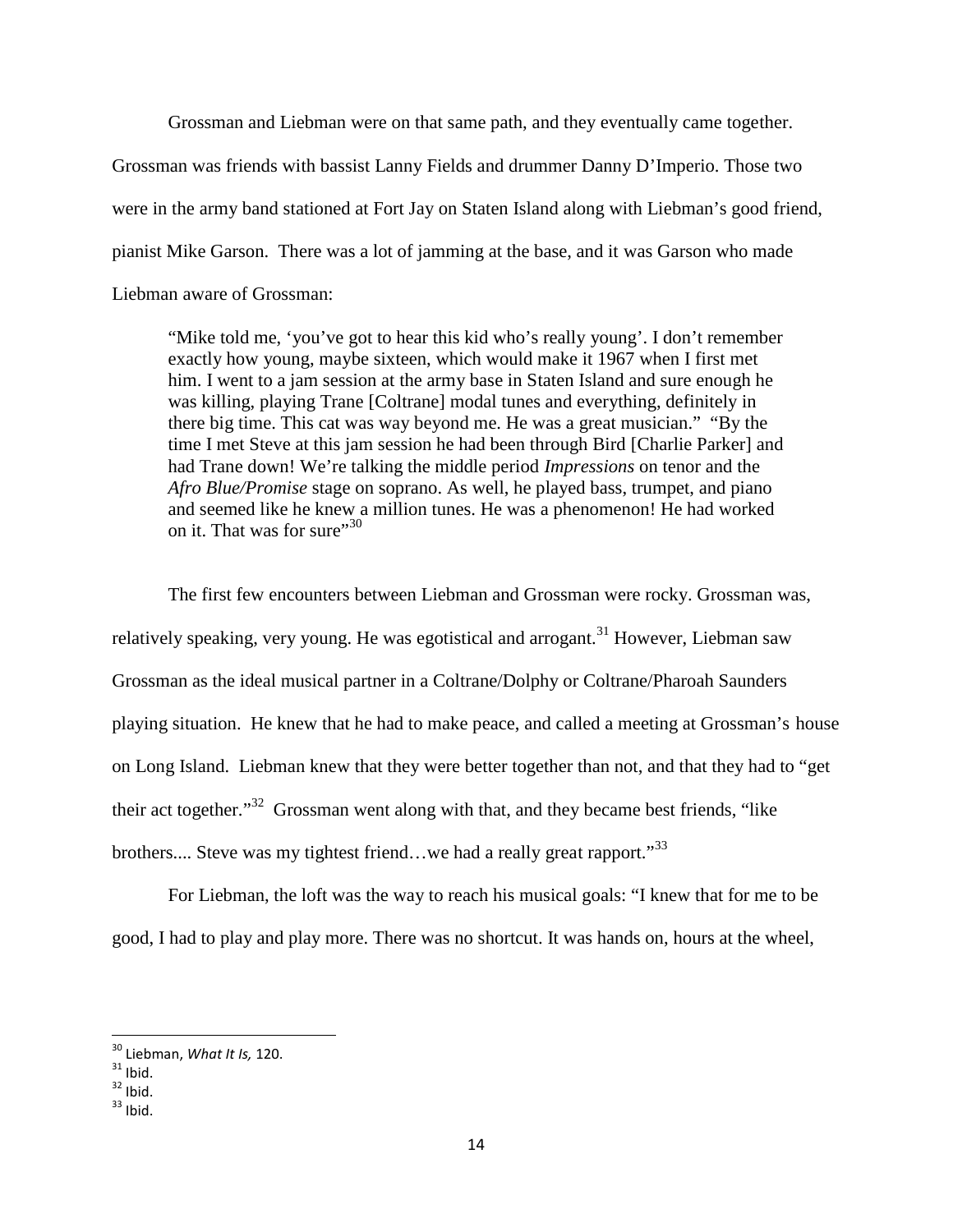Grossman and Liebman were on that same path, and they eventually came together. Grossman was friends with bassist Lanny Fields and drummer Danny D'Imperio. Those two were in the army band stationed at Fort Jay on Staten Island along with Liebman's good friend, pianist Mike Garson. There was a lot of jamming at the base, and it was Garson who made Liebman aware of Grossman:

> "Mike told me, 'you've got to hear this kid who's really young'. I don't remember exactly how young, maybe sixteen, which would make it 1967 when I first met him. I went to a jam session at the army base in Staten Island and sure enough he was killing, playing Trane [Coltrane] modal tunes and everything, definitely in there big time. This cat was way beyond me. He was a great musician." "By the time I met Steve at this jam session he had been through Bird [Charlie Parker] and had Trane down! We're talking the middle period *Impressions* on tenor and the *Afro Blue/Promise* stage on soprano. As well, he played bass, trumpet, and piano and seemed like he knew a million tunes. He was a phenomenon! He had worked on it. That was for sure"[30]

The first few encounters between Liebman and Grossman were rocky. Grossman was, relatively speaking, very young. He was egotistical and arrogant.[31] However, Liebman saw Grossman as the ideal musical partner in a Coltrane/Dolphy or Coltrane/Pharoah Saunders playing situation. He knew that he had to make peace, and called a meeting at Grossman's house on Long Island. Liebman knew that they were better together than not, and that they had to "get their act together."[32] Grossman went along with that, and they became best friends, "like brothers.... Steve was my tightest friend…we had a really great rapport."[33]

For Liebman, the loft was the way to reach his musical goals: "I knew that for me to be good, I had to play and play more. There was no shortcut. It was hands on, hours at the wheel,

---

[30] Liebman, *What It Is,* 120.
[31] Ibid.
[32] Ibid.
[33] Ibid.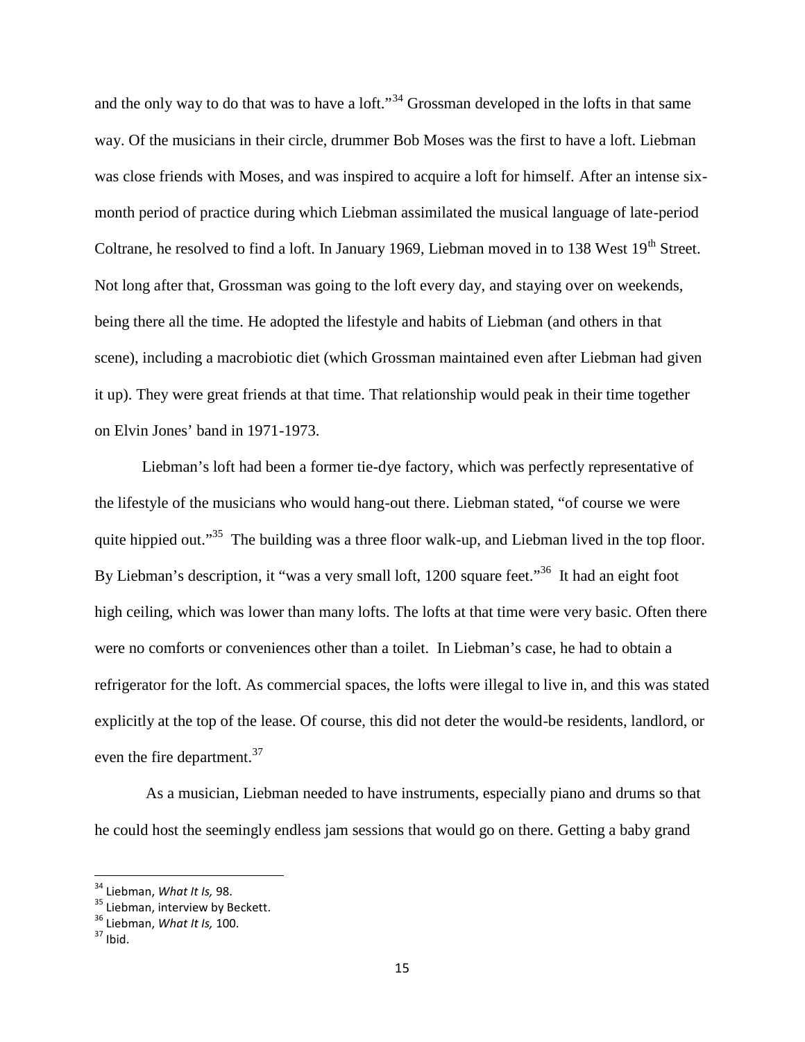and the only way to do that was to have a loft."[34] Grossman developed in the lofts in that same way. Of the musicians in their circle, drummer Bob Moses was the first to have a loft. Liebman was close friends with Moses, and was inspired to acquire a loft for himself. After an intense six-month period of practice during which Liebman assimilated the musical language of late-period Coltrane, he resolved to find a loft. In January 1969, Liebman moved in to 138 West 19th Street. Not long after that, Grossman was going to the loft every day, and staying over on weekends, being there all the time. He adopted the lifestyle and habits of Liebman (and others in that scene), including a macrobiotic diet (which Grossman maintained even after Liebman had given it up). They were great friends at that time. That relationship would peak in their time together on Elvin Jones' band in 1971-1973.

Liebman's loft had been a former tie-dye factory, which was perfectly representative of the lifestyle of the musicians who would hang-out there. Liebman stated, "of course we were quite hippied out."[35] The building was a three floor walk-up, and Liebman lived in the top floor. By Liebman's description, it "was a very small loft, 1200 square feet."[36] It had an eight foot high ceiling, which was lower than many lofts. The lofts at that time were very basic. Often there were no comforts or conveniences other than a toilet. In Liebman's case, he had to obtain a refrigerator for the loft. As commercial spaces, the lofts were illegal to live in, and this was stated explicitly at the top of the lease. Of course, this did not deter the would-be residents, landlord, or even the fire department.[37]

As a musician, Liebman needed to have instruments, especially piano and drums so that he could host the seemingly endless jam sessions that would go on there. Getting a baby grand

---

[34] Liebman, *What It Is,* 98.
[35] Liebman, interview by Beckett.
[36] Liebman, *What It Is,* 100.
[37] Ibid.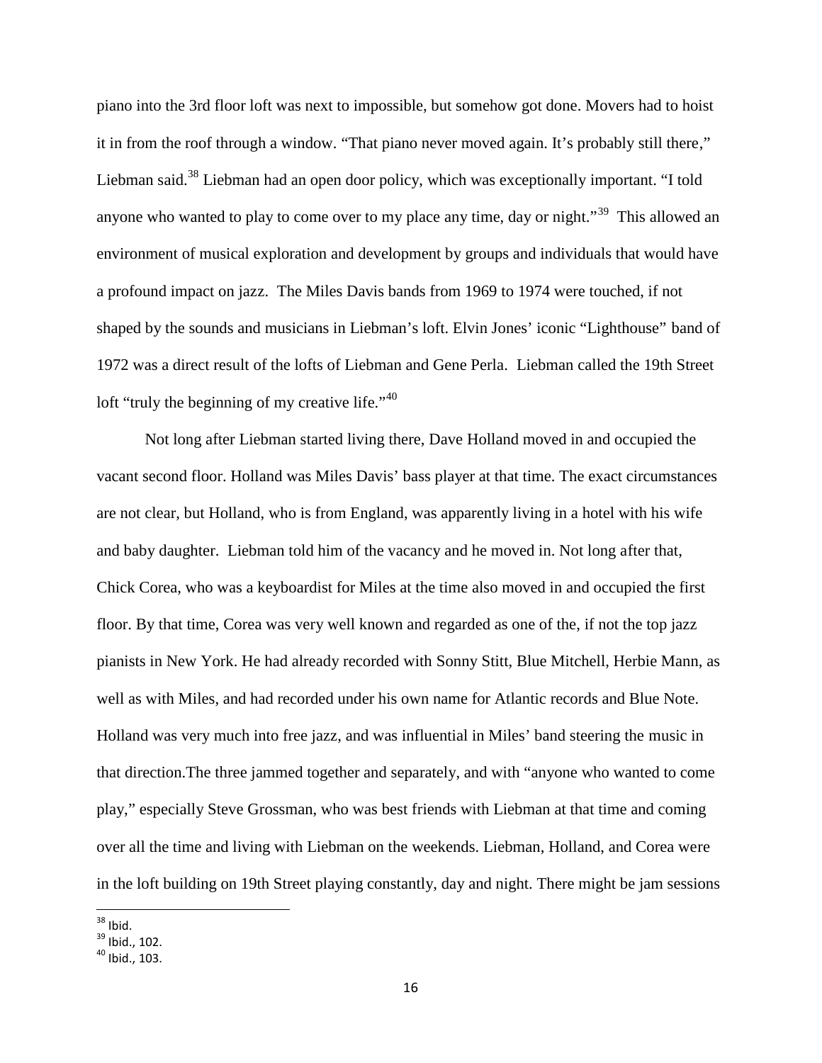piano into the 3rd floor loft was next to impossible, but somehow got done. Movers had to hoist it in from the roof through a window. "That piano never moved again. It's probably still there," Liebman said.[38] Liebman had an open door policy, which was exceptionally important. "I told anyone who wanted to play to come over to my place any time, day or night."[39] This allowed an environment of musical exploration and development by groups and individuals that would have a profound impact on jazz. The Miles Davis bands from 1969 to 1974 were touched, if not shaped by the sounds and musicians in Liebman's loft. Elvin Jones' iconic "Lighthouse" band of 1972 was a direct result of the lofts of Liebman and Gene Perla. Liebman called the 19th Street loft "truly the beginning of my creative life."[40]

Not long after Liebman started living there, Dave Holland moved in and occupied the vacant second floor. Holland was Miles Davis' bass player at that time. The exact circumstances are not clear, but Holland, who is from England, was apparently living in a hotel with his wife and baby daughter. Liebman told him of the vacancy and he moved in. Not long after that, Chick Corea, who was a keyboardist for Miles at the time also moved in and occupied the first floor. By that time, Corea was very well known and regarded as one of the, if not the top jazz pianists in New York. He had already recorded with Sonny Stitt, Blue Mitchell, Herbie Mann, as well as with Miles, and had recorded under his own name for Atlantic records and Blue Note. Holland was very much into free jazz, and was influential in Miles' band steering the music in that direction.The three jammed together and separately, and with "anyone who wanted to come play," especially Steve Grossman, who was best friends with Liebman at that time and coming over all the time and living with Liebman on the weekends. Liebman, Holland, and Corea were in the loft building on 19th Street playing constantly, day and night. There might be jam sessions

[38] Ibid.
[39] Ibid., 102.
[40] Ibid., 103.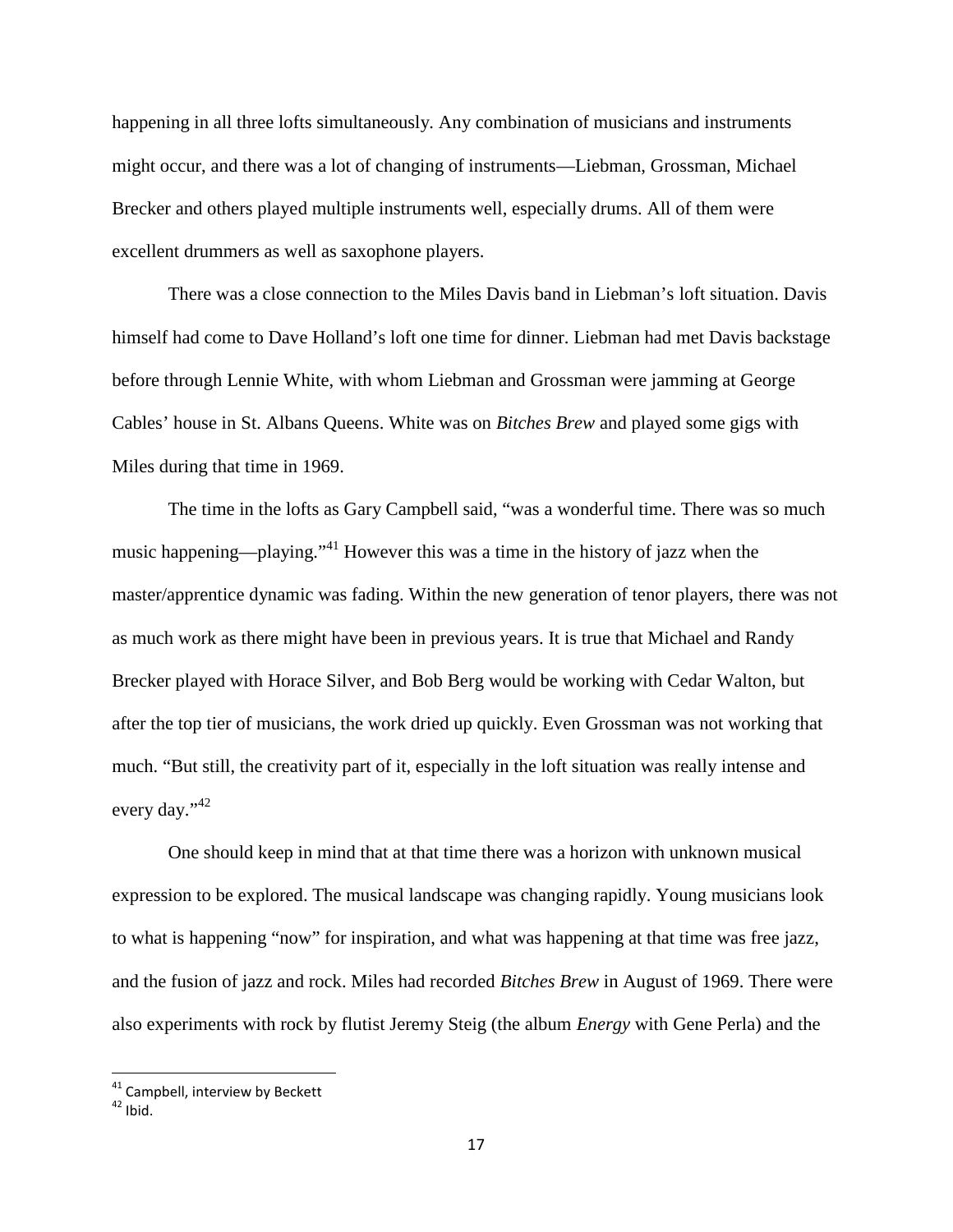happening in all three lofts simultaneously. Any combination of musicians and instruments might occur, and there was a lot of changing of instruments—Liebman, Grossman, Michael Brecker and others played multiple instruments well, especially drums. All of them were excellent drummers as well as saxophone players.

There was a close connection to the Miles Davis band in Liebman's loft situation. Davis himself had come to Dave Holland's loft one time for dinner. Liebman had met Davis backstage before through Lennie White, with whom Liebman and Grossman were jamming at George Cables' house in St. Albans Queens. White was on *Bitches Brew* and played some gigs with Miles during that time in 1969.

The time in the lofts as Gary Campbell said, "was a wonderful time. There was so much music happening—playing."[41] However this was a time in the history of jazz when the master/apprentice dynamic was fading. Within the new generation of tenor players, there was not as much work as there might have been in previous years. It is true that Michael and Randy Brecker played with Horace Silver, and Bob Berg would be working with Cedar Walton, but after the top tier of musicians, the work dried up quickly. Even Grossman was not working that much. "But still, the creativity part of it, especially in the loft situation was really intense and every day."[42]

One should keep in mind that at that time there was a horizon with unknown musical expression to be explored. The musical landscape was changing rapidly. Young musicians look to what is happening "now" for inspiration, and what was happening at that time was free jazz, and the fusion of jazz and rock. Miles had recorded *Bitches Brew* in August of 1969. There were also experiments with rock by flutist Jeremy Steig (the album *Energy* with Gene Perla) and the

---

[41] Campbell, interview by Beckett

[42] Ibid.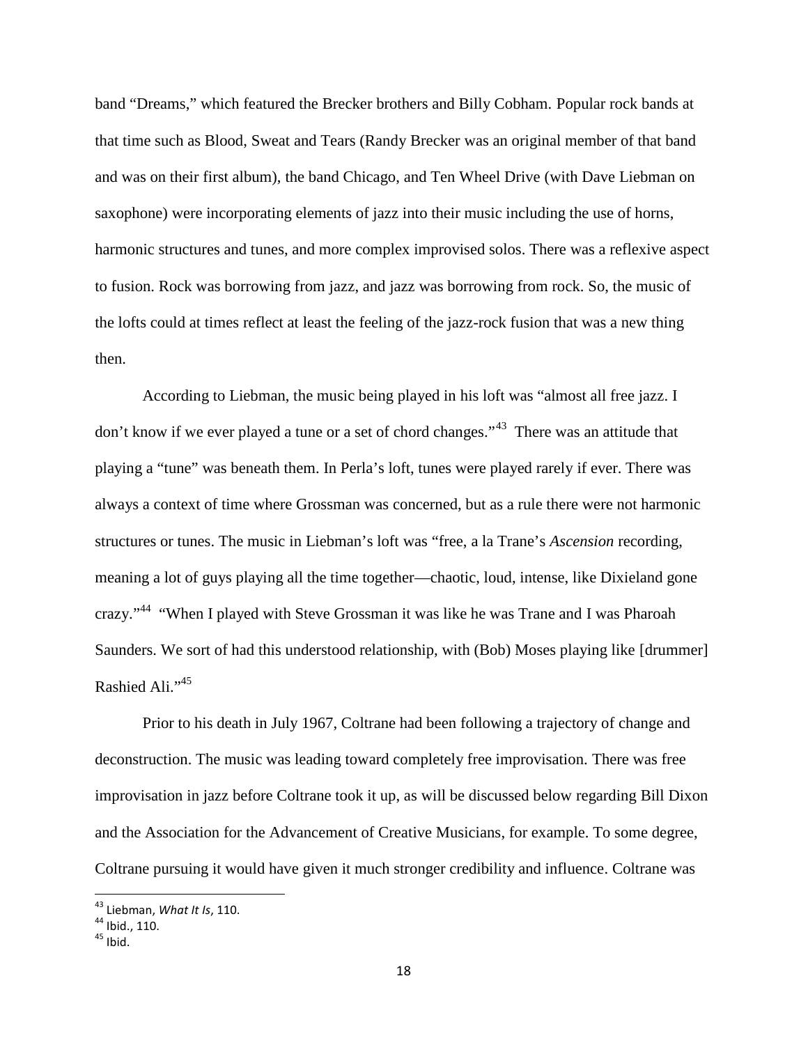band "Dreams," which featured the Brecker brothers and Billy Cobham. Popular rock bands at that time such as Blood, Sweat and Tears (Randy Brecker was an original member of that band and was on their first album), the band Chicago, and Ten Wheel Drive (with Dave Liebman on saxophone) were incorporating elements of jazz into their music including the use of horns, harmonic structures and tunes, and more complex improvised solos. There was a reflexive aspect to fusion. Rock was borrowing from jazz, and jazz was borrowing from rock. So, the music of the lofts could at times reflect at least the feeling of the jazz-rock fusion that was a new thing then.

According to Liebman, the music being played in his loft was "almost all free jazz. I don't know if we ever played a tune or a set of chord changes."[43] There was an attitude that playing a "tune" was beneath them. In Perla's loft, tunes were played rarely if ever. There was always a context of time where Grossman was concerned, but as a rule there were not harmonic structures or tunes. The music in Liebman's loft was "free, a la Trane's *Ascension* recording, meaning a lot of guys playing all the time together—chaotic, loud, intense, like Dixieland gone crazy."[44] "When I played with Steve Grossman it was like he was Trane and I was Pharoah Saunders. We sort of had this understood relationship, with (Bob) Moses playing like [drummer] Rashied Ali."[45]

Prior to his death in July 1967, Coltrane had been following a trajectory of change and deconstruction. The music was leading toward completely free improvisation. There was free improvisation in jazz before Coltrane took it up, as will be discussed below regarding Bill Dixon and the Association for the Advancement of Creative Musicians, for example. To some degree, Coltrane pursuing it would have given it much stronger credibility and influence. Coltrane was

---

[43] Liebman, *What It Is*, 110.

[44] Ibid., 110.

[45] Ibid.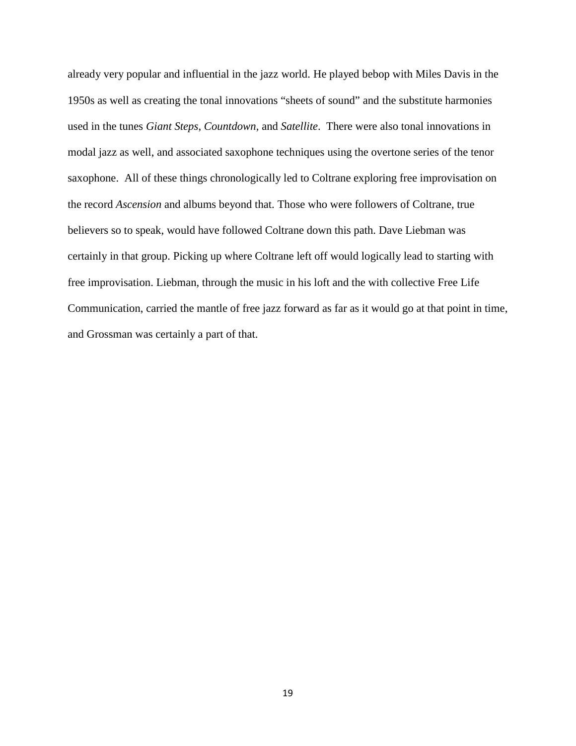already very popular and influential in the jazz world. He played bebop with Miles Davis in the 1950s as well as creating the tonal innovations "sheets of sound" and the substitute harmonies used in the tunes *Giant Steps*, *Countdown,* and *Satellite*. There were also tonal innovations in modal jazz as well, and associated saxophone techniques using the overtone series of the tenor saxophone. All of these things chronologically led to Coltrane exploring free improvisation on the record *Ascension* and albums beyond that. Those who were followers of Coltrane, true believers so to speak, would have followed Coltrane down this path. Dave Liebman was certainly in that group. Picking up where Coltrane left off would logically lead to starting with free improvisation. Liebman, through the music in his loft and the with collective Free Life Communication, carried the mantle of free jazz forward as far as it would go at that point in time, and Grossman was certainly a part of that.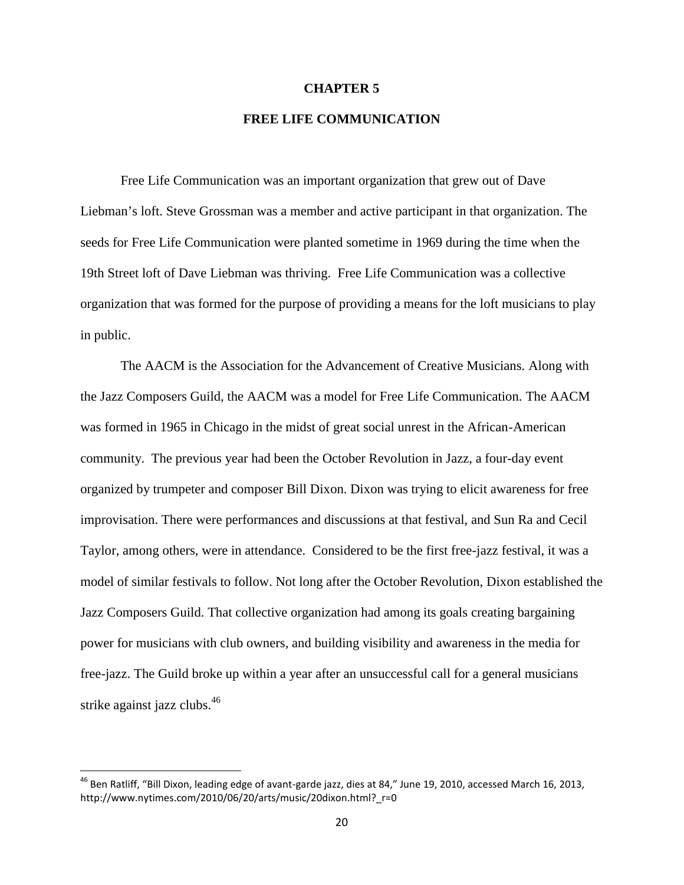# CHAPTER 5

## FREE LIFE COMMUNICATION

Free Life Communication was an important organization that grew out of Dave Liebman's loft. Steve Grossman was a member and active participant in that organization. The seeds for Free Life Communication were planted sometime in 1969 during the time when the 19th Street loft of Dave Liebman was thriving. Free Life Communication was a collective organization that was formed for the purpose of providing a means for the loft musicians to play in public.

The AACM is the Association for the Advancement of Creative Musicians. Along with the Jazz Composers Guild, the AACM was a model for Free Life Communication. The AACM was formed in 1965 in Chicago in the midst of great social unrest in the African-American community. The previous year had been the October Revolution in Jazz, a four-day event organized by trumpeter and composer Bill Dixon. Dixon was trying to elicit awareness for free improvisation. There were performances and discussions at that festival, and Sun Ra and Cecil Taylor, among others, were in attendance. Considered to be the first free-jazz festival, it was a model of similar festivals to follow. Not long after the October Revolution, Dixon established the Jazz Composers Guild. That collective organization had among its goals creating bargaining power for musicians with club owners, and building visibility and awareness in the media for free-jazz. The Guild broke up within a year after an unsuccessful call for a general musicians strike against jazz clubs.[46]

---

[46] Ben Ratliff, "Bill Dixon, leading edge of avant-garde jazz, dies at 84," June 19, 2010, accessed March 16, 2013, http://www.nytimes.com/2010/06/20/arts/music/20dixon.html?_r=0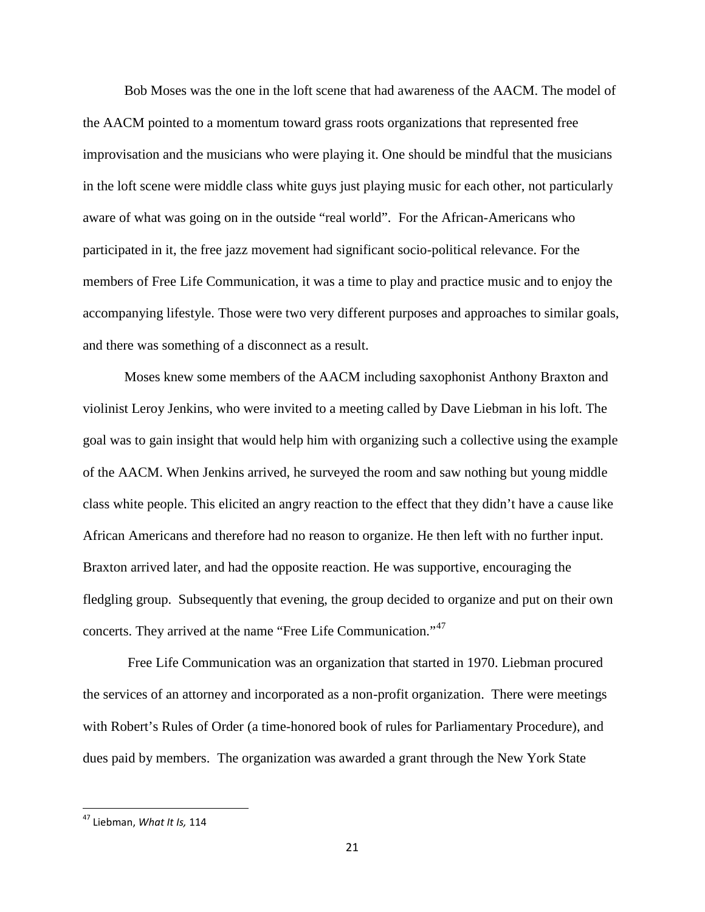Bob Moses was the one in the loft scene that had awareness of the AACM. The model of the AACM pointed to a momentum toward grass roots organizations that represented free improvisation and the musicians who were playing it. One should be mindful that the musicians in the loft scene were middle class white guys just playing music for each other, not particularly aware of what was going on in the outside "real world". For the African-Americans who participated in it, the free jazz movement had significant socio-political relevance. For the members of Free Life Communication, it was a time to play and practice music and to enjoy the accompanying lifestyle. Those were two very different purposes and approaches to similar goals, and there was something of a disconnect as a result.

Moses knew some members of the AACM including saxophonist Anthony Braxton and violinist Leroy Jenkins, who were invited to a meeting called by Dave Liebman in his loft. The goal was to gain insight that would help him with organizing such a collective using the example of the AACM. When Jenkins arrived, he surveyed the room and saw nothing but young middle class white people. This elicited an angry reaction to the effect that they didn't have a cause like African Americans and therefore had no reason to organize. He then left with no further input. Braxton arrived later, and had the opposite reaction. He was supportive, encouraging the fledgling group. Subsequently that evening, the group decided to organize and put on their own concerts. They arrived at the name "Free Life Communication."[47]

Free Life Communication was an organization that started in 1970. Liebman procured the services of an attorney and incorporated as a non-profit organization. There were meetings with Robert's Rules of Order (a time-honored book of rules for Parliamentary Procedure), and dues paid by members. The organization was awarded a grant through the New York State

[47] Liebman, *What It Is,* 114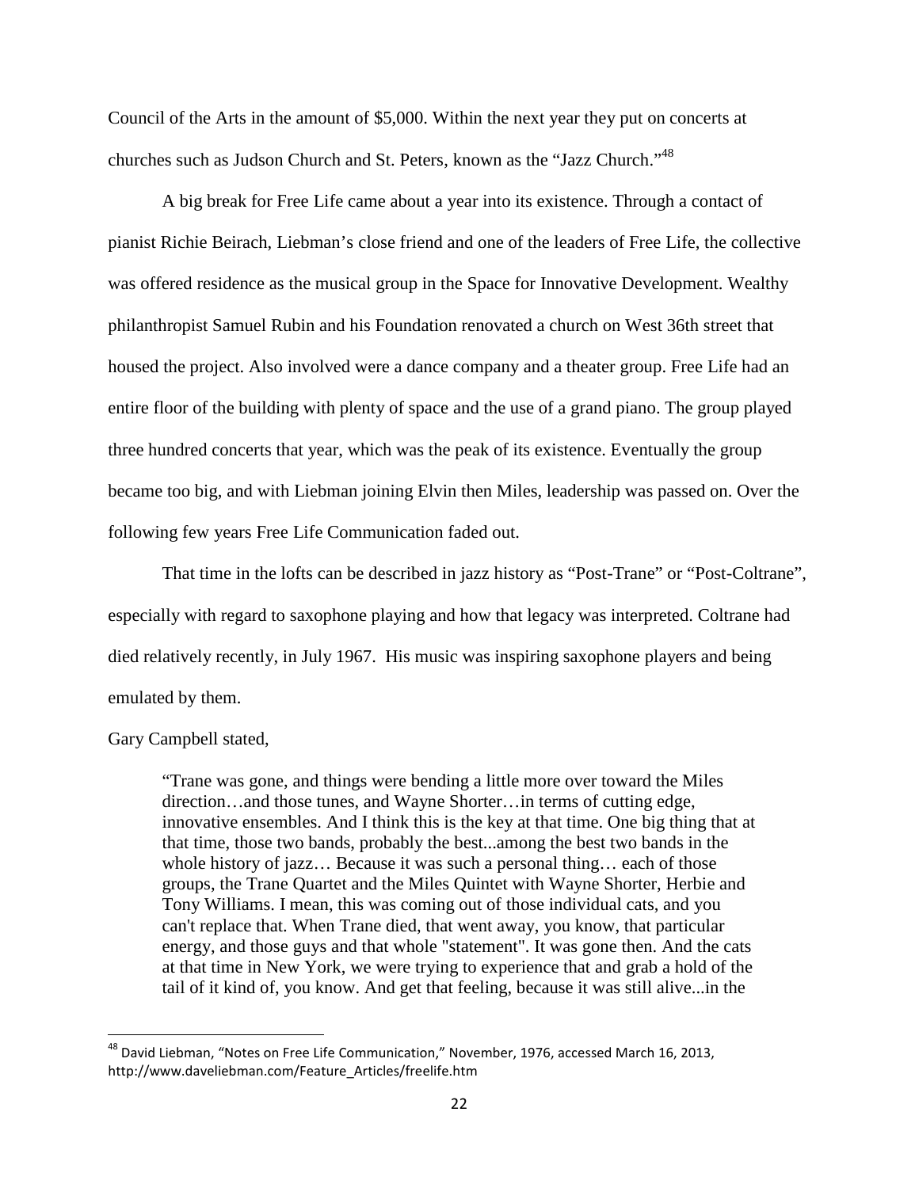Council of the Arts in the amount of $5,000. Within the next year they put on concerts at churches such as Judson Church and St. Peters, known as the "Jazz Church."[48]

A big break for Free Life came about a year into its existence. Through a contact of pianist Richie Beirach, Liebman's close friend and one of the leaders of Free Life, the collective was offered residence as the musical group in the Space for Innovative Development. Wealthy philanthropist Samuel Rubin and his Foundation renovated a church on West 36th street that housed the project. Also involved were a dance company and a theater group. Free Life had an entire floor of the building with plenty of space and the use of a grand piano. The group played three hundred concerts that year, which was the peak of its existence. Eventually the group became too big, and with Liebman joining Elvin then Miles, leadership was passed on. Over the following few years Free Life Communication faded out.

That time in the lofts can be described in jazz history as "Post-Trane" or "Post-Coltrane", especially with regard to saxophone playing and how that legacy was interpreted. Coltrane had died relatively recently, in July 1967. His music was inspiring saxophone players and being emulated by them.

Gary Campbell stated,

> "Trane was gone, and things were bending a little more over toward the Miles direction…and those tunes, and Wayne Shorter…in terms of cutting edge, innovative ensembles. And I think this is the key at that time. One big thing that at that time, those two bands, probably the best...among the best two bands in the whole history of jazz… Because it was such a personal thing… each of those groups, the Trane Quartet and the Miles Quintet with Wayne Shorter, Herbie and Tony Williams. I mean, this was coming out of those individual cats, and you can't replace that. When Trane died, that went away, you know, that particular energy, and those guys and that whole "statement". It was gone then. And the cats at that time in New York, we were trying to experience that and grab a hold of the tail of it kind of, you know. And get that feeling, because it was still alive...in the

---

[48] David Liebman, "Notes on Free Life Communication," November, 1976, accessed March 16, 2013, http://www.daveliebman.com/Feature_Articles/freelife.htm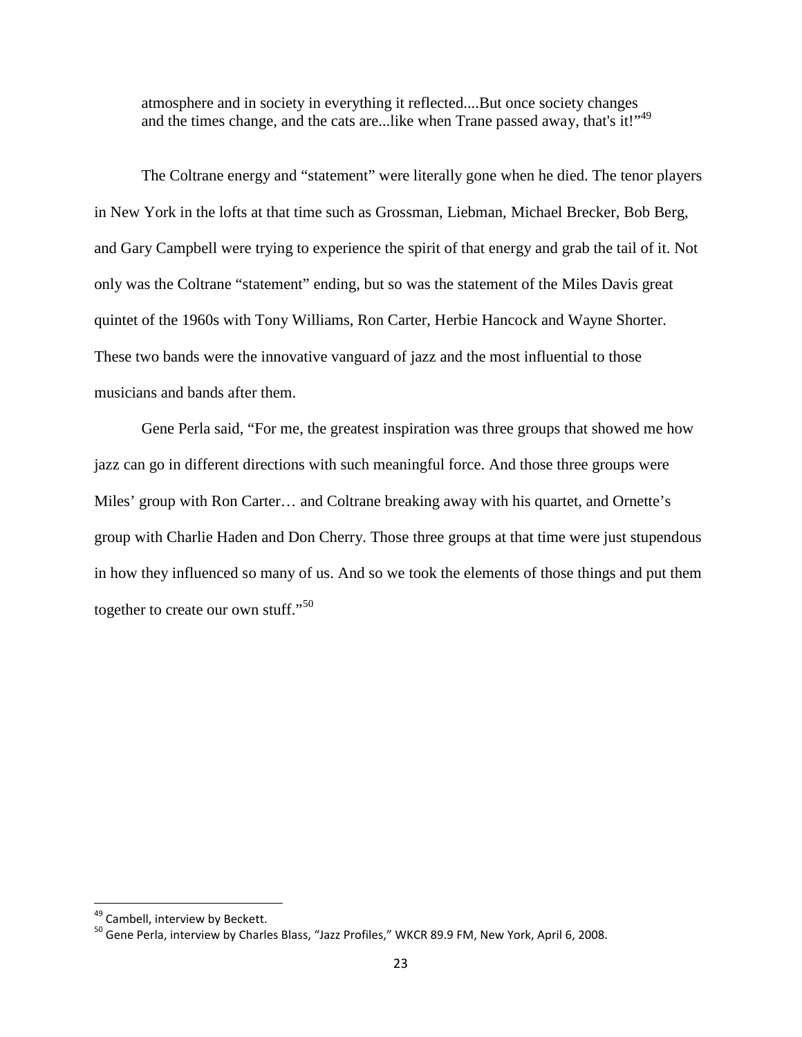> atmosphere and in society in everything it reflected....But once society changes and the times change, and the cats are...like when Trane passed away, that's it!"[49]

The Coltrane energy and "statement" were literally gone when he died. The tenor players in New York in the lofts at that time such as Grossman, Liebman, Michael Brecker, Bob Berg, and Gary Campbell were trying to experience the spirit of that energy and grab the tail of it. Not only was the Coltrane "statement" ending, but so was the statement of the Miles Davis great quintet of the 1960s with Tony Williams, Ron Carter, Herbie Hancock and Wayne Shorter. These two bands were the innovative vanguard of jazz and the most influential to those musicians and bands after them.

Gene Perla said, "For me, the greatest inspiration was three groups that showed me how jazz can go in different directions with such meaningful force. And those three groups were Miles' group with Ron Carter… and Coltrane breaking away with his quartet, and Ornette's group with Charlie Haden and Don Cherry. Those three groups at that time were just stupendous in how they influenced so many of us. And so we took the elements of those things and put them together to create our own stuff."[50]

---

[49] Cambell, interview by Beckett.

[50] Gene Perla, interview by Charles Blass, "Jazz Profiles," WKCR 89.9 FM, New York, April 6, 2008.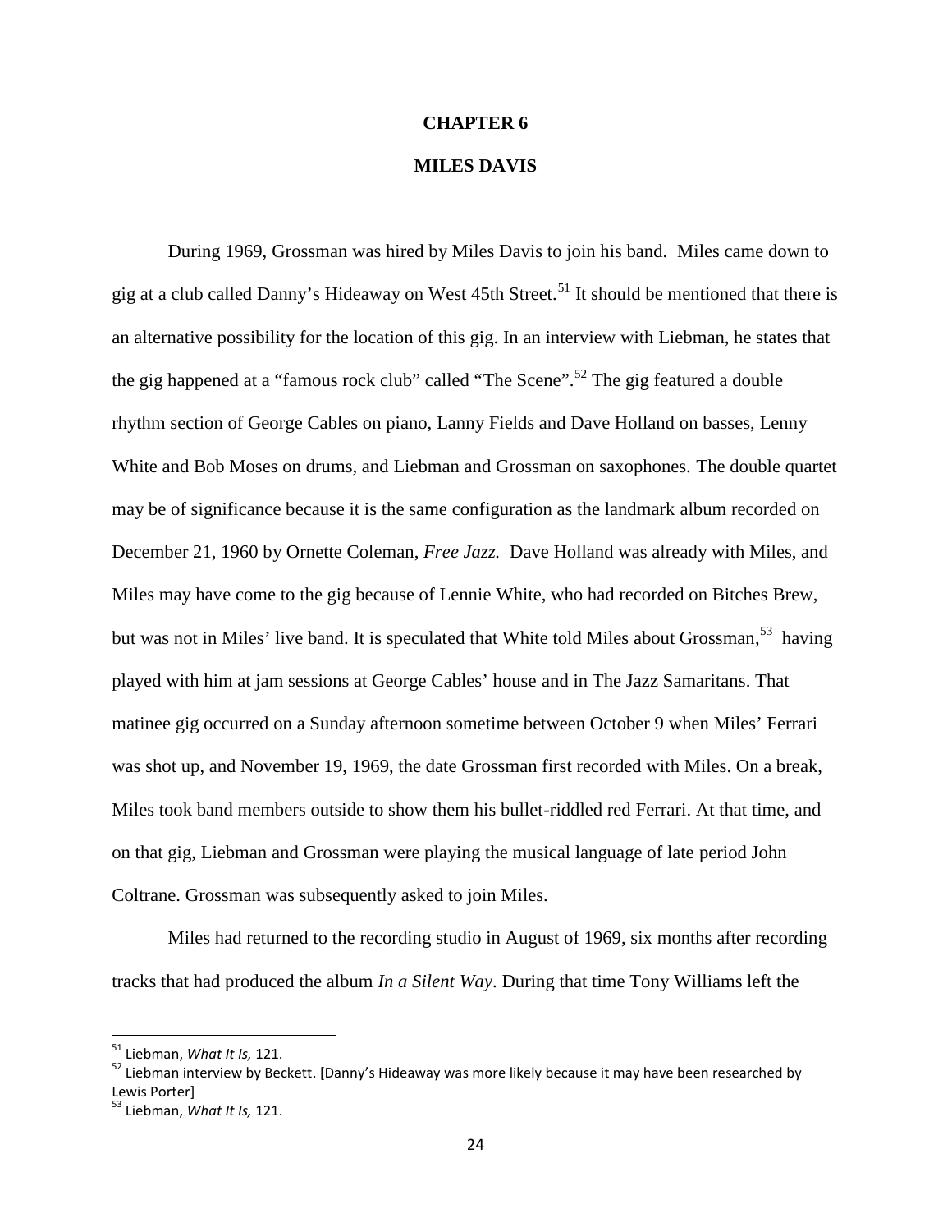# CHAPTER 6

## MILES DAVIS

During 1969, Grossman was hired by Miles Davis to join his band. Miles came down to gig at a club called Danny's Hideaway on West 45th Street.[51] It should be mentioned that there is an alternative possibility for the location of this gig. In an interview with Liebman, he states that the gig happened at a "famous rock club" called "The Scene".[52] The gig featured a double rhythm section of George Cables on piano, Lanny Fields and Dave Holland on basses, Lenny White and Bob Moses on drums, and Liebman and Grossman on saxophones. The double quartet may be of significance because it is the same configuration as the landmark album recorded on December 21, 1960 by Ornette Coleman, *Free Jazz.* Dave Holland was already with Miles, and Miles may have come to the gig because of Lennie White, who had recorded on Bitches Brew, but was not in Miles' live band. It is speculated that White told Miles about Grossman,[53] having played with him at jam sessions at George Cables' house and in The Jazz Samaritans. That matinee gig occurred on a Sunday afternoon sometime between October 9 when Miles' Ferrari was shot up, and November 19, 1969, the date Grossman first recorded with Miles. On a break, Miles took band members outside to show them his bullet-riddled red Ferrari. At that time, and on that gig, Liebman and Grossman were playing the musical language of late period John Coltrane. Grossman was subsequently asked to join Miles.

Miles had returned to the recording studio in August of 1969, six months after recording tracks that had produced the album *In a Silent Way*. During that time Tony Williams left the

---

[51] Liebman, *What It Is,* 121.

[52] Liebman interview by Beckett. [Danny's Hideaway was more likely because it may have been researched by Lewis Porter]

[53] Liebman, *What It Is,* 121.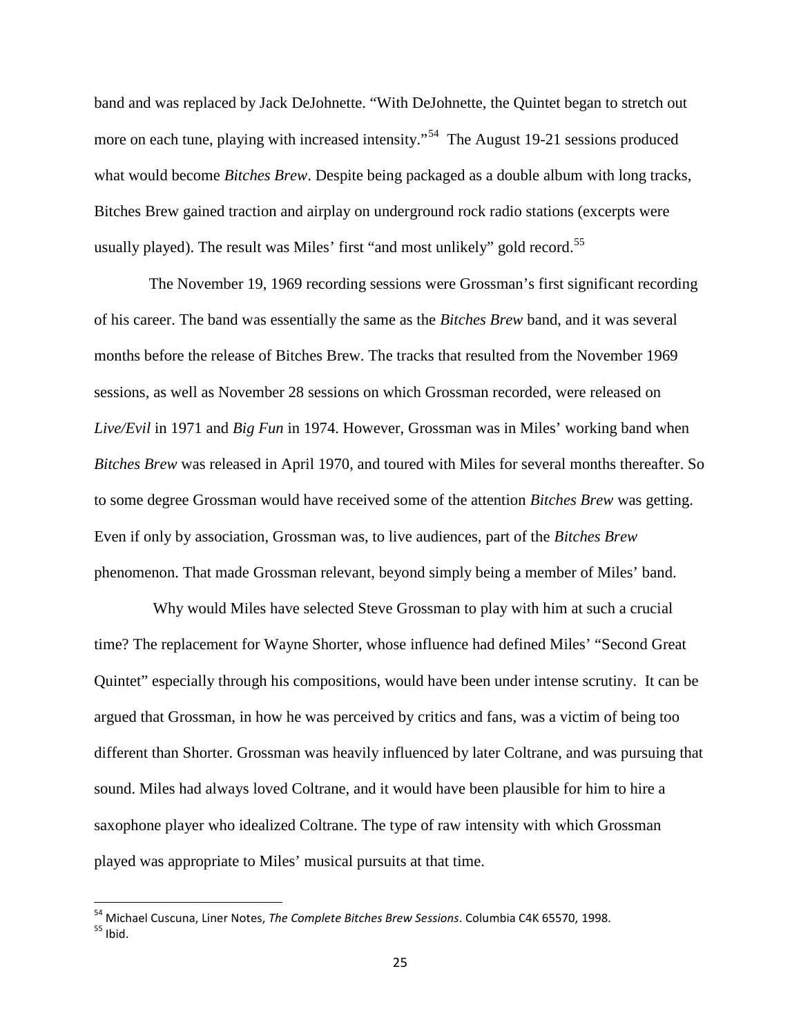band and was replaced by Jack DeJohnette. "With DeJohnette, the Quintet began to stretch out more on each tune, playing with increased intensity."[54] The August 19-21 sessions produced what would become *Bitches Brew*. Despite being packaged as a double album with long tracks, Bitches Brew gained traction and airplay on underground rock radio stations (excerpts were usually played). The result was Miles' first "and most unlikely" gold record.[55]

The November 19, 1969 recording sessions were Grossman's first significant recording of his career. The band was essentially the same as the *Bitches Brew* band, and it was several months before the release of Bitches Brew. The tracks that resulted from the November 1969 sessions, as well as November 28 sessions on which Grossman recorded, were released on *Live/Evil* in 1971 and *Big Fun* in 1974. However, Grossman was in Miles' working band when *Bitches Brew* was released in April 1970, and toured with Miles for several months thereafter. So to some degree Grossman would have received some of the attention *Bitches Brew* was getting. Even if only by association, Grossman was, to live audiences, part of the *Bitches Brew* phenomenon. That made Grossman relevant, beyond simply being a member of Miles' band.

Why would Miles have selected Steve Grossman to play with him at such a crucial time? The replacement for Wayne Shorter, whose influence had defined Miles' "Second Great Quintet" especially through his compositions, would have been under intense scrutiny. It can be argued that Grossman, in how he was perceived by critics and fans, was a victim of being too different than Shorter. Grossman was heavily influenced by later Coltrane, and was pursuing that sound. Miles had always loved Coltrane, and it would have been plausible for him to hire a saxophone player who idealized Coltrane. The type of raw intensity with which Grossman played was appropriate to Miles' musical pursuits at that time.

---

[54] Michael Cuscuna, Liner Notes, *The Complete Bitches Brew Sessions*. Columbia C4K 65570, 1998.
[55] Ibid.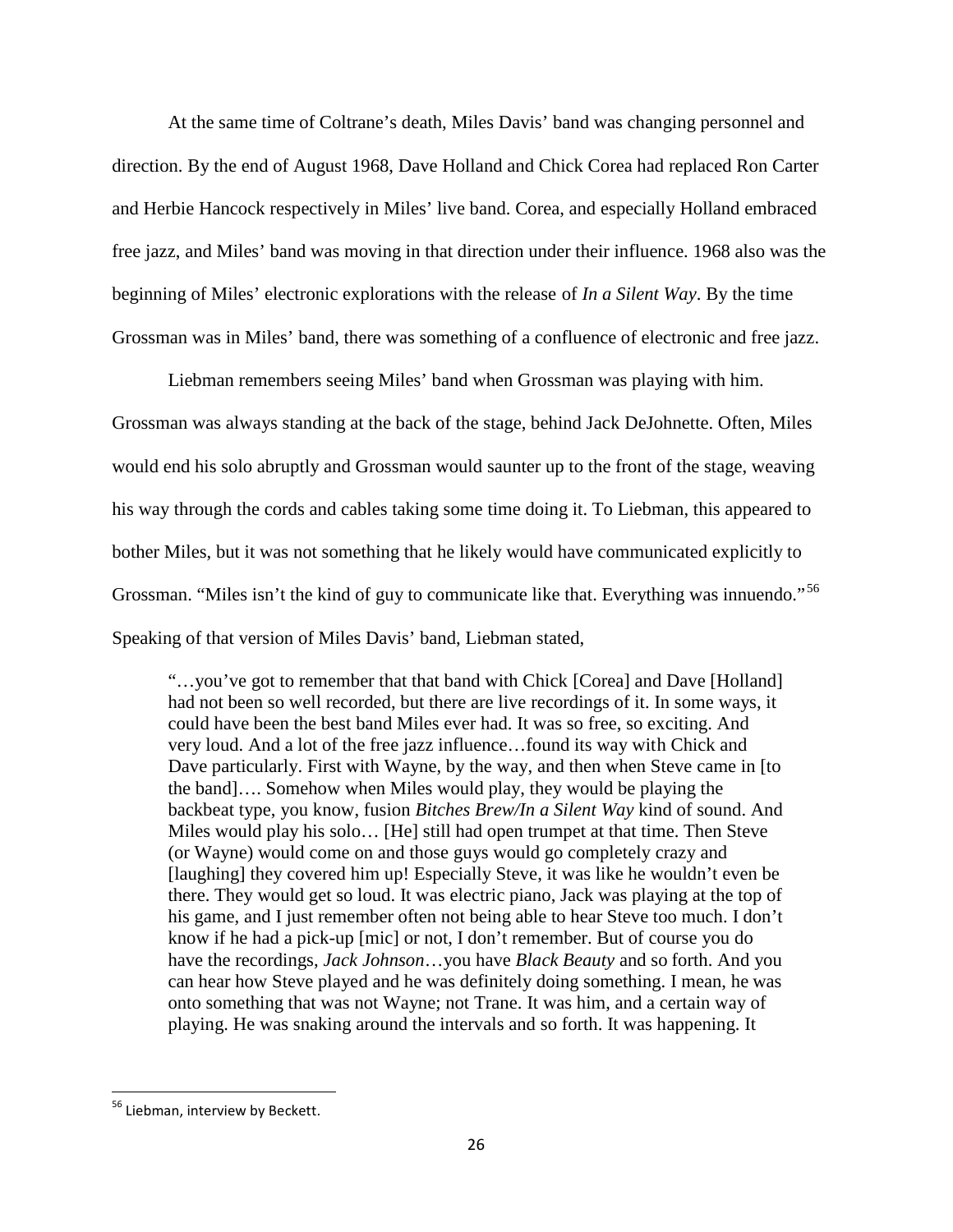At the same time of Coltrane's death, Miles Davis' band was changing personnel and direction. By the end of August 1968, Dave Holland and Chick Corea had replaced Ron Carter and Herbie Hancock respectively in Miles' live band. Corea, and especially Holland embraced free jazz, and Miles' band was moving in that direction under their influence. 1968 also was the beginning of Miles' electronic explorations with the release of *In a Silent Way*. By the time Grossman was in Miles' band, there was something of a confluence of electronic and free jazz.

Liebman remembers seeing Miles' band when Grossman was playing with him. Grossman was always standing at the back of the stage, behind Jack DeJohnette. Often, Miles would end his solo abruptly and Grossman would saunter up to the front of the stage, weaving his way through the cords and cables taking some time doing it. To Liebman, this appeared to bother Miles, but it was not something that he likely would have communicated explicitly to Grossman. "Miles isn't the kind of guy to communicate like that. Everything was innuendo."[56] Speaking of that version of Miles Davis' band, Liebman stated,

> "…you've got to remember that that band with Chick [Corea] and Dave [Holland] had not been so well recorded, but there are live recordings of it. In some ways, it could have been the best band Miles ever had. It was so free, so exciting. And very loud. And a lot of the free jazz influence…found its way with Chick and Dave particularly. First with Wayne, by the way, and then when Steve came in [to the band]…. Somehow when Miles would play, they would be playing the backbeat type, you know, fusion *Bitches Brew/In a Silent Way* kind of sound. And Miles would play his solo… [He] still had open trumpet at that time. Then Steve (or Wayne) would come on and those guys would go completely crazy and [laughing] they covered him up! Especially Steve, it was like he wouldn't even be there. They would get so loud. It was electric piano, Jack was playing at the top of his game, and I just remember often not being able to hear Steve too much. I don't know if he had a pick-up [mic] or not, I don't remember. But of course you do have the recordings, *Jack Johnson*…you have *Black Beauty* and so forth. And you can hear how Steve played and he was definitely doing something. I mean, he was onto something that was not Wayne; not Trane. It was him, and a certain way of playing. He was snaking around the intervals and so forth. It was happening. It

[56] Liebman, interview by Beckett.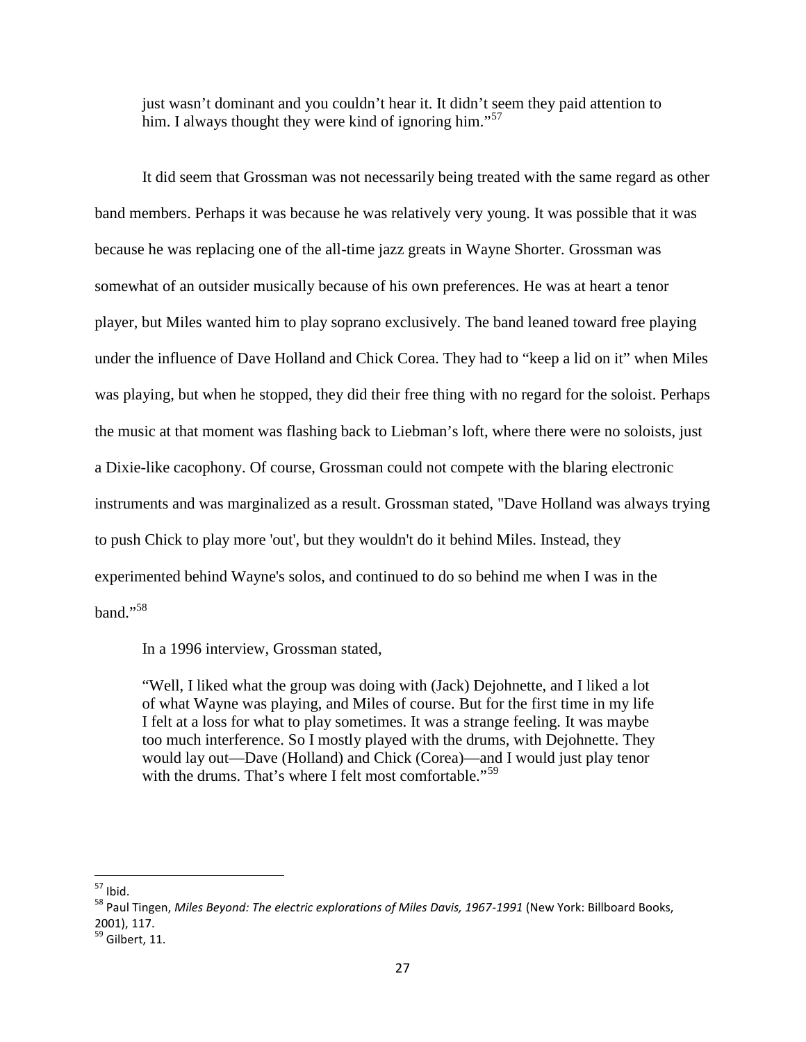just wasn't dominant and you couldn't hear it. It didn't seem they paid attention to him. I always thought they were kind of ignoring him."[57]

It did seem that Grossman was not necessarily being treated with the same regard as other band members. Perhaps it was because he was relatively very young. It was possible that it was because he was replacing one of the all-time jazz greats in Wayne Shorter. Grossman was somewhat of an outsider musically because of his own preferences. He was at heart a tenor player, but Miles wanted him to play soprano exclusively. The band leaned toward free playing under the influence of Dave Holland and Chick Corea. They had to "keep a lid on it" when Miles was playing, but when he stopped, they did their free thing with no regard for the soloist. Perhaps the music at that moment was flashing back to Liebman's loft, where there were no soloists, just a Dixie-like cacophony. Of course, Grossman could not compete with the blaring electronic instruments and was marginalized as a result. Grossman stated, "Dave Holland was always trying to push Chick to play more 'out', but they wouldn't do it behind Miles. Instead, they experimented behind Wayne's solos, and continued to do so behind me when I was in the band."[58]

In a 1996 interview, Grossman stated,

> "Well, I liked what the group was doing with (Jack) Dejohnette, and I liked a lot of what Wayne was playing, and Miles of course. But for the first time in my life I felt at a loss for what to play sometimes. It was a strange feeling. It was maybe too much interference. So I mostly played with the drums, with Dejohnette. They would lay out—Dave (Holland) and Chick (Corea)—and I would just play tenor with the drums. That's where I felt most comfortable."[59]

---

[57] Ibid.

[58] Paul Tingen, *Miles Beyond: The electric explorations of Miles Davis, 1967-1991* (New York: Billboard Books, 2001), 117.

[59] Gilbert, 11.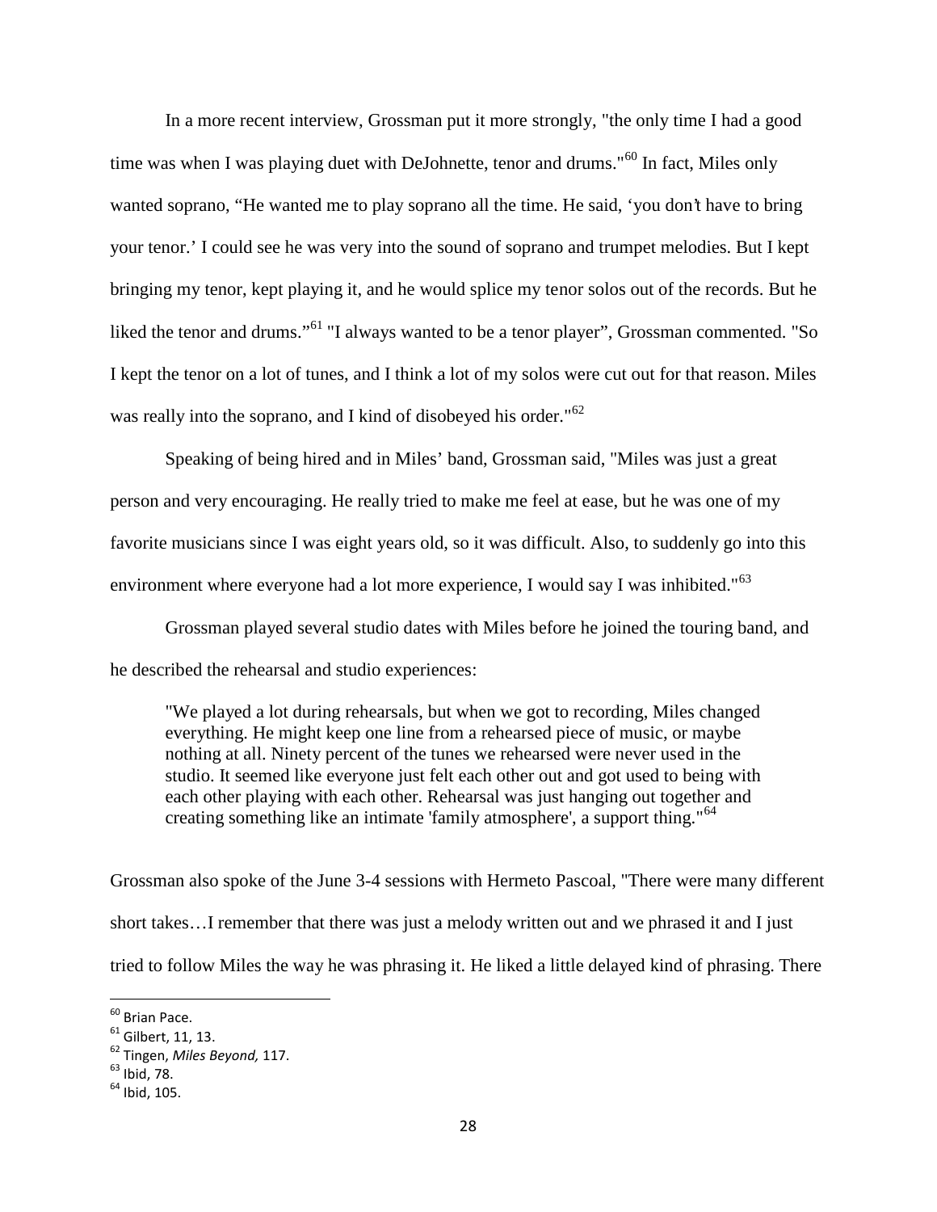In a more recent interview, Grossman put it more strongly, "the only time I had a good time was when I was playing duet with DeJohnette, tenor and drums."[60] In fact, Miles only wanted soprano, "He wanted me to play soprano all the time. He said, 'you don't have to bring your tenor.' I could see he was very into the sound of soprano and trumpet melodies. But I kept bringing my tenor, kept playing it, and he would splice my tenor solos out of the records. But he liked the tenor and drums."[61] "I always wanted to be a tenor player", Grossman commented. "So I kept the tenor on a lot of tunes, and I think a lot of my solos were cut out for that reason. Miles was really into the soprano, and I kind of disobeyed his order."[62]

Speaking of being hired and in Miles' band, Grossman said, "Miles was just a great person and very encouraging. He really tried to make me feel at ease, but he was one of my favorite musicians since I was eight years old, so it was difficult. Also, to suddenly go into this environment where everyone had a lot more experience, I would say I was inhibited."[63]

Grossman played several studio dates with Miles before he joined the touring band, and he described the rehearsal and studio experiences:

> "We played a lot during rehearsals, but when we got to recording, Miles changed everything. He might keep one line from a rehearsed piece of music, or maybe nothing at all. Ninety percent of the tunes we rehearsed were never used in the studio. It seemed like everyone just felt each other out and got used to being with each other playing with each other. Rehearsal was just hanging out together and creating something like an intimate 'family atmosphere', a support thing."[64]

Grossman also spoke of the June 3-4 sessions with Hermeto Pascoal, "There were many different short takes…I remember that there was just a melody written out and we phrased it and I just tried to follow Miles the way he was phrasing it. He liked a little delayed kind of phrasing. There

---

[60] Brian Pace.
[61] Gilbert, 11, 13.
[62] Tingen, *Miles Beyond,* 117.
[63] Ibid, 78.
[64] Ibid, 105.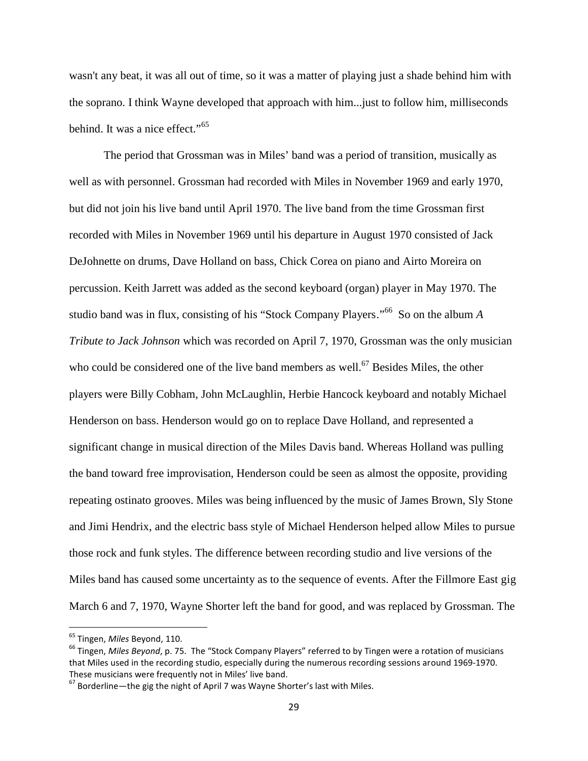wasn't any beat, it was all out of time, so it was a matter of playing just a shade behind him with the soprano. I think Wayne developed that approach with him...just to follow him, milliseconds behind. It was a nice effect."[65]

The period that Grossman was in Miles' band was a period of transition, musically as well as with personnel. Grossman had recorded with Miles in November 1969 and early 1970, but did not join his live band until April 1970. The live band from the time Grossman first recorded with Miles in November 1969 until his departure in August 1970 consisted of Jack DeJohnette on drums, Dave Holland on bass, Chick Corea on piano and Airto Moreira on percussion. Keith Jarrett was added as the second keyboard (organ) player in May 1970. The studio band was in flux, consisting of his "Stock Company Players."[66] So on the album *A Tribute to Jack Johnson* which was recorded on April 7, 1970, Grossman was the only musician who could be considered one of the live band members as well.[67] Besides Miles, the other players were Billy Cobham, John McLaughlin, Herbie Hancock keyboard and notably Michael Henderson on bass. Henderson would go on to replace Dave Holland, and represented a significant change in musical direction of the Miles Davis band. Whereas Holland was pulling the band toward free improvisation, Henderson could be seen as almost the opposite, providing repeating ostinato grooves. Miles was being influenced by the music of James Brown, Sly Stone and Jimi Hendrix, and the electric bass style of Michael Henderson helped allow Miles to pursue those rock and funk styles. The difference between recording studio and live versions of the Miles band has caused some uncertainty as to the sequence of events. After the Fillmore East gig March 6 and 7, 1970, Wayne Shorter left the band for good, and was replaced by Grossman. The

---

[65] Tingen, *Miles* Beyond, 110.

[66] Tingen, *Miles Beyond*, p. 75. The "Stock Company Players" referred to by Tingen were a rotation of musicians that Miles used in the recording studio, especially during the numerous recording sessions around 1969-1970. These musicians were frequently not in Miles' live band.

[67] Borderline—the gig the night of April 7 was Wayne Shorter's last with Miles.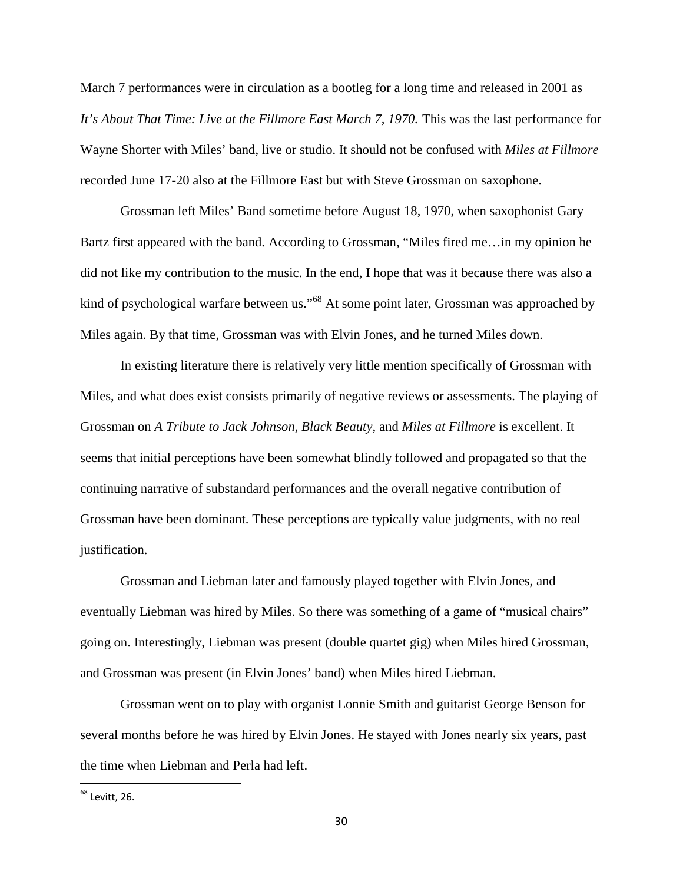March 7 performances were in circulation as a bootleg for a long time and released in 2001 as *It's About That Time: Live at the Fillmore East March 7, 1970.* This was the last performance for Wayne Shorter with Miles' band, live or studio. It should not be confused with *Miles at Fillmore* recorded June 17-20 also at the Fillmore East but with Steve Grossman on saxophone.

Grossman left Miles' Band sometime before August 18, 1970, when saxophonist Gary Bartz first appeared with the band. According to Grossman, "Miles fired me…in my opinion he did not like my contribution to the music. In the end, I hope that was it because there was also a kind of psychological warfare between us."[68] At some point later, Grossman was approached by Miles again. By that time, Grossman was with Elvin Jones, and he turned Miles down.

In existing literature there is relatively very little mention specifically of Grossman with Miles, and what does exist consists primarily of negative reviews or assessments. The playing of Grossman on *A Tribute to Jack Johnson, Black Beauty,* and *Miles at Fillmore* is excellent. It seems that initial perceptions have been somewhat blindly followed and propagated so that the continuing narrative of substandard performances and the overall negative contribution of Grossman have been dominant. These perceptions are typically value judgments, with no real justification.

Grossman and Liebman later and famously played together with Elvin Jones, and eventually Liebman was hired by Miles. So there was something of a game of "musical chairs" going on. Interestingly, Liebman was present (double quartet gig) when Miles hired Grossman, and Grossman was present (in Elvin Jones' band) when Miles hired Liebman.

Grossman went on to play with organist Lonnie Smith and guitarist George Benson for several months before he was hired by Elvin Jones. He stayed with Jones nearly six years, past the time when Liebman and Perla had left.

---

[68] Levitt, 26.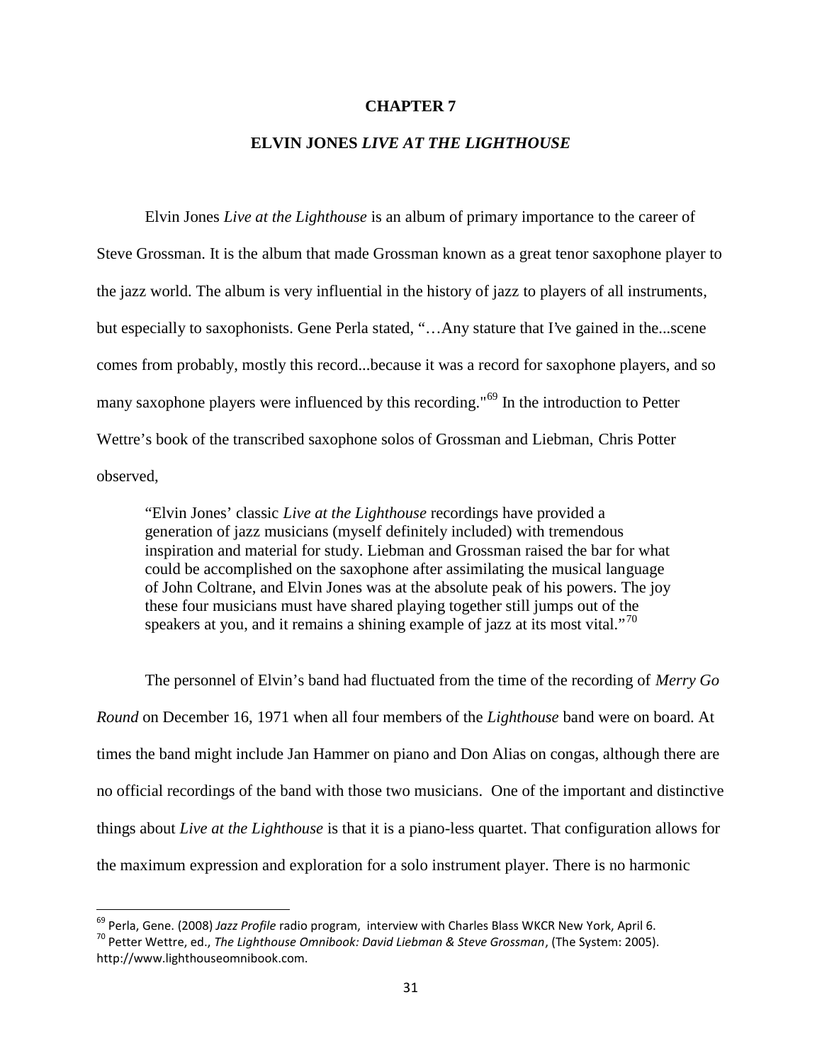# CHAPTER 7

## ELVIN JONES *LIVE AT THE LIGHTHOUSE*

Elvin Jones *Live at the Lighthouse* is an album of primary importance to the career of Steve Grossman. It is the album that made Grossman known as a great tenor saxophone player to the jazz world. The album is very influential in the history of jazz to players of all instruments, but especially to saxophonists. Gene Perla stated, "…Any stature that I've gained in the...scene comes from probably, mostly this record...because it was a record for saxophone players, and so many saxophone players were influenced by this recording."[69] In the introduction to Petter Wettre's book of the transcribed saxophone solos of Grossman and Liebman, Chris Potter observed,

> "Elvin Jones' classic *Live at the Lighthouse* recordings have provided a generation of jazz musicians (myself definitely included) with tremendous inspiration and material for study. Liebman and Grossman raised the bar for what could be accomplished on the saxophone after assimilating the musical language of John Coltrane, and Elvin Jones was at the absolute peak of his powers. The joy these four musicians must have shared playing together still jumps out of the speakers at you, and it remains a shining example of jazz at its most vital."[70]

The personnel of Elvin's band had fluctuated from the time of the recording of *Merry Go Round* on December 16, 1971 when all four members of the *Lighthouse* band were on board. At times the band might include Jan Hammer on piano and Don Alias on congas, although there are no official recordings of the band with those two musicians. One of the important and distinctive things about *Live at the Lighthouse* is that it is a piano-less quartet. That configuration allows for the maximum expression and exploration for a solo instrument player. There is no harmonic

---

[69] Perla, Gene. (2008) *Jazz Profile* radio program, interview with Charles Blass WKCR New York, April 6.

[70] Petter Wettre, ed., *The Lighthouse Omnibook: David Liebman & Steve Grossman*, (The System: 2005). http://www.lighthouseomnibook.com.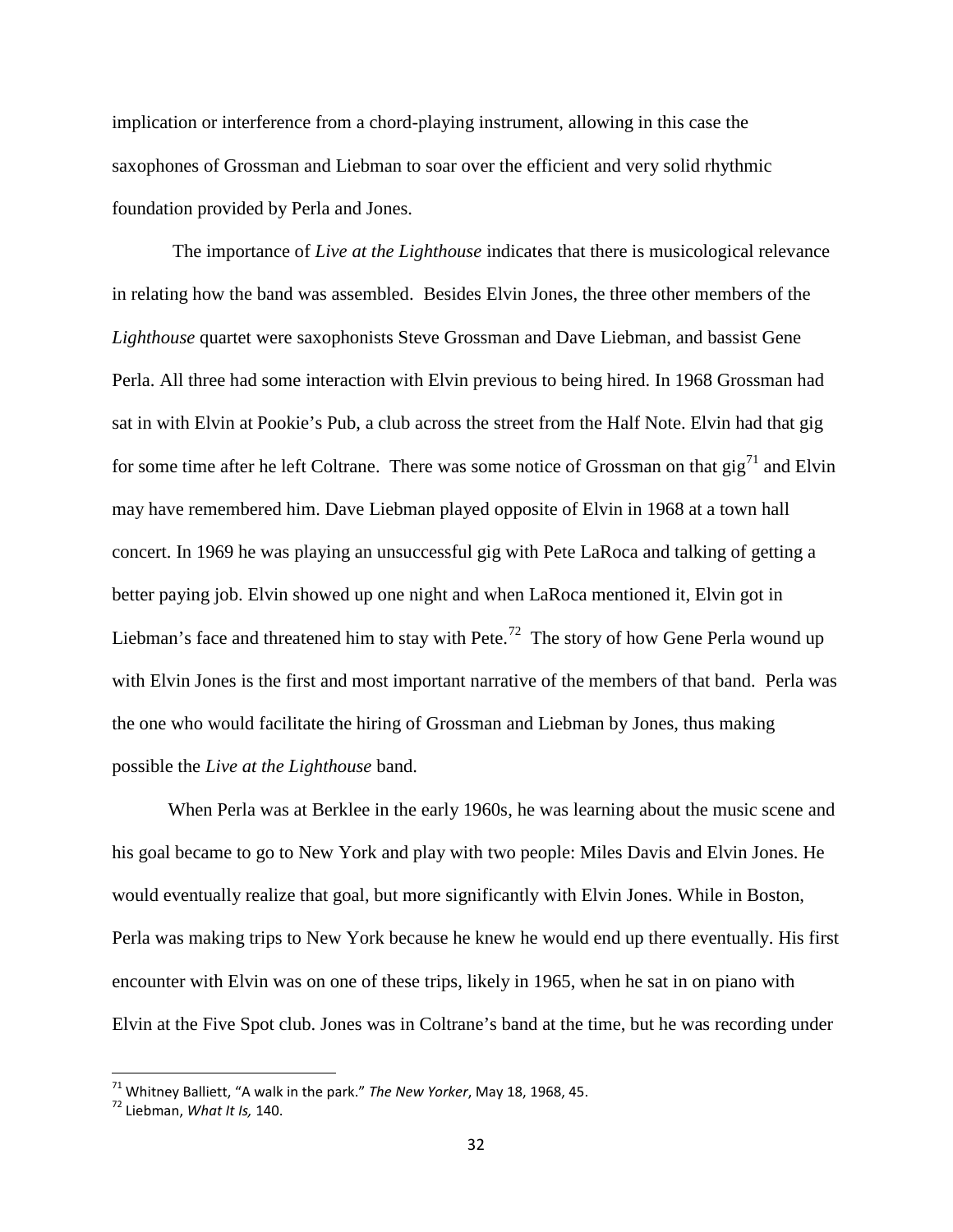implication or interference from a chord-playing instrument, allowing in this case the saxophones of Grossman and Liebman to soar over the efficient and very solid rhythmic foundation provided by Perla and Jones.

The importance of *Live at the Lighthouse* indicates that there is musicological relevance in relating how the band was assembled. Besides Elvin Jones, the three other members of the *Lighthouse* quartet were saxophonists Steve Grossman and Dave Liebman, and bassist Gene Perla. All three had some interaction with Elvin previous to being hired. In 1968 Grossman had sat in with Elvin at Pookie's Pub, a club across the street from the Half Note. Elvin had that gig for some time after he left Coltrane. There was some notice of Grossman on that gig[71] and Elvin may have remembered him. Dave Liebman played opposite of Elvin in 1968 at a town hall concert. In 1969 he was playing an unsuccessful gig with Pete LaRoca and talking of getting a better paying job. Elvin showed up one night and when LaRoca mentioned it, Elvin got in Liebman's face and threatened him to stay with Pete.[72] The story of how Gene Perla wound up with Elvin Jones is the first and most important narrative of the members of that band. Perla was the one who would facilitate the hiring of Grossman and Liebman by Jones, thus making possible the *Live at the Lighthouse* band.

When Perla was at Berklee in the early 1960s, he was learning about the music scene and his goal became to go to New York and play with two people: Miles Davis and Elvin Jones. He would eventually realize that goal, but more significantly with Elvin Jones. While in Boston, Perla was making trips to New York because he knew he would end up there eventually. His first encounter with Elvin was on one of these trips, likely in 1965, when he sat in on piano with Elvin at the Five Spot club. Jones was in Coltrane's band at the time, but he was recording under

---

[71] Whitney Balliett, "A walk in the park." *The New Yorker*, May 18, 1968, 45.

[72] Liebman, *What It Is,* 140.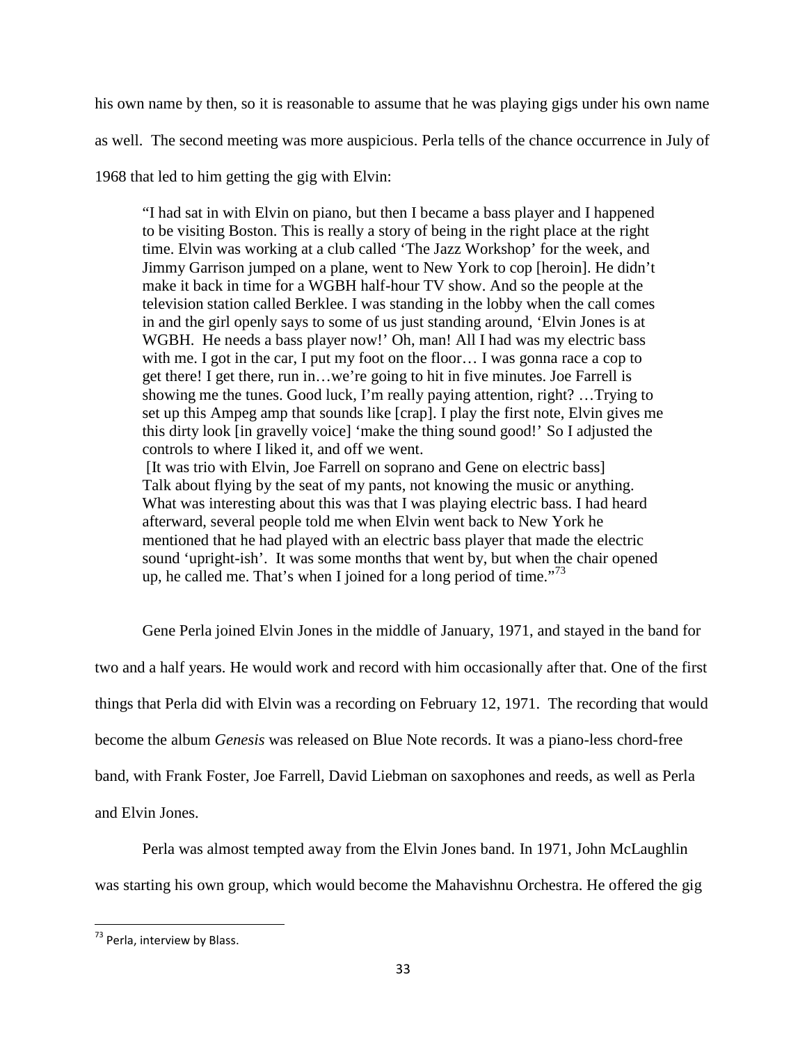his own name by then, so it is reasonable to assume that he was playing gigs under his own name as well. The second meeting was more auspicious. Perla tells of the chance occurrence in July of 1968 that led to him getting the gig with Elvin:

> "I had sat in with Elvin on piano, but then I became a bass player and I happened to be visiting Boston. This is really a story of being in the right place at the right time. Elvin was working at a club called 'The Jazz Workshop' for the week, and Jimmy Garrison jumped on a plane, went to New York to cop [heroin]. He didn't make it back in time for a WGBH half-hour TV show. And so the people at the television station called Berklee. I was standing in the lobby when the call comes in and the girl openly says to some of us just standing around, 'Elvin Jones is at WGBH. He needs a bass player now!' Oh, man! All I had was my electric bass with me. I got in the car, I put my foot on the floor… I was gonna race a cop to get there! I get there, run in…we're going to hit in five minutes. Joe Farrell is showing me the tunes. Good luck, I'm really paying attention, right? …Trying to set up this Ampeg amp that sounds like [crap]. I play the first note, Elvin gives me this dirty look [in gravelly voice] 'make the thing sound good!' So I adjusted the controls to where I liked it, and off we went.
> [It was trio with Elvin, Joe Farrell on soprano and Gene on electric bass]
> Talk about flying by the seat of my pants, not knowing the music or anything. What was interesting about this was that I was playing electric bass. I had heard afterward, several people told me when Elvin went back to New York he mentioned that he had played with an electric bass player that made the electric sound 'upright-ish'. It was some months that went by, but when the chair opened up, he called me. That's when I joined for a long period of time."[73]

Gene Perla joined Elvin Jones in the middle of January, 1971, and stayed in the band for two and a half years. He would work and record with him occasionally after that. One of the first things that Perla did with Elvin was a recording on February 12, 1971. The recording that would become the album *Genesis* was released on Blue Note records. It was a piano-less chord-free band, with Frank Foster, Joe Farrell, David Liebman on saxophones and reeds, as well as Perla and Elvin Jones.

Perla was almost tempted away from the Elvin Jones band. In 1971, John McLaughlin was starting his own group, which would become the Mahavishnu Orchestra. He offered the gig

[73] Perla, interview by Blass.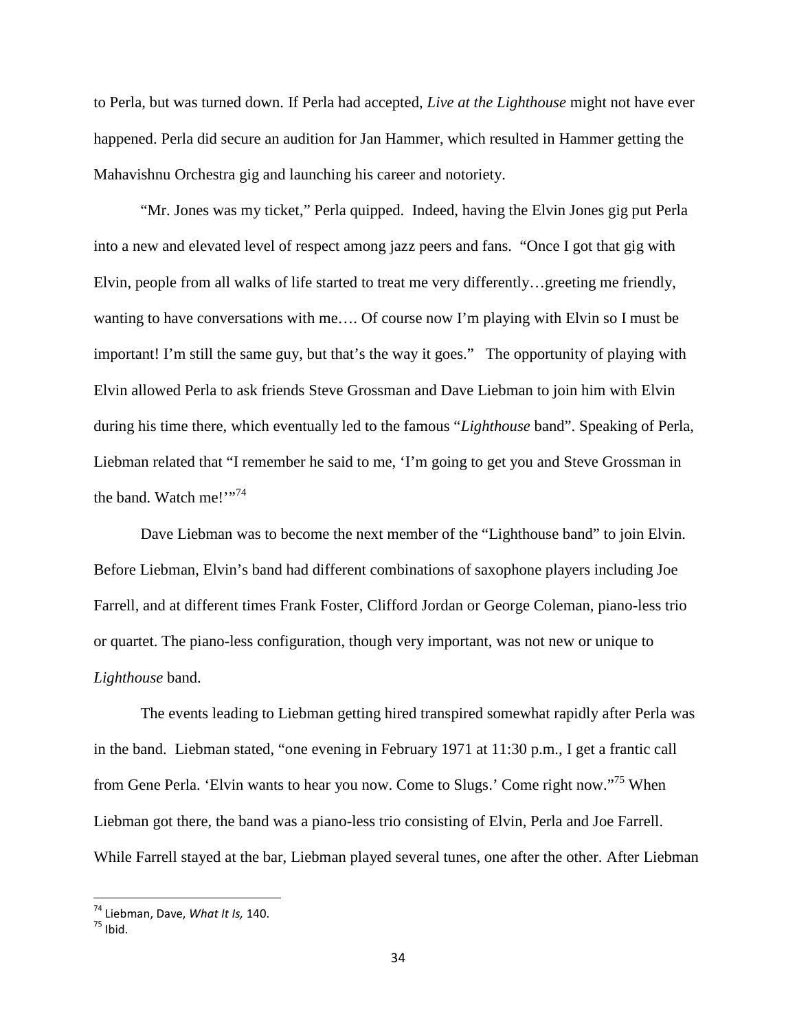to Perla, but was turned down. If Perla had accepted, *Live at the Lighthouse* might not have ever happened. Perla did secure an audition for Jan Hammer, which resulted in Hammer getting the Mahavishnu Orchestra gig and launching his career and notoriety.

"Mr. Jones was my ticket," Perla quipped. Indeed, having the Elvin Jones gig put Perla into a new and elevated level of respect among jazz peers and fans. "Once I got that gig with Elvin, people from all walks of life started to treat me very differently…greeting me friendly, wanting to have conversations with me…. Of course now I'm playing with Elvin so I must be important! I'm still the same guy, but that's the way it goes." The opportunity of playing with Elvin allowed Perla to ask friends Steve Grossman and Dave Liebman to join him with Elvin during his time there, which eventually led to the famous "*Lighthouse* band". Speaking of Perla, Liebman related that "I remember he said to me, 'I'm going to get you and Steve Grossman in the band. Watch me!'"[74]

Dave Liebman was to become the next member of the "Lighthouse band" to join Elvin. Before Liebman, Elvin's band had different combinations of saxophone players including Joe Farrell, and at different times Frank Foster, Clifford Jordan or George Coleman, piano-less trio or quartet. The piano-less configuration, though very important, was not new or unique to *Lighthouse* band.

The events leading to Liebman getting hired transpired somewhat rapidly after Perla was in the band. Liebman stated, "one evening in February 1971 at 11:30 p.m., I get a frantic call from Gene Perla. 'Elvin wants to hear you now. Come to Slugs.' Come right now."[75] When Liebman got there, the band was a piano-less trio consisting of Elvin, Perla and Joe Farrell. While Farrell stayed at the bar, Liebman played several tunes, one after the other. After Liebman

---

[74] Liebman, Dave, *What It Is,* 140.
[75] Ibid.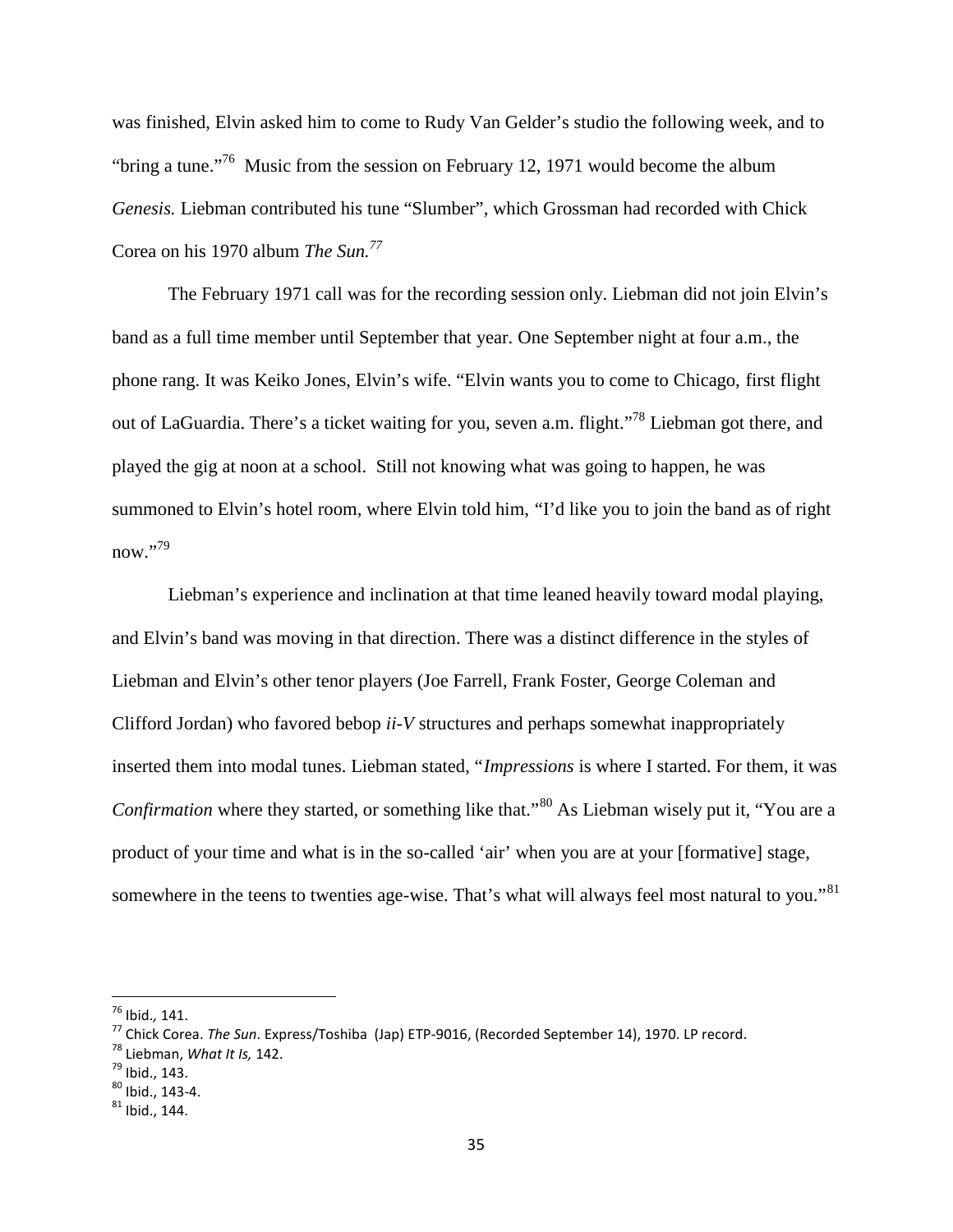was finished, Elvin asked him to come to Rudy Van Gelder's studio the following week, and to "bring a tune."[76] Music from the session on February 12, 1971 would become the album *Genesis.* Liebman contributed his tune "Slumber", which Grossman had recorded with Chick Corea on his 1970 album *The Sun.*[77]

The February 1971 call was for the recording session only. Liebman did not join Elvin's band as a full time member until September that year. One September night at four a.m., the phone rang. It was Keiko Jones, Elvin's wife. "Elvin wants you to come to Chicago, first flight out of LaGuardia. There's a ticket waiting for you, seven a.m. flight."[78] Liebman got there, and played the gig at noon at a school. Still not knowing what was going to happen, he was summoned to Elvin's hotel room, where Elvin told him, "I'd like you to join the band as of right now."[79]

Liebman's experience and inclination at that time leaned heavily toward modal playing, and Elvin's band was moving in that direction. There was a distinct difference in the styles of Liebman and Elvin's other tenor players (Joe Farrell, Frank Foster, George Coleman and Clifford Jordan) who favored bebop *ii-V* structures and perhaps somewhat inappropriately inserted them into modal tunes. Liebman stated, "*Impressions* is where I started. For them, it was *Confirmation* where they started, or something like that."[80] As Liebman wisely put it, "You are a product of your time and what is in the so-called 'air' when you are at your [formative] stage, somewhere in the teens to twenties age-wise. That's what will always feel most natural to you."[81]

---

[76] Ibid., 141.

[77] Chick Corea. *The Sun*. Express/Toshiba (Jap) ETP-9016, (Recorded September 14), 1970. LP record.

[78] Liebman, *What It Is,* 142.

[79] Ibid., 143.

[80] Ibid., 143-4.

[81] Ibid., 144.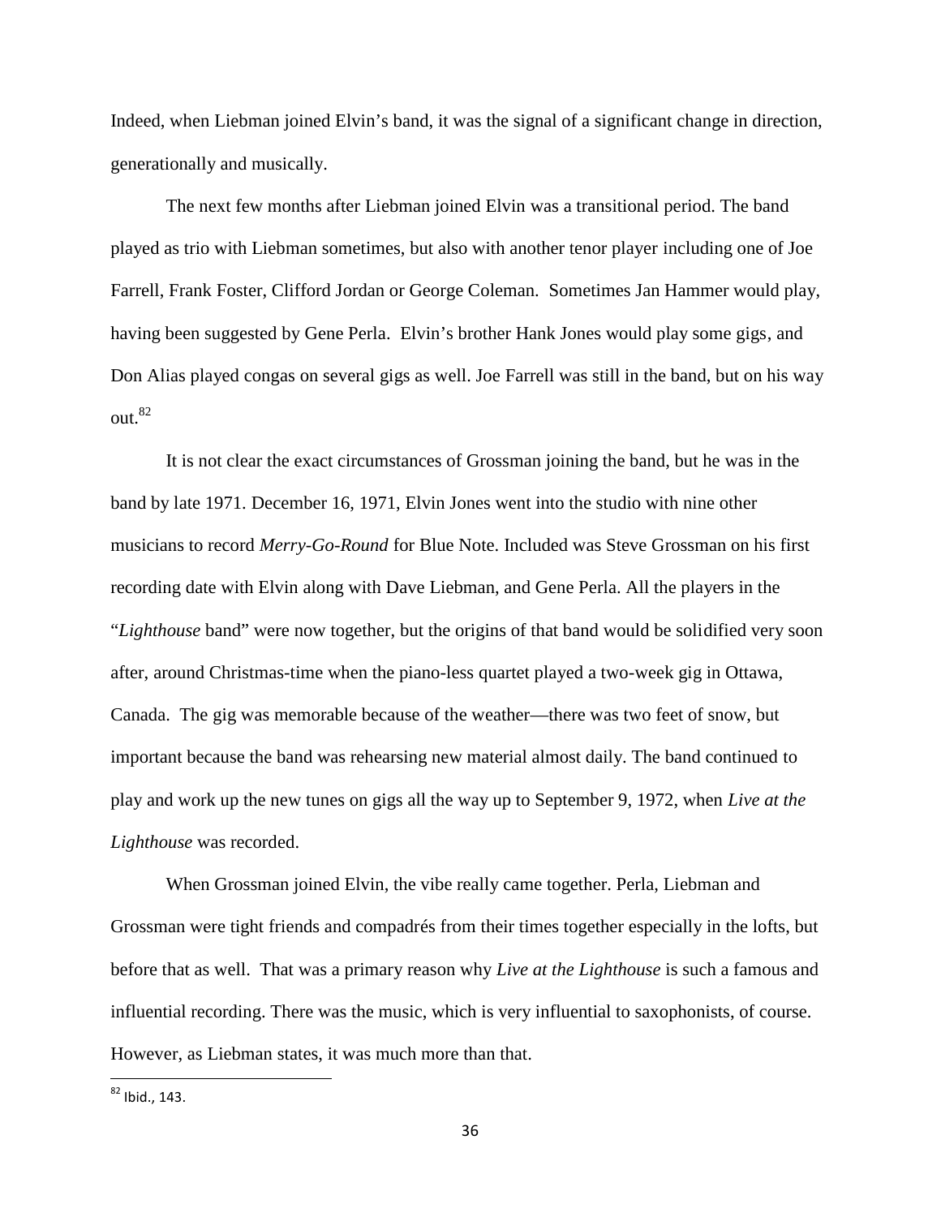Indeed, when Liebman joined Elvin's band, it was the signal of a significant change in direction, generationally and musically.

The next few months after Liebman joined Elvin was a transitional period. The band played as trio with Liebman sometimes, but also with another tenor player including one of Joe Farrell, Frank Foster, Clifford Jordan or George Coleman. Sometimes Jan Hammer would play, having been suggested by Gene Perla. Elvin's brother Hank Jones would play some gigs, and Don Alias played congas on several gigs as well. Joe Farrell was still in the band, but on his way out.[82]

It is not clear the exact circumstances of Grossman joining the band, but he was in the band by late 1971. December 16, 1971, Elvin Jones went into the studio with nine other musicians to record *Merry-Go-Round* for Blue Note. Included was Steve Grossman on his first recording date with Elvin along with Dave Liebman, and Gene Perla. All the players in the "*Lighthouse* band" were now together, but the origins of that band would be solidified very soon after, around Christmas-time when the piano-less quartet played a two-week gig in Ottawa, Canada. The gig was memorable because of the weather—there was two feet of snow, but important because the band was rehearsing new material almost daily. The band continued to play and work up the new tunes on gigs all the way up to September 9, 1972, when *Live at the Lighthouse* was recorded.

When Grossman joined Elvin, the vibe really came together. Perla, Liebman and Grossman were tight friends and compadrés from their times together especially in the lofts, but before that as well. That was a primary reason why *Live at the Lighthouse* is such a famous and influential recording. There was the music, which is very influential to saxophonists, of course. However, as Liebman states, it was much more than that.

[82] Ibid., 143.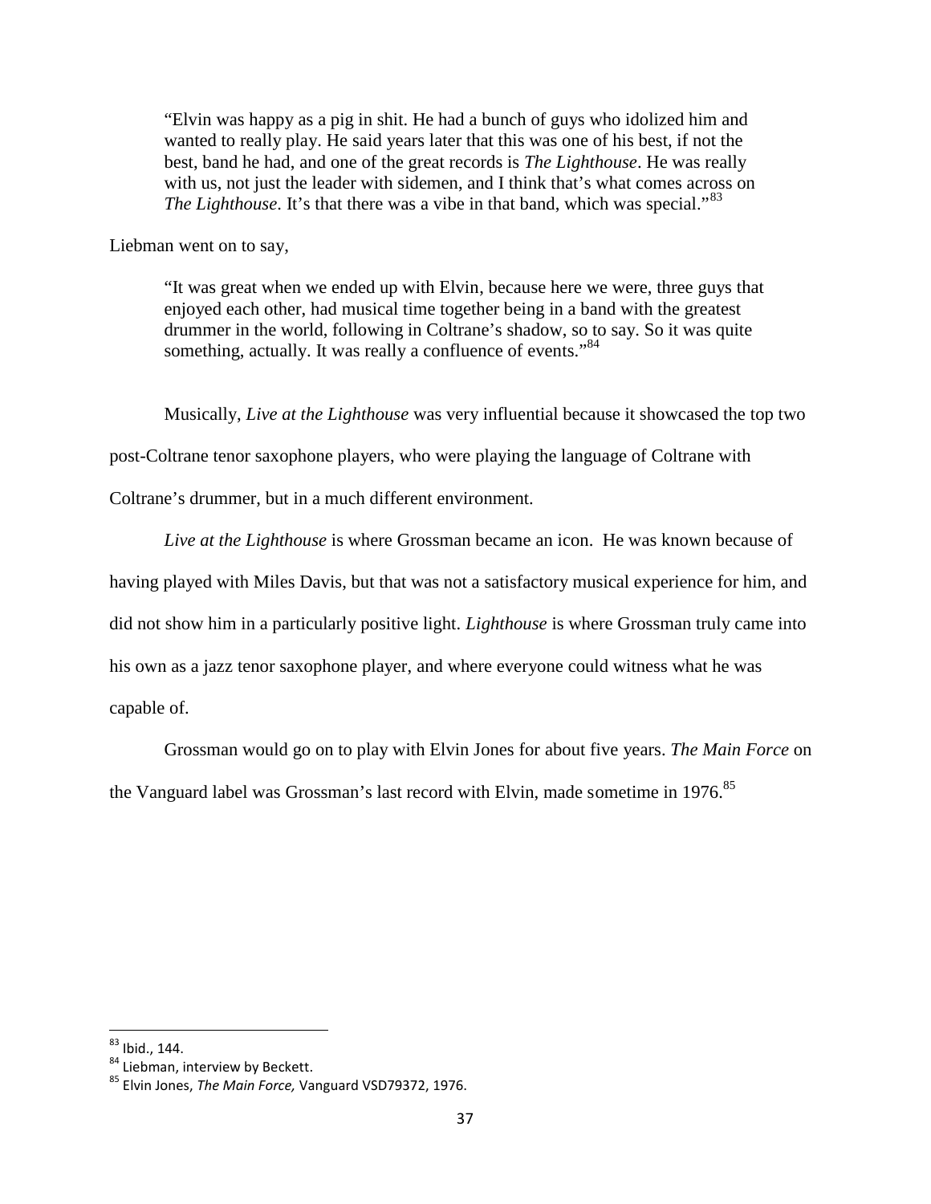> "Elvin was happy as a pig in shit. He had a bunch of guys who idolized him and wanted to really play. He said years later that this was one of his best, if not the best, band he had, and one of the great records is *The Lighthouse*. He was really with us, not just the leader with sidemen, and I think that's what comes across on *The Lighthouse*. It's that there was a vibe in that band, which was special."[83]

Liebman went on to say,

> "It was great when we ended up with Elvin, because here we were, three guys that enjoyed each other, had musical time together being in a band with the greatest drummer in the world, following in Coltrane's shadow, so to say. So it was quite something, actually. It was really a confluence of events."[84]

Musically, *Live at the Lighthouse* was very influential because it showcased the top two post-Coltrane tenor saxophone players, who were playing the language of Coltrane with Coltrane's drummer, but in a much different environment.

*Live at the Lighthouse* is where Grossman became an icon. He was known because of having played with Miles Davis, but that was not a satisfactory musical experience for him, and did not show him in a particularly positive light. *Lighthouse* is where Grossman truly came into his own as a jazz tenor saxophone player, and where everyone could witness what he was capable of.

Grossman would go on to play with Elvin Jones for about five years. *The Main Force* on the Vanguard label was Grossman's last record with Elvin, made sometime in 1976.[85]

---

[83] Ibid., 144.

[84] Liebman, interview by Beckett.

[85] Elvin Jones, *The Main Force,* Vanguard VSD79372, 1976.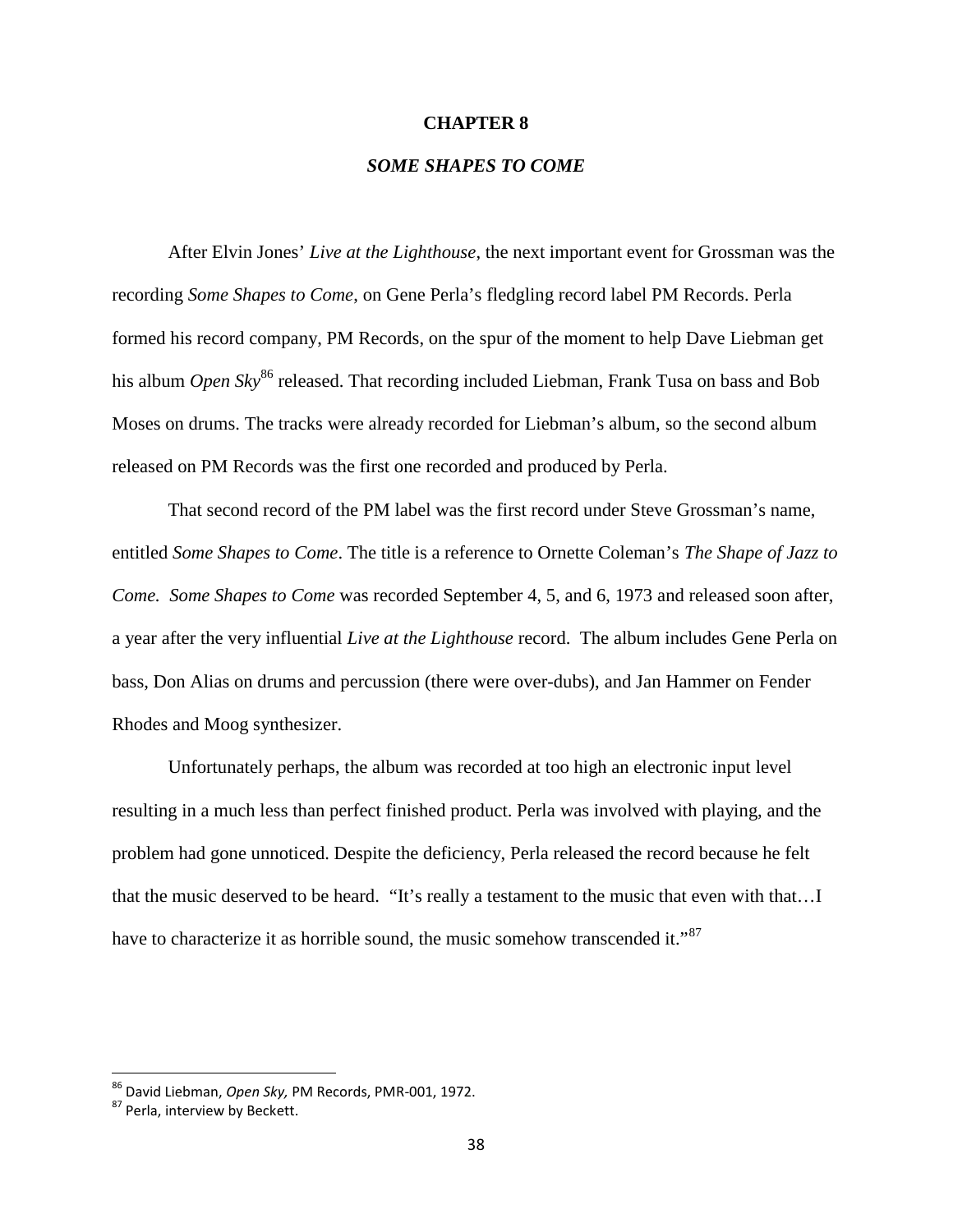# CHAPTER 8

## *SOME SHAPES TO COME*

After Elvin Jones' *Live at the Lighthouse*, the next important event for Grossman was the recording *Some Shapes to Come*, on Gene Perla's fledgling record label PM Records. Perla formed his record company, PM Records, on the spur of the moment to help Dave Liebman get his album *Open Sky*[86] released. That recording included Liebman, Frank Tusa on bass and Bob Moses on drums. The tracks were already recorded for Liebman's album, so the second album released on PM Records was the first one recorded and produced by Perla.

That second record of the PM label was the first record under Steve Grossman's name, entitled *Some Shapes to Come*. The title is a reference to Ornette Coleman's *The Shape of Jazz to Come. Some Shapes to Come* was recorded September 4, 5, and 6, 1973 and released soon after, a year after the very influential *Live at the Lighthouse* record. The album includes Gene Perla on bass, Don Alias on drums and percussion (there were over-dubs), and Jan Hammer on Fender Rhodes and Moog synthesizer.

Unfortunately perhaps, the album was recorded at too high an electronic input level resulting in a much less than perfect finished product. Perla was involved with playing, and the problem had gone unnoticed. Despite the deficiency, Perla released the record because he felt that the music deserved to be heard. "It's really a testament to the music that even with that…I have to characterize it as horrible sound, the music somehow transcended it."[87]

---

[86] David Liebman, *Open Sky,* PM Records, PMR-001, 1972.

[87] Perla, interview by Beckett.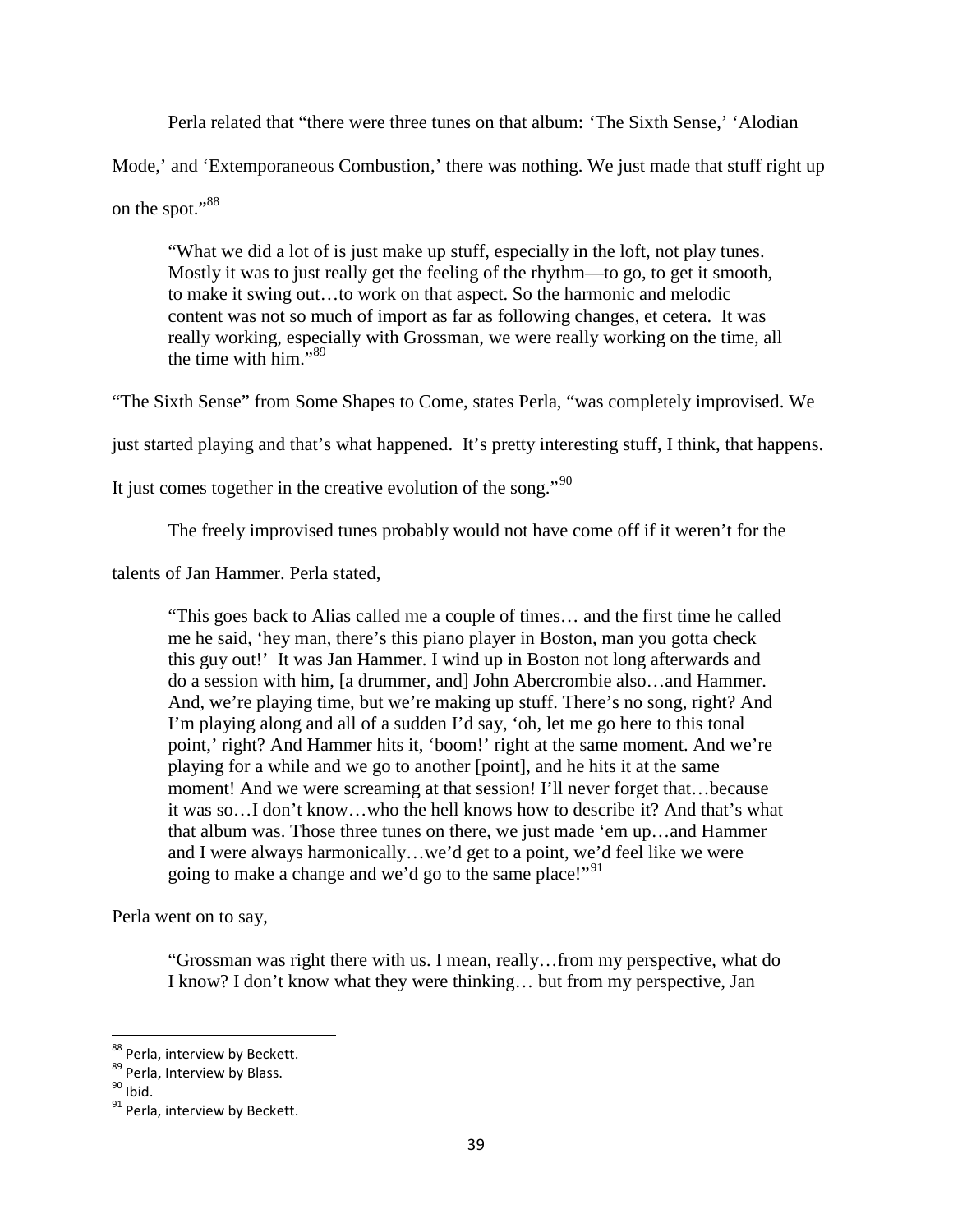Perla related that "there were three tunes on that album: 'The Sixth Sense,' 'Alodian Mode,' and 'Extemporaneous Combustion,' there was nothing. We just made that stuff right up on the spot."[88]

> "What we did a lot of is just make up stuff, especially in the loft, not play tunes. Mostly it was to just really get the feeling of the rhythm—to go, to get it smooth, to make it swing out…to work on that aspect. So the harmonic and melodic content was not so much of import as far as following changes, et cetera. It was really working, especially with Grossman, we were really working on the time, all the time with him."[89]

"The Sixth Sense" from Some Shapes to Come, states Perla, "was completely improvised. We just started playing and that's what happened. It's pretty interesting stuff, I think, that happens. It just comes together in the creative evolution of the song."[90]

The freely improvised tunes probably would not have come off if it weren't for the talents of Jan Hammer. Perla stated,

> "This goes back to Alias called me a couple of times… and the first time he called me he said, 'hey man, there's this piano player in Boston, man you gotta check this guy out!' It was Jan Hammer. I wind up in Boston not long afterwards and do a session with him, [a drummer, and] John Abercrombie also…and Hammer. And, we're playing time, but we're making up stuff. There's no song, right? And I'm playing along and all of a sudden I'd say, 'oh, let me go here to this tonal point,' right? And Hammer hits it, 'boom!' right at the same moment. And we're playing for a while and we go to another [point], and he hits it at the same moment! And we were screaming at that session! I'll never forget that…because it was so…I don't know…who the hell knows how to describe it? And that's what that album was. Those three tunes on there, we just made 'em up…and Hammer and I were always harmonically…we'd get to a point, we'd feel like we were going to make a change and we'd go to the same place!"[91]

Perla went on to say,

> "Grossman was right there with us. I mean, really…from my perspective, what do I know? I don't know what they were thinking… but from my perspective, Jan

---

[88] Perla, interview by Beckett.

[89] Perla, Interview by Blass.

[90] Ibid.

[91] Perla, interview by Beckett.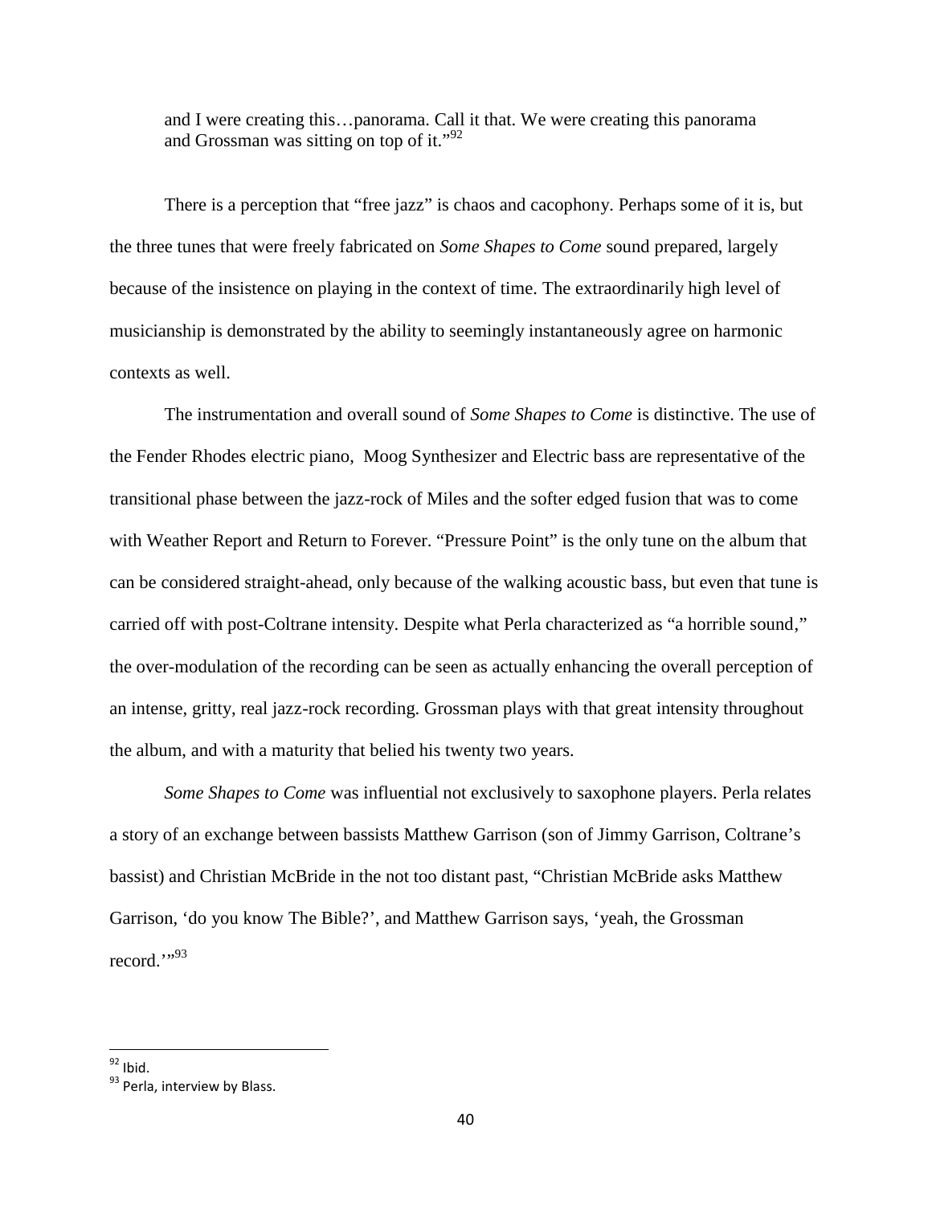> and I were creating this…panorama. Call it that. We were creating this panorama and Grossman was sitting on top of it."[92]

There is a perception that "free jazz" is chaos and cacophony. Perhaps some of it is, but the three tunes that were freely fabricated on *Some Shapes to Come* sound prepared, largely because of the insistence on playing in the context of time. The extraordinarily high level of musicianship is demonstrated by the ability to seemingly instantaneously agree on harmonic contexts as well.

The instrumentation and overall sound of *Some Shapes to Come* is distinctive. The use of the Fender Rhodes electric piano, Moog Synthesizer and Electric bass are representative of the transitional phase between the jazz-rock of Miles and the softer edged fusion that was to come with Weather Report and Return to Forever. "Pressure Point" is the only tune on the album that can be considered straight-ahead, only because of the walking acoustic bass, but even that tune is carried off with post-Coltrane intensity. Despite what Perla characterized as "a horrible sound," the over-modulation of the recording can be seen as actually enhancing the overall perception of an intense, gritty, real jazz-rock recording. Grossman plays with that great intensity throughout the album, and with a maturity that belied his twenty two years.

*Some Shapes to Come* was influential not exclusively to saxophone players. Perla relates a story of an exchange between bassists Matthew Garrison (son of Jimmy Garrison, Coltrane's bassist) and Christian McBride in the not too distant past, "Christian McBride asks Matthew Garrison, 'do you know The Bible?', and Matthew Garrison says, 'yeah, the Grossman record.'"[93]

---

[92] Ibid.

[93] Perla, interview by Blass.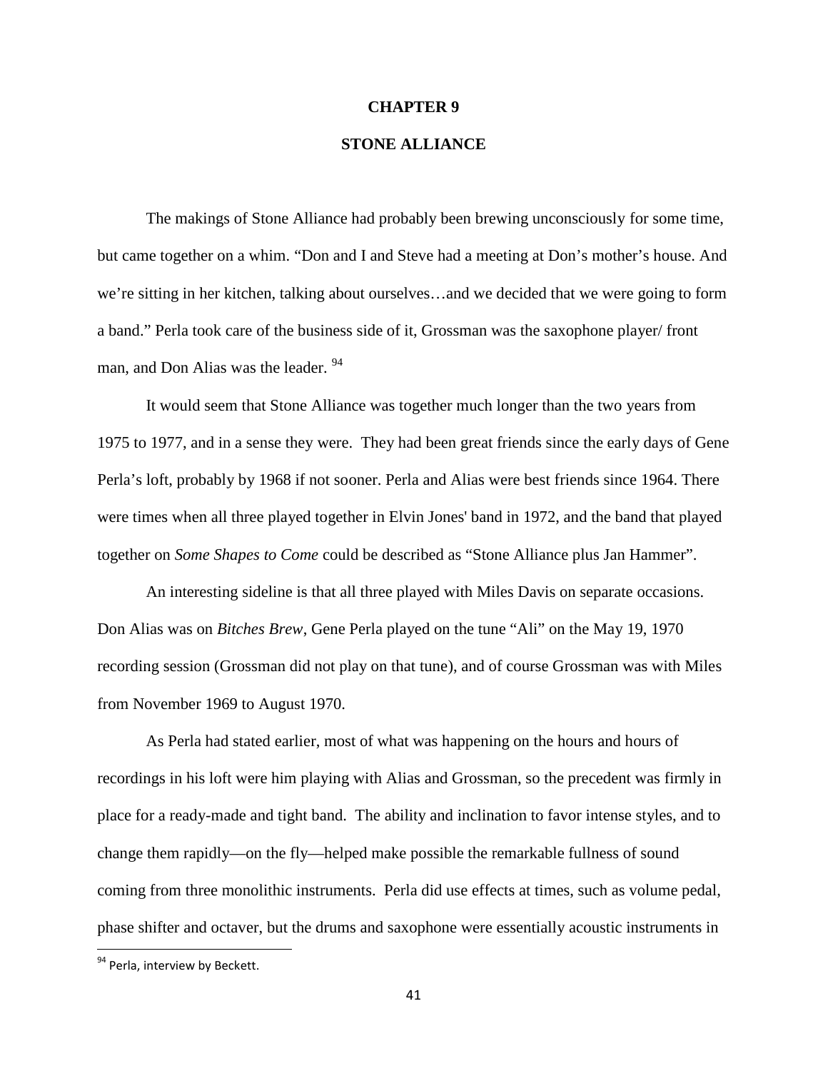# CHAPTER 9

## STONE ALLIANCE

The makings of Stone Alliance had probably been brewing unconsciously for some time, but came together on a whim. "Don and I and Steve had a meeting at Don's mother's house. And we're sitting in her kitchen, talking about ourselves…and we decided that we were going to form a band." Perla took care of the business side of it, Grossman was the saxophone player/ front man, and Don Alias was the leader. [94]

It would seem that Stone Alliance was together much longer than the two years from 1975 to 1977, and in a sense they were. They had been great friends since the early days of Gene Perla's loft, probably by 1968 if not sooner. Perla and Alias were best friends since 1964. There were times when all three played together in Elvin Jones' band in 1972, and the band that played together on *Some Shapes to Come* could be described as "Stone Alliance plus Jan Hammer".

An interesting sideline is that all three played with Miles Davis on separate occasions. Don Alias was on *Bitches Brew*, Gene Perla played on the tune "Ali" on the May 19, 1970 recording session (Grossman did not play on that tune), and of course Grossman was with Miles from November 1969 to August 1970.

As Perla had stated earlier, most of what was happening on the hours and hours of recordings in his loft were him playing with Alias and Grossman, so the precedent was firmly in place for a ready-made and tight band. The ability and inclination to favor intense styles, and to change them rapidly—on the fly—helped make possible the remarkable fullness of sound coming from three monolithic instruments. Perla did use effects at times, such as volume pedal, phase shifter and octaver, but the drums and saxophone were essentially acoustic instruments in

[94] Perla, interview by Beckett.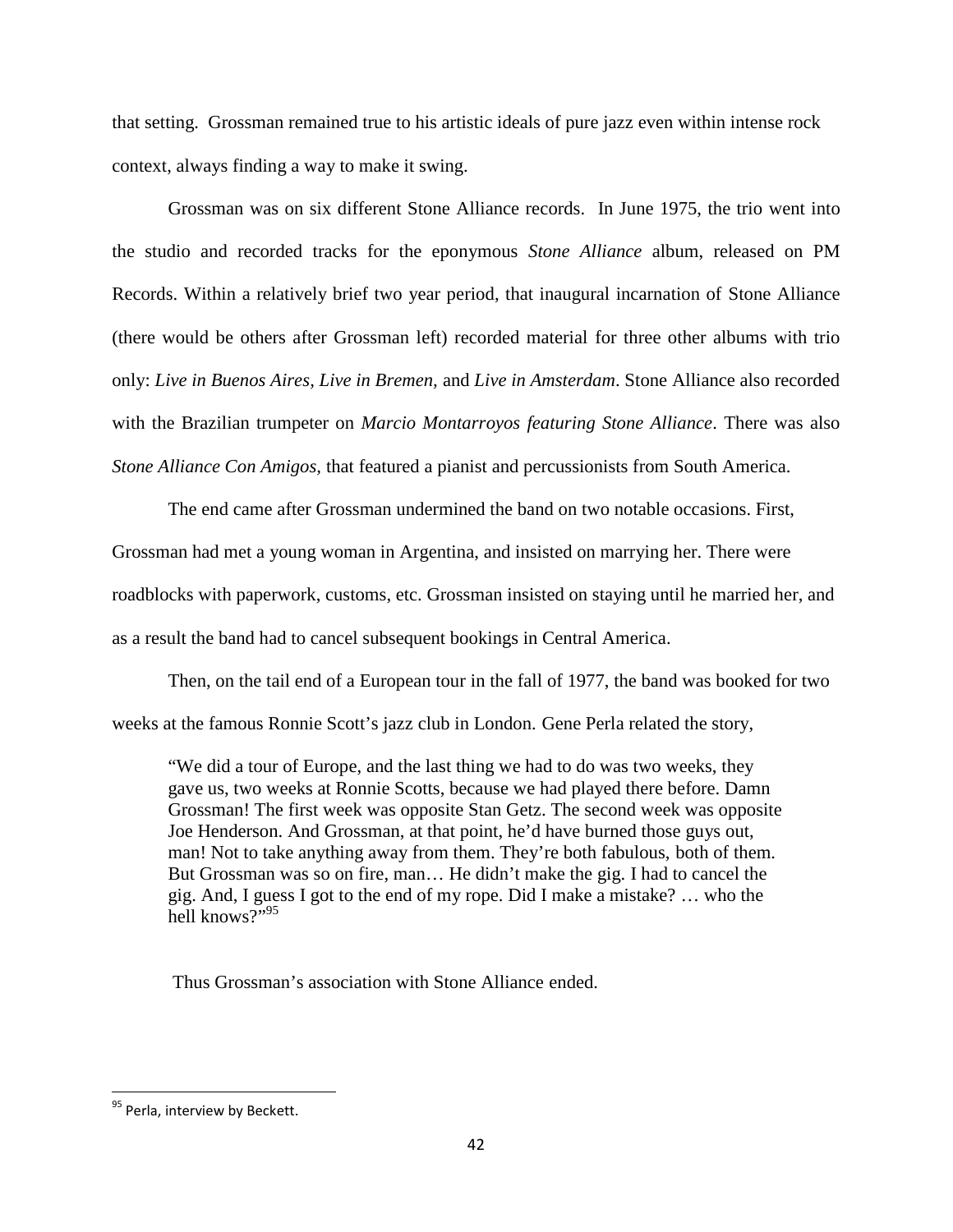that setting. Grossman remained true to his artistic ideals of pure jazz even within intense rock context, always finding a way to make it swing.

Grossman was on six different Stone Alliance records. In June 1975, the trio went into the studio and recorded tracks for the eponymous *Stone Alliance* album, released on PM Records. Within a relatively brief two year period, that inaugural incarnation of Stone Alliance (there would be others after Grossman left) recorded material for three other albums with trio only: *Live in Buenos Aires*, *Live in Bremen*, and *Live in Amsterdam*. Stone Alliance also recorded with the Brazilian trumpeter on *Marcio Montarroyos featuring Stone Alliance*. There was also *Stone Alliance Con Amigos,* that featured a pianist and percussionists from South America.

The end came after Grossman undermined the band on two notable occasions. First, Grossman had met a young woman in Argentina, and insisted on marrying her. There were roadblocks with paperwork, customs, etc. Grossman insisted on staying until he married her, and as a result the band had to cancel subsequent bookings in Central America.

Then, on the tail end of a European tour in the fall of 1977, the band was booked for two weeks at the famous Ronnie Scott's jazz club in London. Gene Perla related the story,

> "We did a tour of Europe, and the last thing we had to do was two weeks, they gave us, two weeks at Ronnie Scotts, because we had played there before. Damn Grossman! The first week was opposite Stan Getz. The second week was opposite Joe Henderson. And Grossman, at that point, he'd have burned those guys out, man! Not to take anything away from them. They're both fabulous, both of them. But Grossman was so on fire, man… He didn't make the gig. I had to cancel the gig. And, I guess I got to the end of my rope. Did I make a mistake? … who the hell knows?"[95]

Thus Grossman's association with Stone Alliance ended.

---

[95] Perla, interview by Beckett.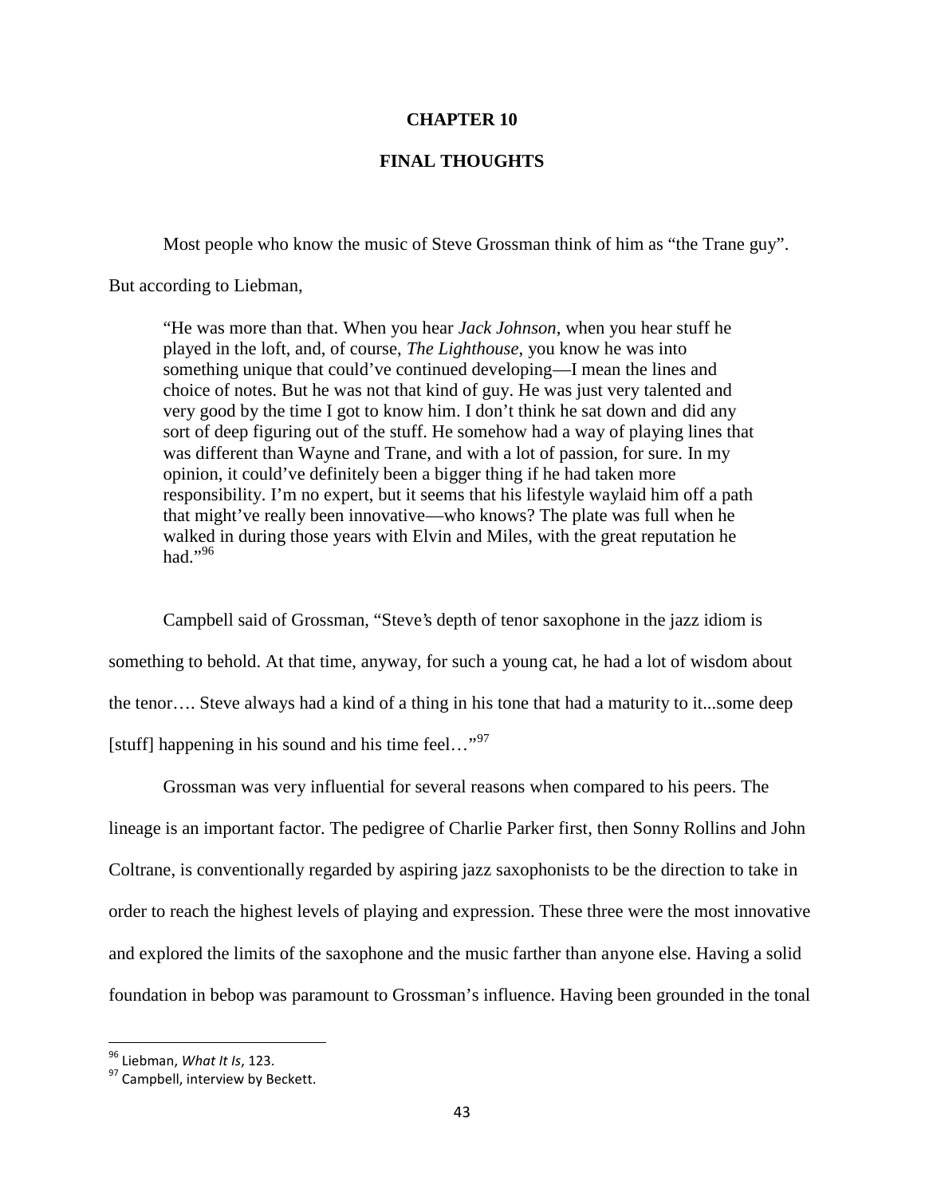# CHAPTER 10

## FINAL THOUGHTS

Most people who know the music of Steve Grossman think of him as "the Trane guy". But according to Liebman,

> "He was more than that. When you hear *Jack Johnson*, when you hear stuff he played in the loft, and, of course, *The Lighthouse*, you know he was into something unique that could've continued developing—I mean the lines and choice of notes. But he was not that kind of guy. He was just very talented and very good by the time I got to know him. I don't think he sat down and did any sort of deep figuring out of the stuff. He somehow had a way of playing lines that was different than Wayne and Trane, and with a lot of passion, for sure. In my opinion, it could've definitely been a bigger thing if he had taken more responsibility. I'm no expert, but it seems that his lifestyle waylaid him off a path that might've really been innovative—who knows? The plate was full when he walked in during those years with Elvin and Miles, with the great reputation he had."[96]

Campbell said of Grossman, "Steve's depth of tenor saxophone in the jazz idiom is something to behold. At that time, anyway, for such a young cat, he had a lot of wisdom about the tenor…. Steve always had a kind of a thing in his tone that had a maturity to it...some deep [stuff] happening in his sound and his time feel…"[97]

Grossman was very influential for several reasons when compared to his peers. The lineage is an important factor. The pedigree of Charlie Parker first, then Sonny Rollins and John Coltrane, is conventionally regarded by aspiring jazz saxophonists to be the direction to take in order to reach the highest levels of playing and expression. These three were the most innovative and explored the limits of the saxophone and the music farther than anyone else. Having a solid foundation in bebop was paramount to Grossman's influence. Having been grounded in the tonal

---

[96] Liebman, *What It Is*, 123.

[97] Campbell, interview by Beckett.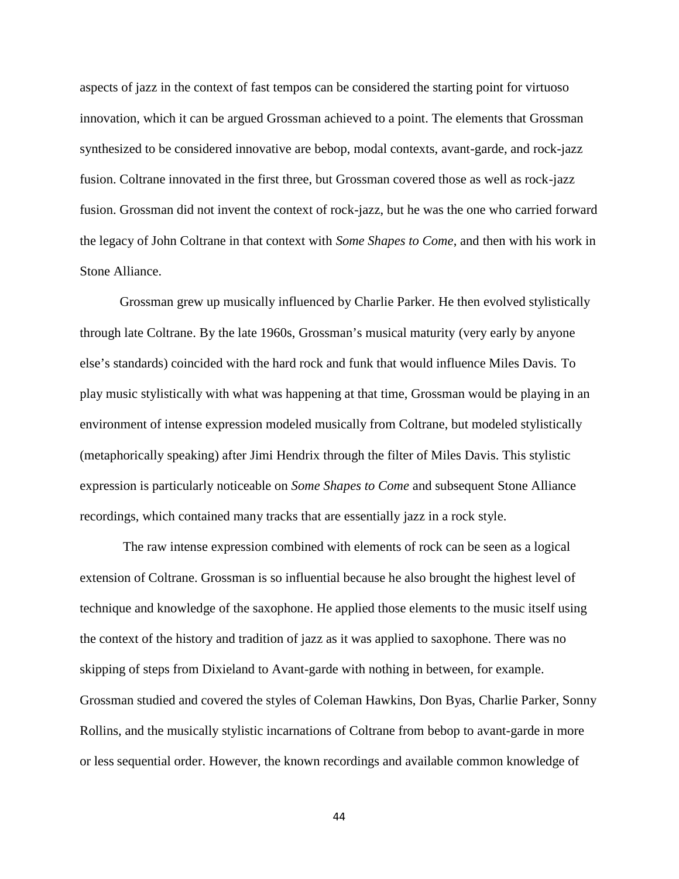aspects of jazz in the context of fast tempos can be considered the starting point for virtuoso innovation, which it can be argued Grossman achieved to a point. The elements that Grossman synthesized to be considered innovative are bebop, modal contexts, avant-garde, and rock-jazz fusion. Coltrane innovated in the first three, but Grossman covered those as well as rock-jazz fusion. Grossman did not invent the context of rock-jazz, but he was the one who carried forward the legacy of John Coltrane in that context with *Some Shapes to Come*, and then with his work in Stone Alliance.

Grossman grew up musically influenced by Charlie Parker. He then evolved stylistically through late Coltrane. By the late 1960s, Grossman's musical maturity (very early by anyone else's standards) coincided with the hard rock and funk that would influence Miles Davis. To play music stylistically with what was happening at that time, Grossman would be playing in an environment of intense expression modeled musically from Coltrane, but modeled stylistically (metaphorically speaking) after Jimi Hendrix through the filter of Miles Davis. This stylistic expression is particularly noticeable on *Some Shapes to Come* and subsequent Stone Alliance recordings, which contained many tracks that are essentially jazz in a rock style.

The raw intense expression combined with elements of rock can be seen as a logical extension of Coltrane. Grossman is so influential because he also brought the highest level of technique and knowledge of the saxophone. He applied those elements to the music itself using the context of the history and tradition of jazz as it was applied to saxophone. There was no skipping of steps from Dixieland to Avant-garde with nothing in between, for example. Grossman studied and covered the styles of Coleman Hawkins, Don Byas, Charlie Parker, Sonny Rollins, and the musically stylistic incarnations of Coltrane from bebop to avant-garde in more or less sequential order. However, the known recordings and available common knowledge of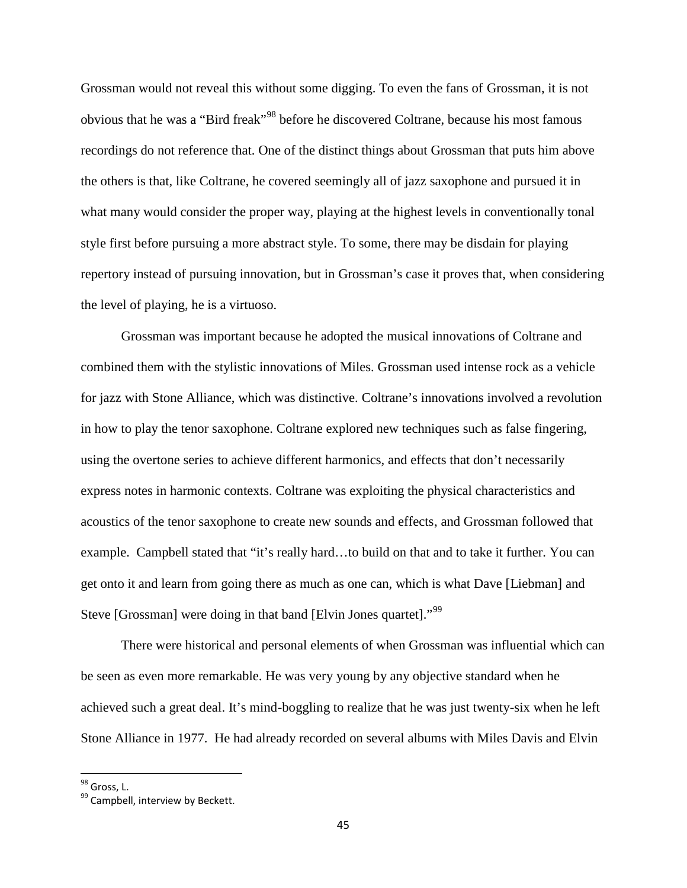Grossman would not reveal this without some digging. To even the fans of Grossman, it is not obvious that he was a "Bird freak"[98] before he discovered Coltrane, because his most famous recordings do not reference that. One of the distinct things about Grossman that puts him above the others is that, like Coltrane, he covered seemingly all of jazz saxophone and pursued it in what many would consider the proper way, playing at the highest levels in conventionally tonal style first before pursuing a more abstract style. To some, there may be disdain for playing repertory instead of pursuing innovation, but in Grossman's case it proves that, when considering the level of playing, he is a virtuoso.

Grossman was important because he adopted the musical innovations of Coltrane and combined them with the stylistic innovations of Miles. Grossman used intense rock as a vehicle for jazz with Stone Alliance, which was distinctive. Coltrane's innovations involved a revolution in how to play the tenor saxophone. Coltrane explored new techniques such as false fingering, using the overtone series to achieve different harmonics, and effects that don't necessarily express notes in harmonic contexts. Coltrane was exploiting the physical characteristics and acoustics of the tenor saxophone to create new sounds and effects, and Grossman followed that example. Campbell stated that "it's really hard…to build on that and to take it further. You can get onto it and learn from going there as much as one can, which is what Dave [Liebman] and Steve [Grossman] were doing in that band [Elvin Jones quartet]."[99]

There were historical and personal elements of when Grossman was influential which can be seen as even more remarkable. He was very young by any objective standard when he achieved such a great deal. It's mind-boggling to realize that he was just twenty-six when he left Stone Alliance in 1977. He had already recorded on several albums with Miles Davis and Elvin

---

[98] Gross, L.

[99] Campbell, interview by Beckett.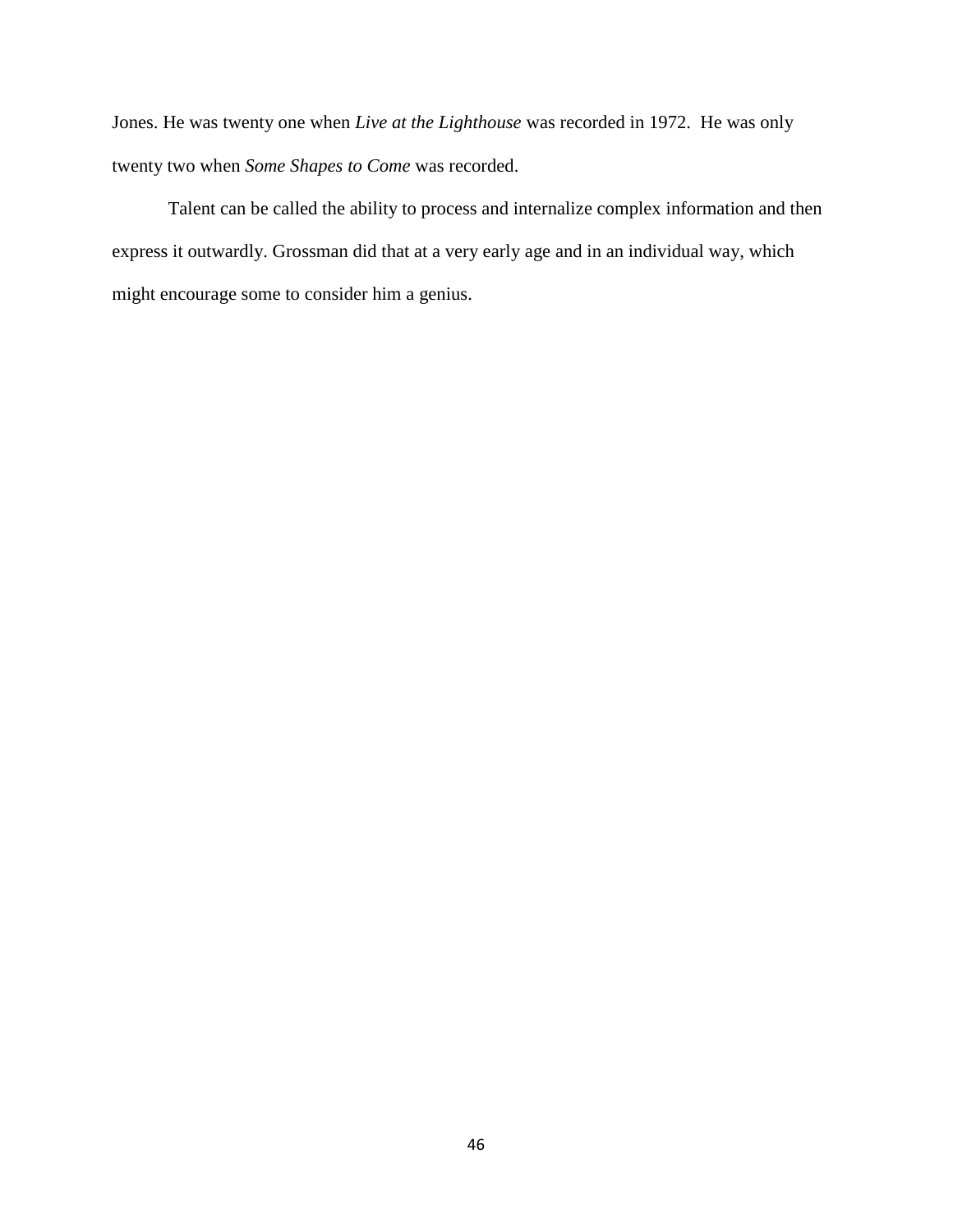Jones. He was twenty one when *Live at the Lighthouse* was recorded in 1972.  He was only twenty two when *Some Shapes to Come* was recorded.

Talent can be called the ability to process and internalize complex information and then express it outwardly. Grossman did that at a very early age and in an individual way, which might encourage some to consider him a genius.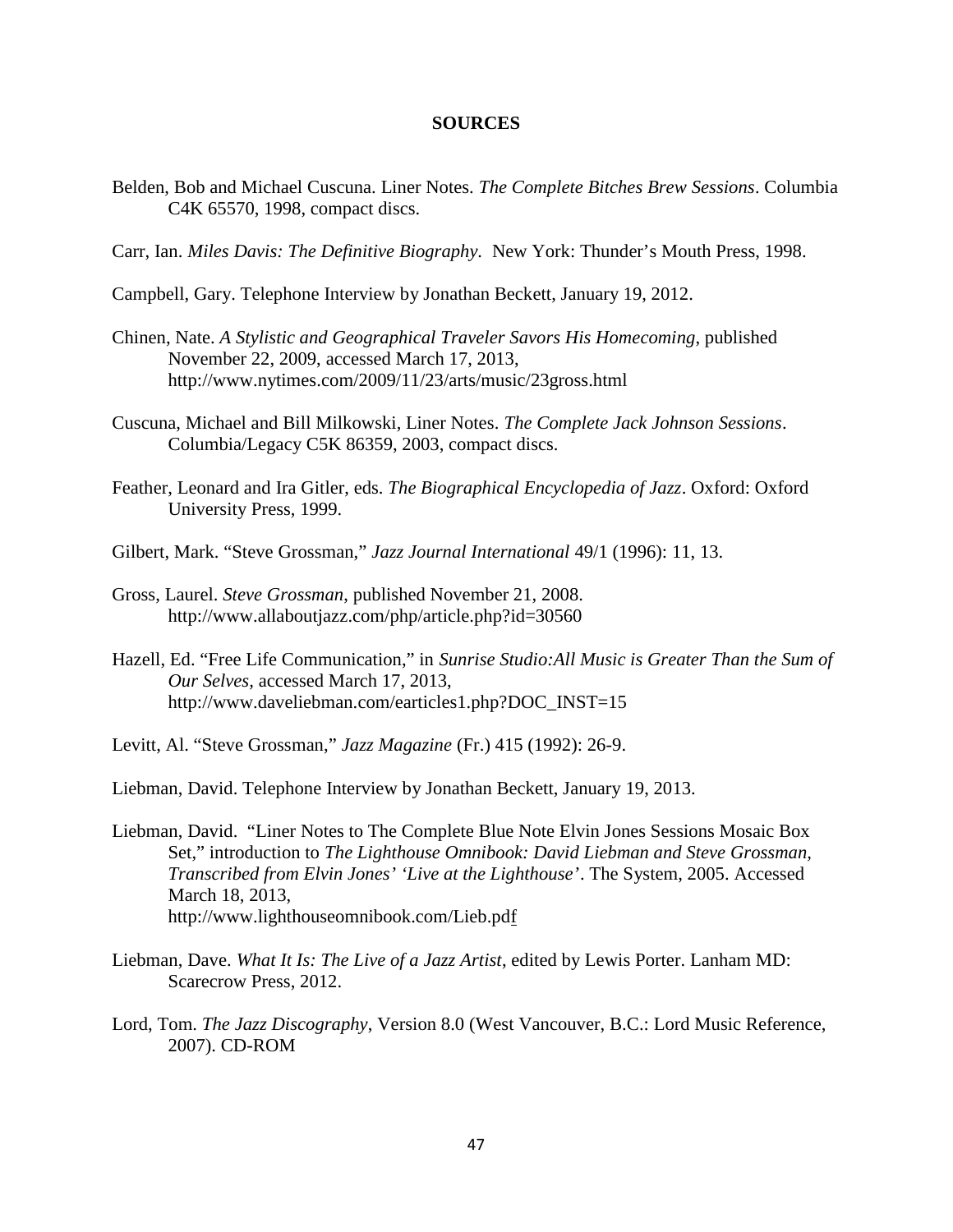**SOURCES**

Belden, Bob and Michael Cuscuna. Liner Notes. *The Complete Bitches Brew Sessions*. Columbia C4K 65570, 1998, compact discs.

Carr, Ian. *Miles Davis: The Definitive Biography*. New York: Thunder's Mouth Press, 1998.

Campbell, Gary. Telephone Interview by Jonathan Beckett, January 19, 2012.

Chinen, Nate. *A Stylistic and Geographical Traveler Savors His Homecoming*, published November 22, 2009, accessed March 17, 2013, http://www.nytimes.com/2009/11/23/arts/music/23gross.html

Cuscuna, Michael and Bill Milkowski, Liner Notes. *The Complete Jack Johnson Sessions*. Columbia/Legacy C5K 86359, 2003, compact discs.

Feather, Leonard and Ira Gitler, eds. *The Biographical Encyclopedia of Jazz*. Oxford: Oxford University Press, 1999.

Gilbert, Mark. "Steve Grossman," *Jazz Journal International* 49/1 (1996): 11, 13.

Gross, Laurel. *Steve Grossman*, published November 21, 2008. http://www.allaboutjazz.com/php/article.php?id=30560

Hazell, Ed. "Free Life Communication," in *Sunrise Studio:All Music is Greater Than the Sum of Our Selves*, accessed March 17, 2013, http://www.daveliebman.com/earticles1.php?DOC_INST=15

Levitt, Al. "Steve Grossman," *Jazz Magazine* (Fr.) 415 (1992): 26-9.

Liebman, David. Telephone Interview by Jonathan Beckett, January 19, 2013.

Liebman, David. "Liner Notes to The Complete Blue Note Elvin Jones Sessions Mosaic Box Set," introduction to *The Lighthouse Omnibook: David Liebman and Steve Grossman, Transcribed from Elvin Jones' 'Live at the Lighthouse'*. The System, 2005. Accessed March 18, 2013, http://www.lighthouseomnibook.com/Lieb.pdf

Liebman, Dave. *What It Is: The Live of a Jazz Artist*, edited by Lewis Porter. Lanham MD: Scarecrow Press, 2012.

Lord, Tom. *The Jazz Discography*, Version 8.0 (West Vancouver, B.C.: Lord Music Reference, 2007). CD-ROM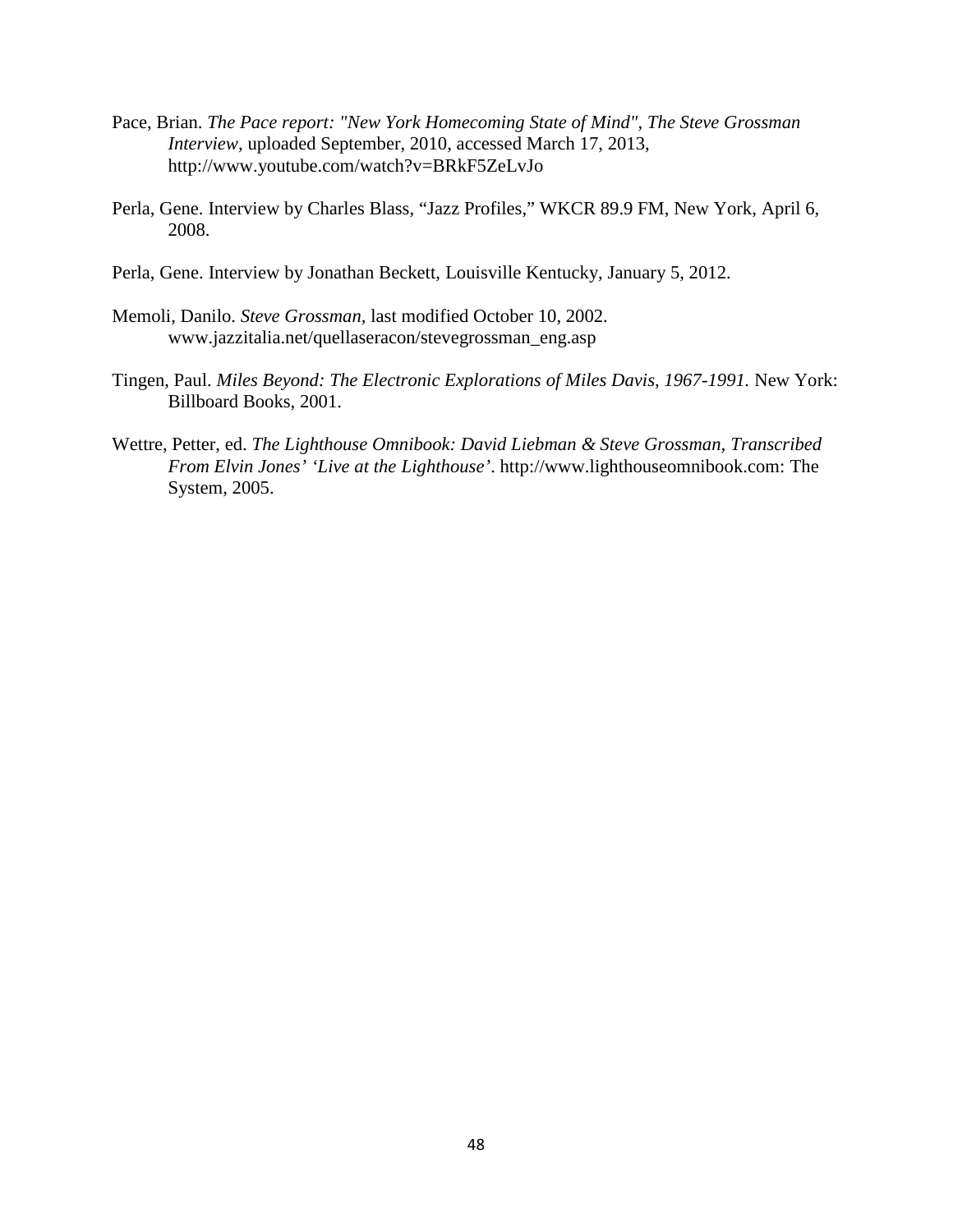Pace, Brian. *The Pace report: "New York Homecoming State of Mind", The Steve Grossman Interview,* uploaded September, 2010, accessed March 17, 2013, http://www.youtube.com/watch?v=BRkF5ZeLvJo

Perla, Gene. Interview by Charles Blass, "Jazz Profiles," WKCR 89.9 FM, New York, April 6, 2008.

Perla, Gene. Interview by Jonathan Beckett, Louisville Kentucky, January 5, 2012.

Memoli, Danilo. *Steve Grossman,* last modified October 10, 2002. www.jazzitalia.net/quellaseracon/stevegrossman_eng.asp

Tingen, Paul. *Miles Beyond: The Electronic Explorations of Miles Davis, 1967-1991.* New York: Billboard Books, 2001.

Wettre, Petter, ed. *The Lighthouse Omnibook: David Liebman & Steve Grossman, Transcribed From Elvin Jones' 'Live at the Lighthouse'.* http://www.lighthouseomnibook.com: The System, 2005.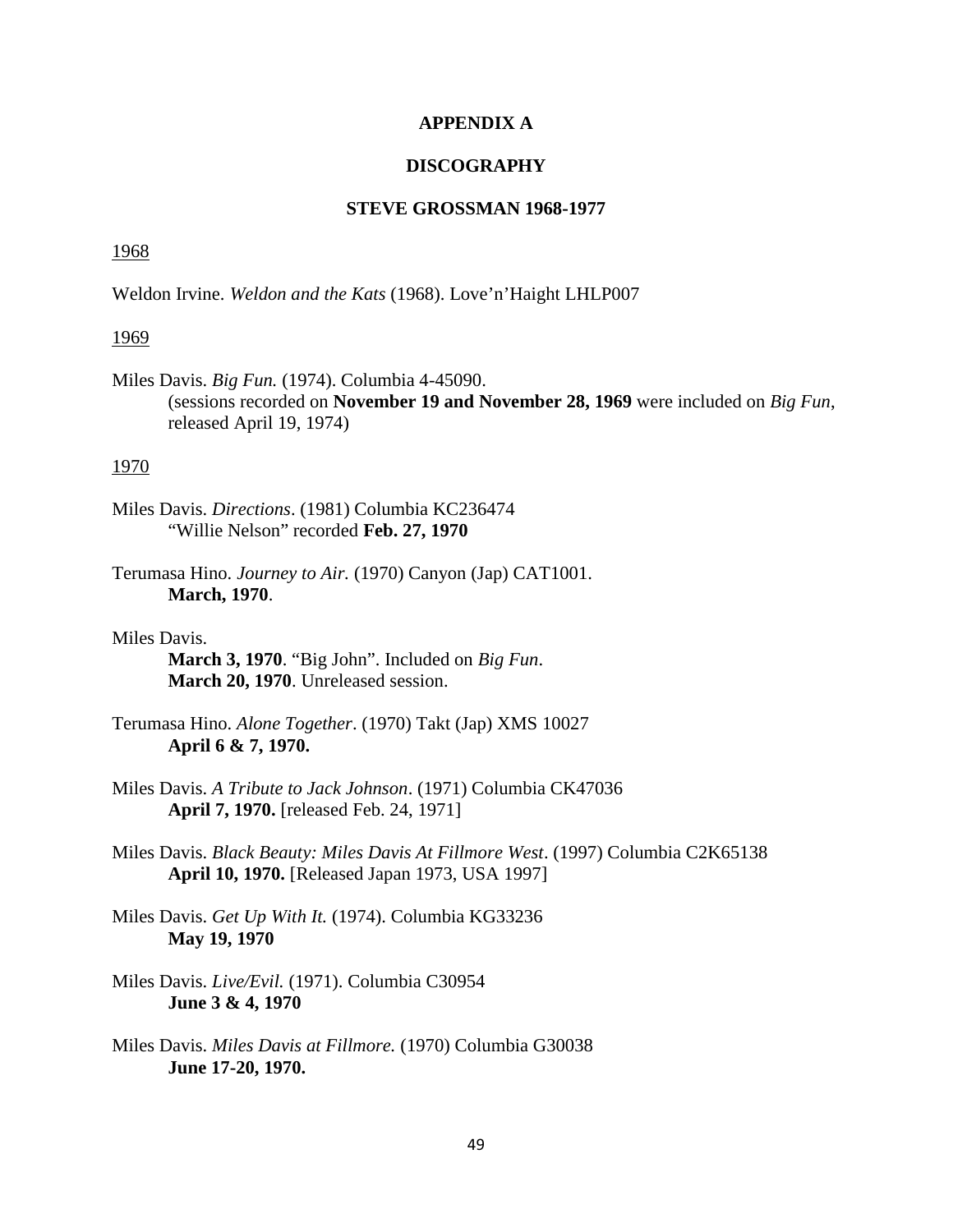# APPENDIX A

## DISCOGRAPHY

### STEVE GROSSMAN 1968-1977

<u>1968</u>

Weldon Irvine. *Weldon and the Kats* (1968). Love'n'Haight LHLP007

<u>1969</u>

Miles Davis. *Big Fun.* (1974). Columbia 4-45090.
(sessions recorded on **November 19 and November 28, 1969** were included on *Big Fun*, released April 19, 1974)

<u>1970</u>

Miles Davis. *Directions*. (1981) Columbia KC236474
"Willie Nelson" recorded **Feb. 27, 1970**

Terumasa Hino. *Journey to Air.* (1970) Canyon (Jap) CAT1001.
**March, 1970**.

Miles Davis.
**March 3, 1970**. "Big John". Included on *Big Fun*.
**March 20, 1970**. Unreleased session.

Terumasa Hino. *Alone Together*. (1970) Takt (Jap) XMS 10027
**April 6 & 7, 1970.**

Miles Davis. *A Tribute to Jack Johnson*. (1971) Columbia CK47036
**April 7, 1970.** [released Feb. 24, 1971]

Miles Davis. *Black Beauty: Miles Davis At Fillmore West*. (1997) Columbia C2K65138
**April 10, 1970.** [Released Japan 1973, USA 1997]

Miles Davis. *Get Up With It.* (1974). Columbia KG33236
**May 19, 1970**

Miles Davis. *Live/Evil.* (1971). Columbia C30954
**June 3 & 4, 1970**

Miles Davis. *Miles Davis at Fillmore.* (1970) Columbia G30038
**June 17-20, 1970.**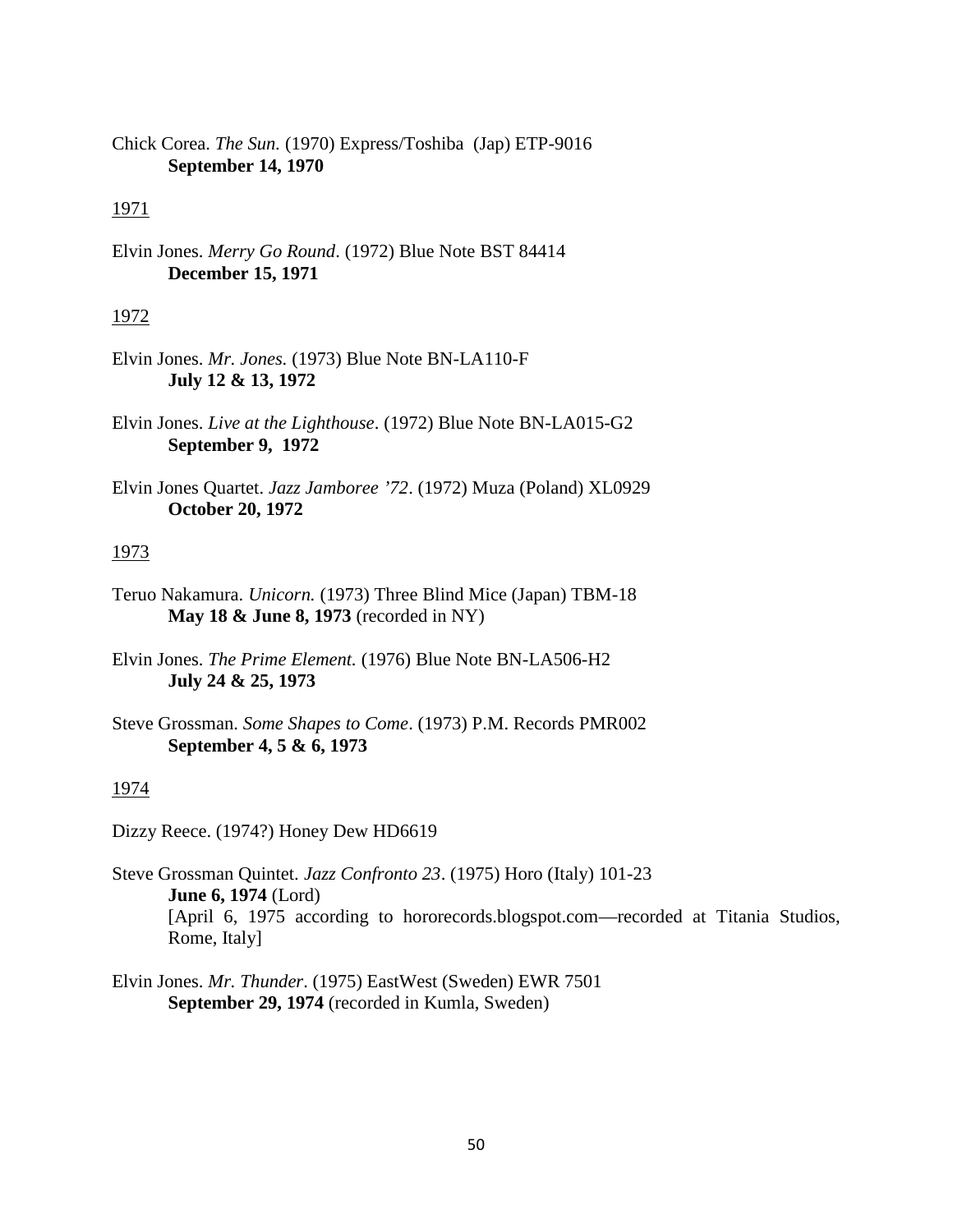Chick Corea. *The Sun.* (1970) Express/Toshiba (Jap) ETP-9016
**September 14, 1970**

<u>1971</u>

Elvin Jones. *Merry Go Round*. (1972) Blue Note BST 84414
**December 15, 1971**

<u>1972</u>

Elvin Jones. *Mr. Jones.* (1973) Blue Note BN-LA110-F
**July 12 & 13, 1972**

Elvin Jones. *Live at the Lighthouse*. (1972) Blue Note BN-LA015-G2
**September 9, 1972**

Elvin Jones Quartet. *Jazz Jamboree '72*. (1972) Muza (Poland) XL0929
**October 20, 1972**

<u>1973</u>

Teruo Nakamura. *Unicorn.* (1973) Three Blind Mice (Japan) TBM-18
**May 18 & June 8, 1973** (recorded in NY)

Elvin Jones. *The Prime Element.* (1976) Blue Note BN-LA506-H2
**July 24 & 25, 1973**

Steve Grossman. *Some Shapes to Come*. (1973) P.M. Records PMR002
**September 4, 5 & 6, 1973**

<u>1974</u>

Dizzy Reece. (1974?) Honey Dew HD6619

Steve Grossman Quintet. *Jazz Confronto 23*. (1975) Horo (Italy) 101-23
**June 6, 1974** (Lord)
[April 6, 1975 according to hororecords.blogspot.com—recorded at Titania Studios, Rome, Italy]

Elvin Jones. *Mr. Thunder*. (1975) EastWest (Sweden) EWR 7501
**September 29, 1974** (recorded in Kumla, Sweden)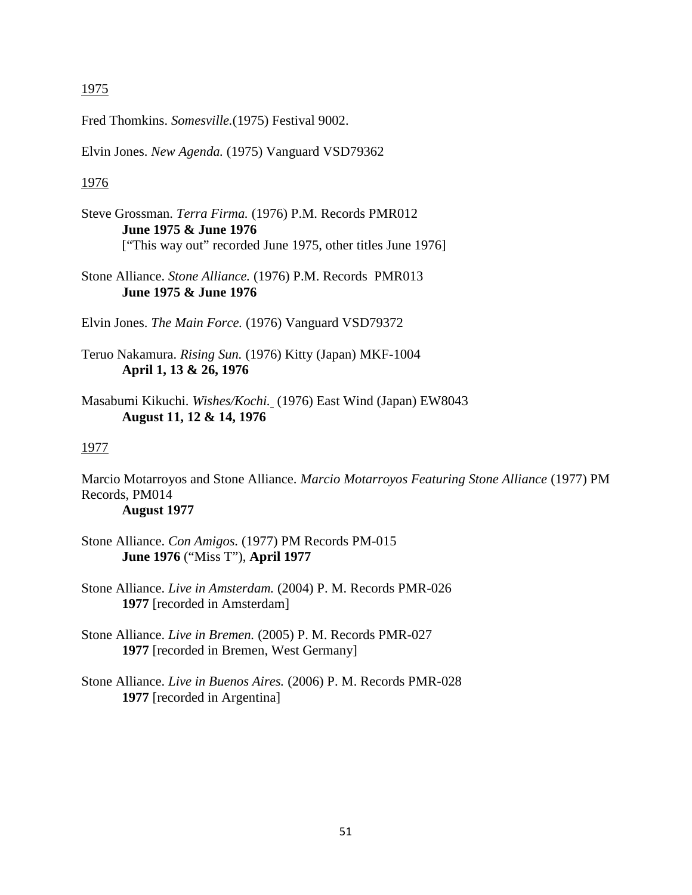1975

Fred Thomkins. *Somesville.*(1975) Festival 9002.

Elvin Jones. *New Agenda.* (1975) Vanguard VSD79362

1976

Steve Grossman. *Terra Firma.* (1976) P.M. Records PMR012
**June 1975 & June 1976**
["This way out" recorded June 1975, other titles June 1976]

Stone Alliance. *Stone Alliance.* (1976) P.M. Records PMR013
**June 1975 & June 1976**

Elvin Jones. *The Main Force.* (1976) Vanguard VSD79372

Teruo Nakamura. *Rising Sun.* (1976) Kitty (Japan) MKF-1004
**April 1, 13 & 26, 1976**

Masabumi Kikuchi. *Wishes/Kochi.* (1976) East Wind (Japan) EW8043
**August 11, 12 & 14, 1976**

1977

Marcio Motarroyos and Stone Alliance. *Marcio Motarroyos Featuring Stone Alliance* (1977) PM Records, PM014
**August 1977**

Stone Alliance. *Con Amigos.* (1977) PM Records PM-015
**June 1976** ("Miss T"), **April 1977**

Stone Alliance. *Live in Amsterdam.* (2004) P. M. Records PMR-026
**1977** [recorded in Amsterdam]

Stone Alliance. *Live in Bremen.* (2005) P. M. Records PMR-027
**1977** [recorded in Bremen, West Germany]

Stone Alliance. *Live in Buenos Aires.* (2006) P. M. Records PMR-028
**1977** [recorded in Argentina]